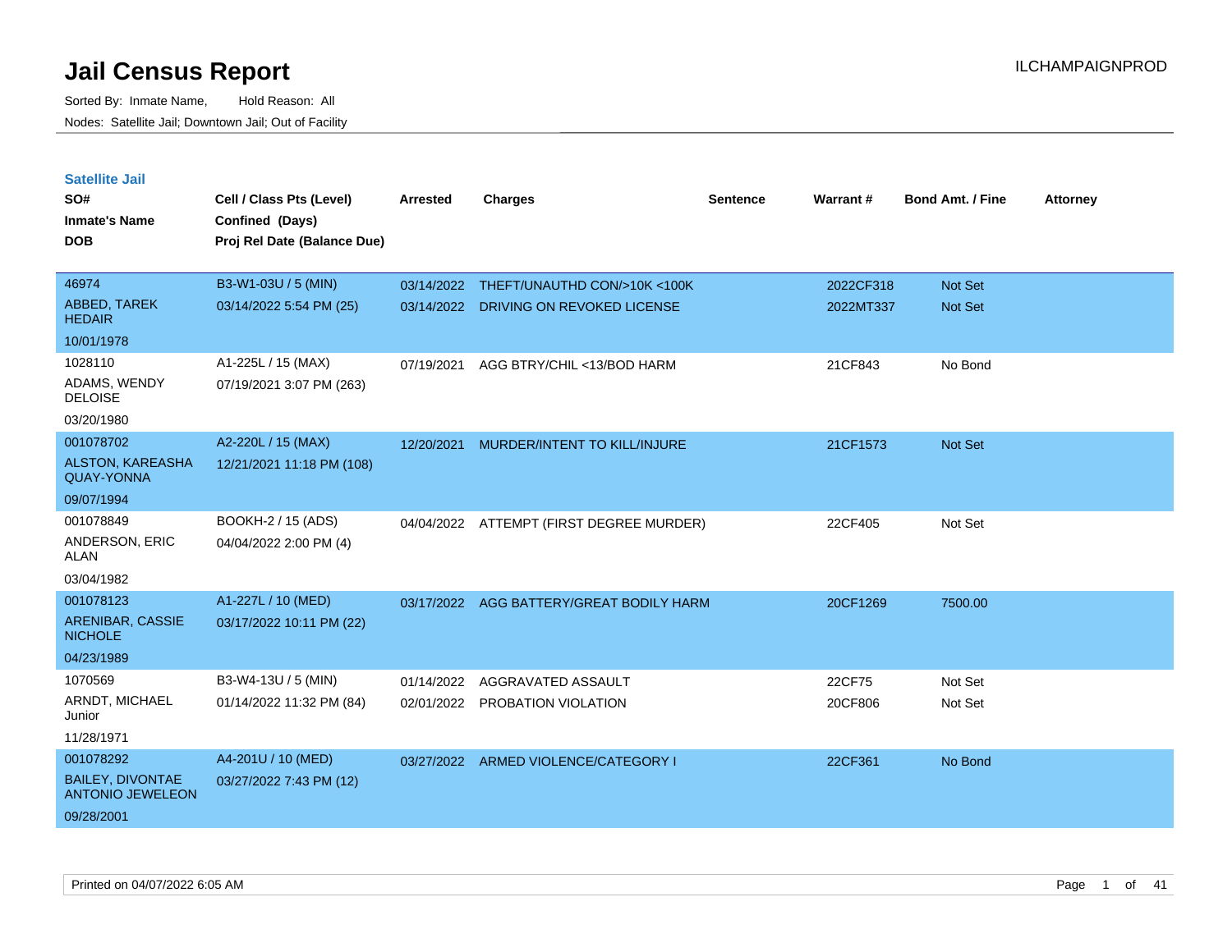# Jail Census Report

ILCHAMPAIGNPROD

Sorted By: Inmate Name, Hold Reason: All

Nodes: Satellite Jail; Downtown Jail; Out of Facility

## Satellite Jail

| SO# / Inmate's Name / DOB | Cell / Class Pts (Level) / Confined (Days) / Proj Rel Date (Balance Due) | Arrested | Charges | Sentence | Warrant # | Bond Amt. / Fine | Attorney |
|---|---|---|---|---|---|---|---|
| 46974 ABBED, TAREK HEDAIR 10/01/1978 | B3-W1-03U / 5 (MIN) 03/14/2022 5:54 PM (25) | 03/14/2022 | THEFT/UNAUTHD CON/>10K <100K | | 2022CF318 | Not Set | |
| | | 03/14/2022 | DRIVING ON REVOKED LICENSE | | 2022MT337 | Not Set | |
| 1028110 ADAMS, WENDY DELOISE 03/20/1980 | A1-225L / 15 (MAX) 07/19/2021 3:07 PM (263) | 07/19/2021 | AGG BTRY/CHIL <13/BOD HARM | | 21CF843 | No Bond | |
| 001078702 ALSTON, KAREASHA QUAY-YONNA 09/07/1994 | A2-220L / 15 (MAX) 12/21/2021 11:18 PM (108) | 12/20/2021 | MURDER/INTENT TO KILL/INJURE | | 21CF1573 | Not Set | |
| 001078849 ANDERSON, ERIC ALAN 03/04/1982 | BOOKH-2 / 15 (ADS) 04/04/2022 2:00 PM (4) | 04/04/2022 | ATTEMPT (FIRST DEGREE MURDER) | | 22CF405 | Not Set | |
| 001078123 ARENIBAR, CASSIE NICHOLE 04/23/1989 | A1-227L / 10 (MED) 03/17/2022 10:11 PM (22) | 03/17/2022 | AGG BATTERY/GREAT BODILY HARM | | 20CF1269 | 7500.00 | |
| 1070569 ARNDT, MICHAEL Junior 11/28/1971 | B3-W4-13U / 5 (MIN) 01/14/2022 11:32 PM (84) | 01/14/2022 | AGGRAVATED ASSAULT | | 22CF75 | Not Set | |
| | | 02/01/2022 | PROBATION VIOLATION | | 20CF806 | Not Set | |
| 001078292 BAILEY, DIVONTAE ANTONIO JEWELEON 09/28/2001 | A4-201U / 10 (MED) 03/27/2022 7:43 PM (12) | 03/27/2022 | ARMED VIOLENCE/CATEGORY I | | 22CF361 | No Bond | |

Printed on 04/07/2022 6:05 AM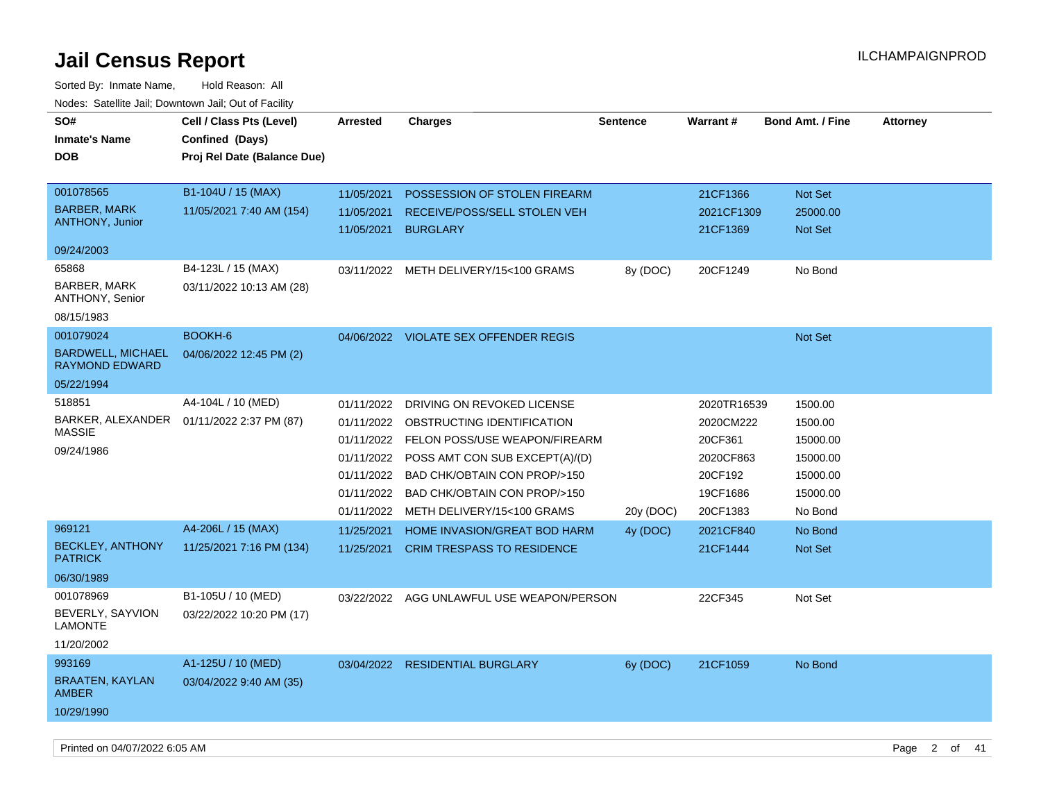# Jail Census Report

ILCHAMPAIGNPROD

Sorted By: Inmate Name, Hold Reason: All

Nodes: Satellite Jail; Downtown Jail; Out of Facility

| SO# / Inmate's Name / DOB | Cell / Class Pts (Level) / Confined (Days) / Proj Rel Date (Balance Due) | Arrested | Charges | Sentence | Warrant # | Bond Amt. / Fine | Attorney |
|---|---|---|---|---|---|---|---|
| 001078565 BARBER, MARK ANTHONY, Junior 09/24/2003 | B1-104U / 15 (MAX) 11/05/2021 7:40 AM (154) | 11/05/2021 | POSSESSION OF STOLEN FIREARM | | 21CF1366 | Not Set | |
| | | 11/05/2021 | RECEIVE/POSS/SELL STOLEN VEH | | 2021CF1309 | 25000.00 | |
| | | 11/05/2021 | BURGLARY | | 21CF1369 | Not Set | |
| 65868 BARBER, MARK ANTHONY, Senior 08/15/1983 | B4-123L / 15 (MAX) 03/11/2022 10:13 AM (28) | 03/11/2022 | METH DELIVERY/15<100 GRAMS | 8y (DOC) | 20CF1249 | No Bond | |
| 001079024 BARDWELL, MICHAEL RAYMOND EDWARD 05/22/1994 | BOOKH-6 04/06/2022 12:45 PM (2) | 04/06/2022 | VIOLATE SEX OFFENDER REGIS | | | Not Set | |
| 518851 BARKER, ALEXANDER MASSIE 09/24/1986 | A4-104L / 10 (MED) 01/11/2022 2:37 PM (87) | 01/11/2022 | DRIVING ON REVOKED LICENSE | | 2020TR16539 | 1500.00 | |
| | | 01/11/2022 | OBSTRUCTING IDENTIFICATION | | 2020CM222 | 1500.00 | |
| | | 01/11/2022 | FELON POSS/USE WEAPON/FIREARM | | 20CF361 | 15000.00 | |
| | | 01/11/2022 | POSS AMT CON SUB EXCEPT(A)/(D) | | 2020CF863 | 15000.00 | |
| | | 01/11/2022 | BAD CHK/OBTAIN CON PROP/>150 | | 20CF192 | 15000.00 | |
| | | 01/11/2022 | BAD CHK/OBTAIN CON PROP/>150 | | 19CF1686 | 15000.00 | |
| | | 01/11/2022 | METH DELIVERY/15<100 GRAMS | 20y (DOC) | 20CF1383 | No Bond | |
| 969121 BECKLEY, ANTHONY PATRICK 06/30/1989 | A4-206L / 15 (MAX) 11/25/2021 7:16 PM (134) | 11/25/2021 | HOME INVASION/GREAT BOD HARM | 4y (DOC) | 2021CF840 | No Bond | |
| | | 11/25/2021 | CRIM TRESPASS TO RESIDENCE | | 21CF1444 | Not Set | |
| 001078969 BEVERLY, SAYVION LAMONTE 11/20/2002 | B1-105U / 10 (MED) 03/22/2022 10:20 PM (17) | 03/22/2022 | AGG UNLAWFUL USE WEAPON/PERSON | | 22CF345 | Not Set | |
| 993169 BRAATEN, KAYLAN AMBER 10/29/1990 | A1-125U / 10 (MED) 03/04/2022 9:40 AM (35) | 03/04/2022 | RESIDENTIAL BURGLARY | 6y (DOC) | 21CF1059 | No Bond | |

Printed on 04/07/2022 6:05 AM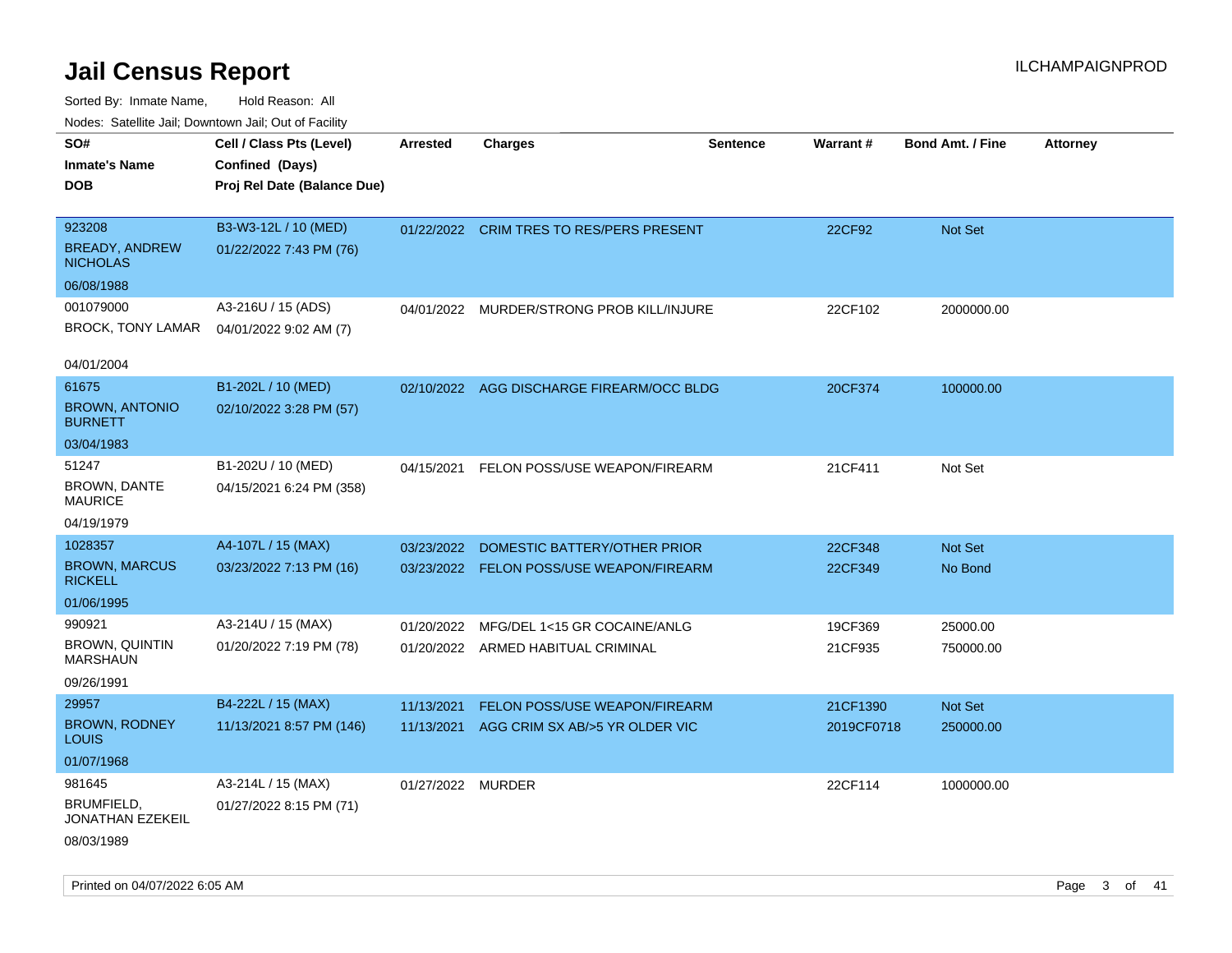# Jail Census Report

ILCHAMPAIGNPROD

Sorted By: Inmate Name, Hold Reason: All

Nodes: Satellite Jail; Downtown Jail; Out of Facility

| SO# / Inmate's Name / DOB | Cell / Class Pts (Level) / Confined (Days) / Proj Rel Date (Balance Due) | Arrested | Charges | Sentence | Warrant # | Bond Amt. / Fine | Attorney |
|---|---|---|---|---|---|---|---|
| 923208<br>BREADY, ANDREW NICHOLAS<br>06/08/1988 | B3-W3-12L / 10 (MED)<br>01/22/2022 7:43 PM (76) | 01/22/2022 | CRIM TRES TO RES/PERS PRESENT | | 22CF92 | Not Set | |
| 001079000<br>BROCK, TONY LAMAR<br>04/01/2004 | A3-216U / 15 (ADS)<br>04/01/2022 9:02 AM (7) | 04/01/2022 | MURDER/STRONG PROB KILL/INJURE | | 22CF102 | 2000000.00 | |
| 61675<br>BROWN, ANTONIO BURNETT<br>03/04/1983 | B1-202L / 10 (MED)<br>02/10/2022 3:28 PM (57) | 02/10/2022 | AGG DISCHARGE FIREARM/OCC BLDG | | 20CF374 | 100000.00 | |
| 51247<br>BROWN, DANTE MAURICE<br>04/19/1979 | B1-202U / 10 (MED)<br>04/15/2021 6:24 PM (358) | 04/15/2021 | FELON POSS/USE WEAPON/FIREARM | | 21CF411 | Not Set | |
| 1028357<br>BROWN, MARCUS RICKELL<br>01/06/1995 | A4-107L / 15 (MAX)<br>03/23/2022 7:13 PM (16) | 03/23/2022<br>03/23/2022 | DOMESTIC BATTERY/OTHER PRIOR<br>FELON POSS/USE WEAPON/FIREARM | | 22CF348<br>22CF349 | Not Set<br>No Bond | |
| 990921<br>BROWN, QUINTIN MARSHAUN<br>09/26/1991 | A3-214U / 15 (MAX)<br>01/20/2022 7:19 PM (78) | 01/20/2022<br>01/20/2022 | MFG/DEL 1<15 GR COCAINE/ANLG<br>ARMED HABITUAL CRIMINAL | | 19CF369<br>21CF935 | 25000.00<br>750000.00 | |
| 29957<br>BROWN, RODNEY LOUIS<br>01/07/1968 | B4-222L / 15 (MAX)<br>11/13/2021 8:57 PM (146) | 11/13/2021<br>11/13/2021 | FELON POSS/USE WEAPON/FIREARM<br>AGG CRIM SX AB/>5 YR OLDER VIC | | 21CF1390<br>2019CF0718 | Not Set<br>250000.00 | |
| 981645<br>BRUMFIELD, JONATHAN EZEKEIL<br>08/03/1989 | A3-214L / 15 (MAX)<br>01/27/2022 8:15 PM (71) | 01/27/2022 | MURDER | | 22CF114 | 1000000.00 | |

Printed on 04/07/2022 6:05 AM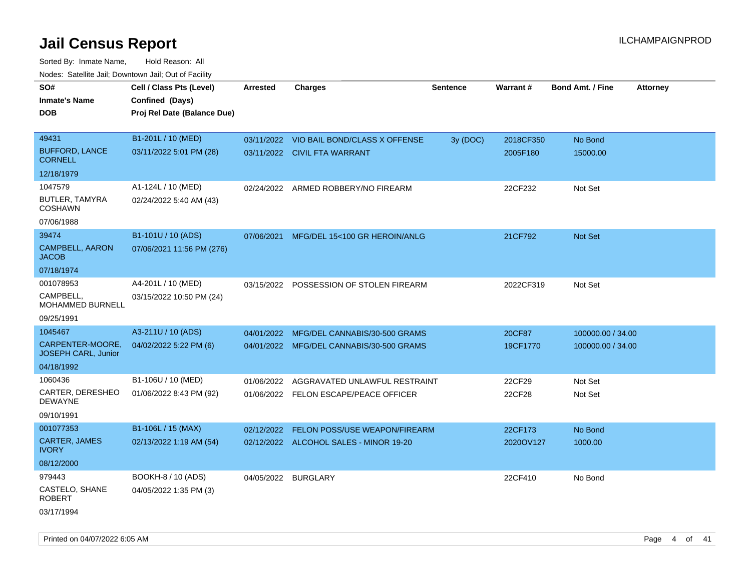# Jail Census Report

ILCHAMPAIGNPROD

Sorted By: Inmate Name, Hold Reason: All

Nodes: Satellite Jail; Downtown Jail; Out of Facility

| SO# / Inmate's Name / DOB | Cell / Class Pts (Level) / Confined (Days) / Proj Rel Date (Balance Due) | Arrested | Charges | Sentence | Warrant # | Bond Amt. / Fine | Attorney |
|---|---|---|---|---|---|---|---|
| 49431<br>BUFFORD, LANCE CORNELL<br>12/18/1979 | B1-201L / 10 (MED)<br>03/11/2022 5:01 PM (28) | 03/11/2022<br>03/11/2022 | VIO BAIL BOND/CLASS X OFFENSE<br>CIVIL FTA WARRANT | 3y (DOC) | 2018CF350<br>2005F180 | No Bond<br>15000.00 | |
| 1047579<br>BUTLER, TAMYRA COSHAWN<br>07/06/1988 | A1-124L / 10 (MED)<br>02/24/2022 5:40 AM (43) | 02/24/2022 | ARMED ROBBERY/NO FIREARM | | 22CF232 | Not Set | |
| 39474<br>CAMPBELL, AARON JACOB<br>07/18/1974 | B1-101U / 10 (ADS)<br>07/06/2021 11:56 PM (276) | 07/06/2021 | MFG/DEL 15<100 GR HEROIN/ANLG | | 21CF792 | Not Set | |
| 001078953<br>CAMPBELL, MOHAMMED BURNELL<br>09/25/1991 | A4-201L / 10 (MED)<br>03/15/2022 10:50 PM (24) | 03/15/2022 | POSSESSION OF STOLEN FIREARM | | 2022CF319 | Not Set | |
| 1045467<br>CARPENTER-MOORE, JOSEPH CARL, Junior<br>04/18/1992 | A3-211U / 10 (ADS)<br>04/02/2022 5:22 PM (6) | 04/01/2022<br>04/01/2022 | MFG/DEL CANNABIS/30-500 GRAMS<br>MFG/DEL CANNABIS/30-500 GRAMS | | 20CF87<br>19CF1770 | 100000.00 / 34.00<br>100000.00 / 34.00 | |
| 1060436<br>CARTER, DERESHEO DEWAYNE<br>09/10/1991 | B1-106U / 10 (MED)<br>01/06/2022 8:43 PM (92) | 01/06/2022<br>01/06/2022 | AGGRAVATED UNLAWFUL RESTRAINT<br>FELON ESCAPE/PEACE OFFICER | | 22CF29<br>22CF28 | Not Set<br>Not Set | |
| 001077353<br>CARTER, JAMES IVORY<br>08/12/2000 | B1-106L / 15 (MAX)<br>02/13/2022 1:19 AM (54) | 02/12/2022<br>02/12/2022 | FELON POSS/USE WEAPON/FIREARM<br>ALCOHOL SALES - MINOR 19-20 | | 22CF173<br>2020OV127 | No Bond<br>1000.00 | |
| 979443<br>CASTELO, SHANE ROBERT<br>03/17/1994 | BOOKH-8 / 10 (ADS)<br>04/05/2022 1:35 PM (3) | 04/05/2022 | BURGLARY | | 22CF410 | No Bond | |

Printed on 04/07/2022 6:05 AM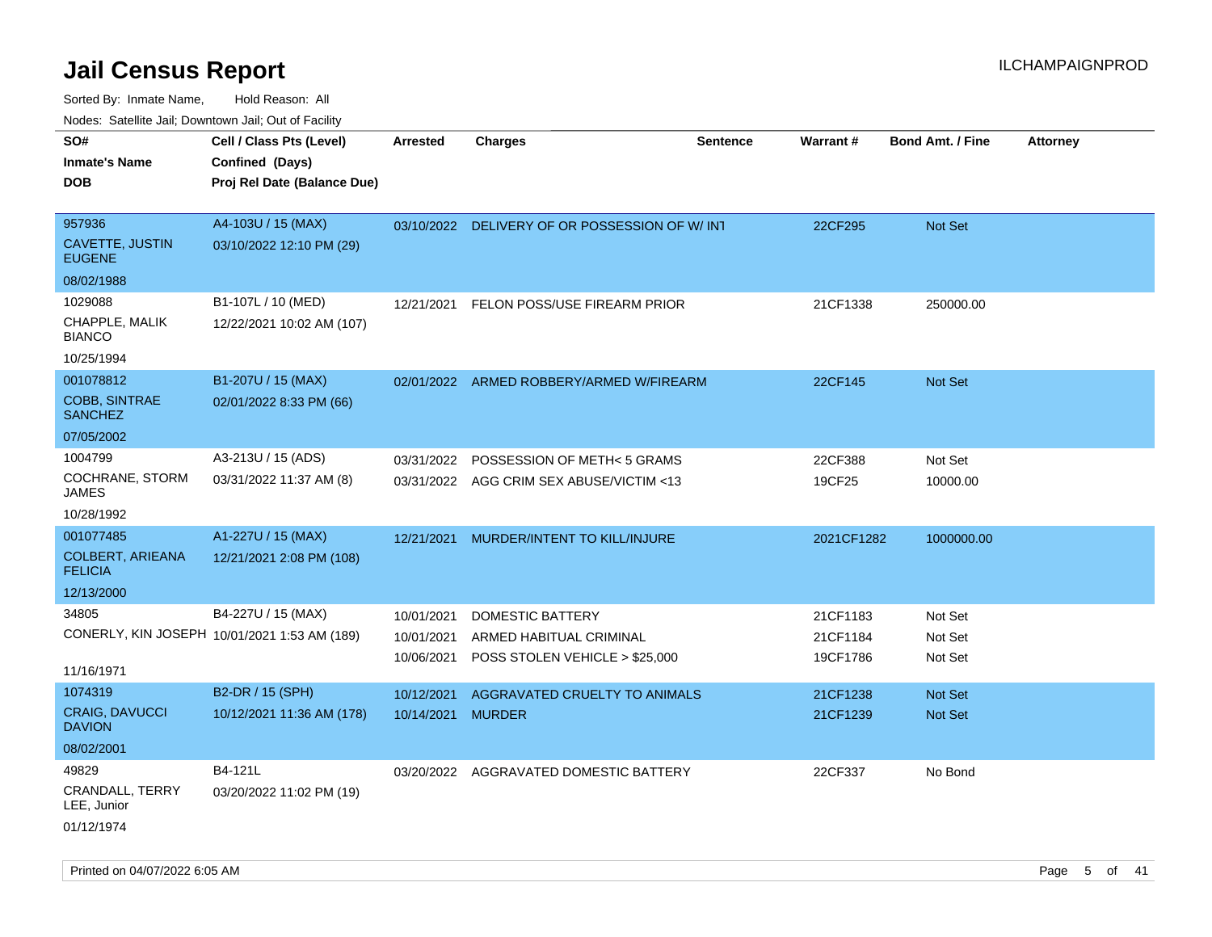# Jail Census Report

ILCHAMPAIGNPROD

Sorted By: Inmate Name, Hold Reason: All

Nodes: Satellite Jail; Downtown Jail; Out of Facility

| SO# / Inmate's Name / DOB | Cell / Class Pts (Level) / Confined (Days) / Proj Rel Date (Balance Due) | Arrested | Charges | Sentence | Warrant # | Bond Amt. / Fine | Attorney |
|---|---|---|---|---|---|---|---|
| 957936<br>CAVETTE, JUSTIN EUGENE<br>08/02/1988 | A4-103U / 15 (MAX)<br>03/10/2022 12:10 PM (29) | 03/10/2022 | DELIVERY OF OR POSSESSION OF W/ INT | | 22CF295 | Not Set | |
| 1029088<br>CHAPPLE, MALIK BIANCO<br>10/25/1994 | B1-107L / 10 (MED)<br>12/22/2021 10:02 AM (107) | 12/21/2021 | FELON POSS/USE FIREARM PRIOR | | 21CF1338 | 250000.00 | |
| 001078812<br>COBB, SINTRAE SANCHEZ<br>07/05/2002 | B1-207U / 15 (MAX)<br>02/01/2022 8:33 PM (66) | 02/01/2022 | ARMED ROBBERY/ARMED W/FIREARM | | 22CF145 | Not Set | |
| 1004799<br>COCHRANE, STORM JAMES<br>10/28/1992 | A3-213U / 15 (ADS)<br>03/31/2022 11:37 AM (8) | 03/31/2022<br>03/31/2022 | POSSESSION OF METH< 5 GRAMS<br>AGG CRIM SEX ABUSE/VICTIM <13 | | 22CF388<br>19CF25 | Not Set<br>10000.00 | |
| 001077485<br>COLBERT, ARIEANA FELICIA<br>12/13/2000 | A1-227U / 15 (MAX)<br>12/21/2021 2:08 PM (108) | 12/21/2021 | MURDER/INTENT TO KILL/INJURE | | 2021CF1282 | 1000000.00 | |
| 34805<br>CONERLY, KIN JOSEPH<br>11/16/1971 | B4-227U / 15 (MAX)<br>10/01/2021 1:53 AM (189) | 10/01/2021<br>10/01/2021<br>10/06/2021 | DOMESTIC BATTERY<br>ARMED HABITUAL CRIMINAL<br>POSS STOLEN VEHICLE > $25,000 | | 21CF1183<br>21CF1184<br>19CF1786 | Not Set<br>Not Set<br>Not Set | |
| 1074319<br>CRAIG, DAVUCCI DAVION<br>08/02/2001 | B2-DR / 15 (SPH)<br>10/12/2021 11:36 AM (178) | 10/12/2021<br>10/14/2021 | AGGRAVATED CRUELTY TO ANIMALS<br>MURDER | | 21CF1238<br>21CF1239 | Not Set<br>Not Set | |
| 49829<br>CRANDALL, TERRY LEE, Junior<br>01/12/1974 | B4-121L<br>03/20/2022 11:02 PM (19) | 03/20/2022 | AGGRAVATED DOMESTIC BATTERY | | 22CF337 | No Bond | |

Printed on 04/07/2022 6:05 AM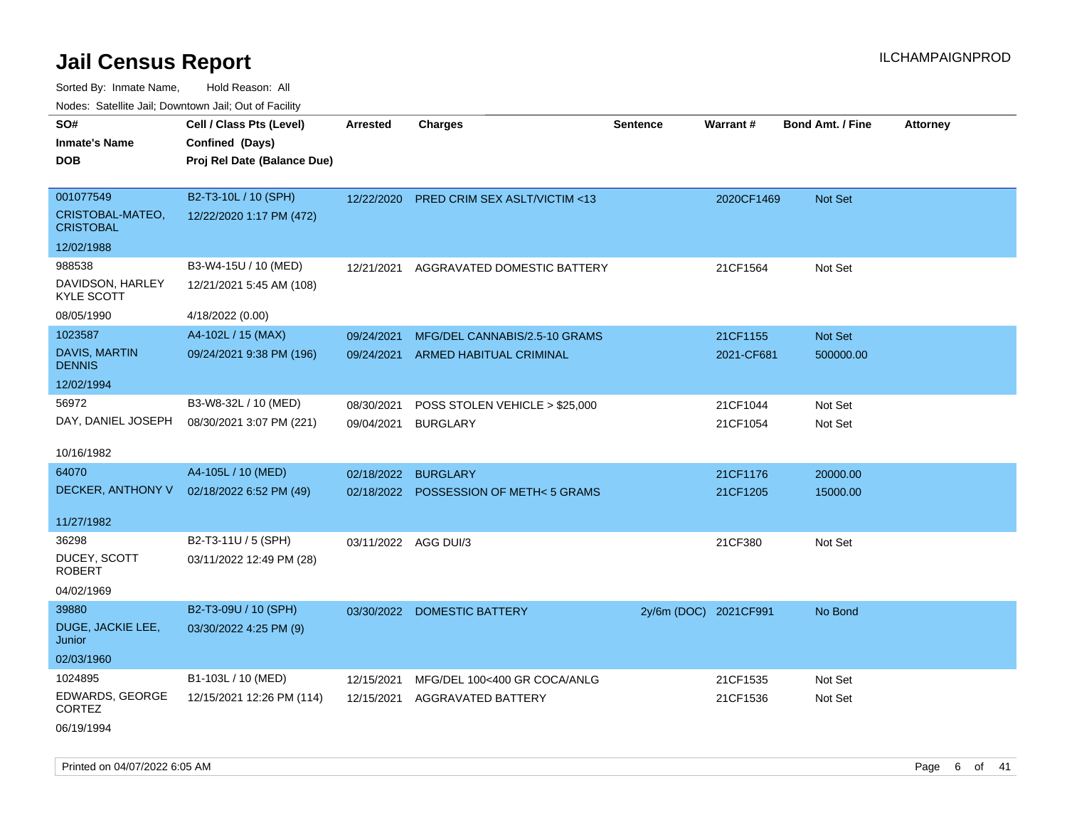# Jail Census Report

ILCHAMPAIGNPROD

Sorted By: Inmate Name, Hold Reason: All

Nodes: Satellite Jail; Downtown Jail; Out of Facility

| SO# / Inmate's Name / DOB | Cell / Class Pts (Level) / Confined (Days) / Proj Rel Date (Balance Due) | Arrested | Charges | Sentence | Warrant # | Bond Amt. / Fine | Attorney |
|---|---|---|---|---|---|---|---|
| 001077549<br>CRISTOBAL-MATEO, CRISTOBAL<br>12/02/1988 | B2-T3-10L / 10 (SPH)<br>12/22/2020 1:17 PM (472) | 12/22/2020 | PRED CRIM SEX ASLT/VICTIM <13 | | 2020CF1469 | Not Set | |
| 988538<br>DAVIDSON, HARLEY KYLE SCOTT<br>08/05/1990 | B3-W4-15U / 10 (MED)<br>12/21/2021 5:45 AM (108)<br>4/18/2022 (0.00) | 12/21/2021 | AGGRAVATED DOMESTIC BATTERY | | 21CF1564 | Not Set | |
| 1023587<br>DAVIS, MARTIN DENNIS<br>12/02/1994 | A4-102L / 15 (MAX)<br>09/24/2021 9:38 PM (196) | 09/24/2021<br>09/24/2021 | MFG/DEL CANNABIS/2.5-10 GRAMS<br>ARMED HABITUAL CRIMINAL | | 21CF1155<br>2021-CF681 | Not Set<br>500000.00 | |
| 56972<br>DAY, DANIEL JOSEPH<br>10/16/1982 | B3-W8-32L / 10 (MED)<br>08/30/2021 3:07 PM (221) | 08/30/2021<br>09/04/2021 | POSS STOLEN VEHICLE > $25,000<br>BURGLARY | | 21CF1044<br>21CF1054 | Not Set<br>Not Set | |
| 64070<br>DECKER, ANTHONY V<br>11/27/1982 | A4-105L / 10 (MED)<br>02/18/2022 6:52 PM (49) | 02/18/2022<br>02/18/2022 | BURGLARY<br>POSSESSION OF METH< 5 GRAMS | | 21CF1176<br>21CF1205 | 20000.00<br>15000.00 | |
| 36298<br>DUCEY, SCOTT ROBERT<br>04/02/1969 | B2-T3-11U / 5 (SPH)<br>03/11/2022 12:49 PM (28) | 03/11/2022 | AGG DUI/3 | | 21CF380 | Not Set | |
| 39880<br>DUGE, JACKIE LEE, Junior<br>02/03/1960 | B2-T3-09U / 10 (SPH)<br>03/30/2022 4:25 PM (9) | 03/30/2022 | DOMESTIC BATTERY | 2y/6m (DOC) | 2021CF991 | No Bond | |
| 1024895<br>EDWARDS, GEORGE CORTEZ<br>06/19/1994 | B1-103L / 10 (MED)<br>12/15/2021 12:26 PM (114) | 12/15/2021<br>12/15/2021 | MFG/DEL 100<400 GR COCA/ANLG<br>AGGRAVATED BATTERY | | 21CF1535<br>21CF1536 | Not Set<br>Not Set | |

Printed on 04/07/2022 6:05 AM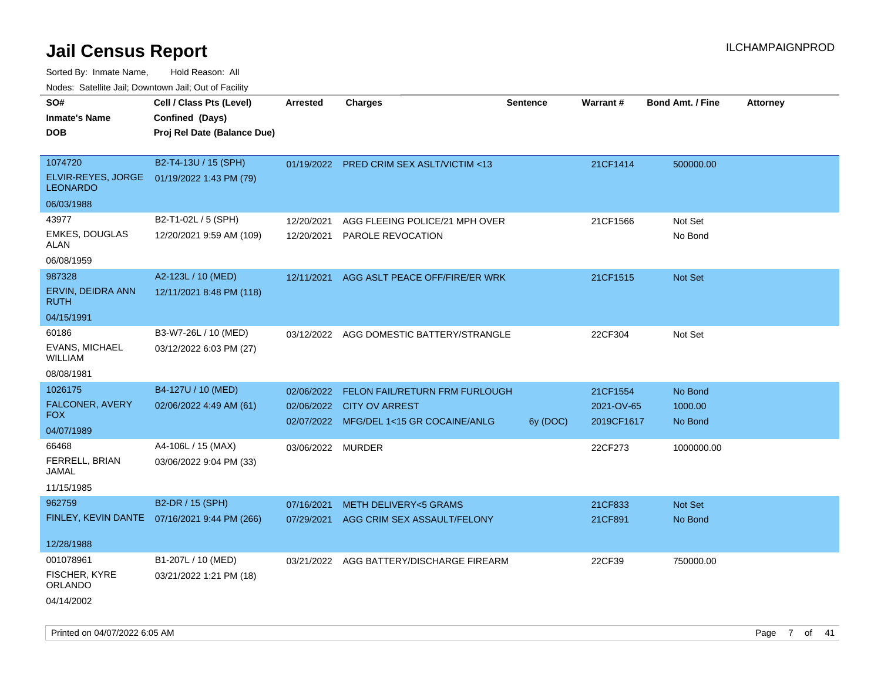# Jail Census Report

ILCHAMPAIGNPROD

Sorted By: Inmate Name, Hold Reason: All

Nodes: Satellite Jail; Downtown Jail; Out of Facility

| SO# / Inmate's Name / DOB | Cell / Class Pts (Level) / Confined (Days) / Proj Rel Date (Balance Due) | Arrested | Charges | Sentence | Warrant # | Bond Amt. / Fine | Attorney |
|---|---|---|---|---|---|---|---|
| 1074720 ELVIR-REYES, JORGE LEONARDO 06/03/1988 | B2-T4-13U / 15 (SPH) 01/19/2022 1:43 PM (79) | 01/19/2022 | PRED CRIM SEX ASLT/VICTIM <13 | | 21CF1414 | 500000.00 | |
| 43977 EMKES, DOUGLAS ALAN 06/08/1959 | B2-T1-02L / 5 (SPH) 12/20/2021 9:59 AM (109) | 12/20/2021 | AGG FLEEING POLICE/21 MPH OVER | | 21CF1566 | Not Set | |
| | | 12/20/2021 | PAROLE REVOCATION | | | No Bond | |
| 987328 ERVIN, DEIDRA ANN RUTH 04/15/1991 | A2-123L / 10 (MED) 12/11/2021 8:48 PM (118) | 12/11/2021 | AGG ASLT PEACE OFF/FIRE/ER WRK | | 21CF1515 | Not Set | |
| 60186 EVANS, MICHAEL WILLIAM 08/08/1981 | B3-W7-26L / 10 (MED) 03/12/2022 6:03 PM (27) | 03/12/2022 | AGG DOMESTIC BATTERY/STRANGLE | | 22CF304 | Not Set | |
| 1026175 FALCONER, AVERY FOX 04/07/1989 | B4-127U / 10 (MED) 02/06/2022 4:49 AM (61) | 02/06/2022 | FELON FAIL/RETURN FRM FURLOUGH | | 21CF1554 | No Bond | |
| | | 02/06/2022 | CITY OV ARREST | | 2021-OV-65 | 1000.00 | |
| | | 02/07/2022 | MFG/DEL 1<15 GR COCAINE/ANLG | 6y (DOC) | 2019CF1617 | No Bond | |
| 66468 FERRELL, BRIAN JAMAL 11/15/1985 | A4-106L / 15 (MAX) 03/06/2022 9:04 PM (33) | 03/06/2022 | MURDER | | 22CF273 | 1000000.00 | |
| 962759 FINLEY, KEVIN DANTE 12/28/1988 | B2-DR / 15 (SPH) 07/16/2021 9:44 PM (266) | 07/16/2021 | METH DELIVERY<5 GRAMS | | 21CF833 | Not Set | |
| | | 07/29/2021 | AGG CRIM SEX ASSAULT/FELONY | | 21CF891 | No Bond | |
| 001078961 FISCHER, KYRE ORLANDO 04/14/2002 | B1-207L / 10 (MED) 03/21/2022 1:21 PM (18) | 03/21/2022 | AGG BATTERY/DISCHARGE FIREARM | | 22CF39 | 750000.00 | |

Printed on 04/07/2022 6:05 AM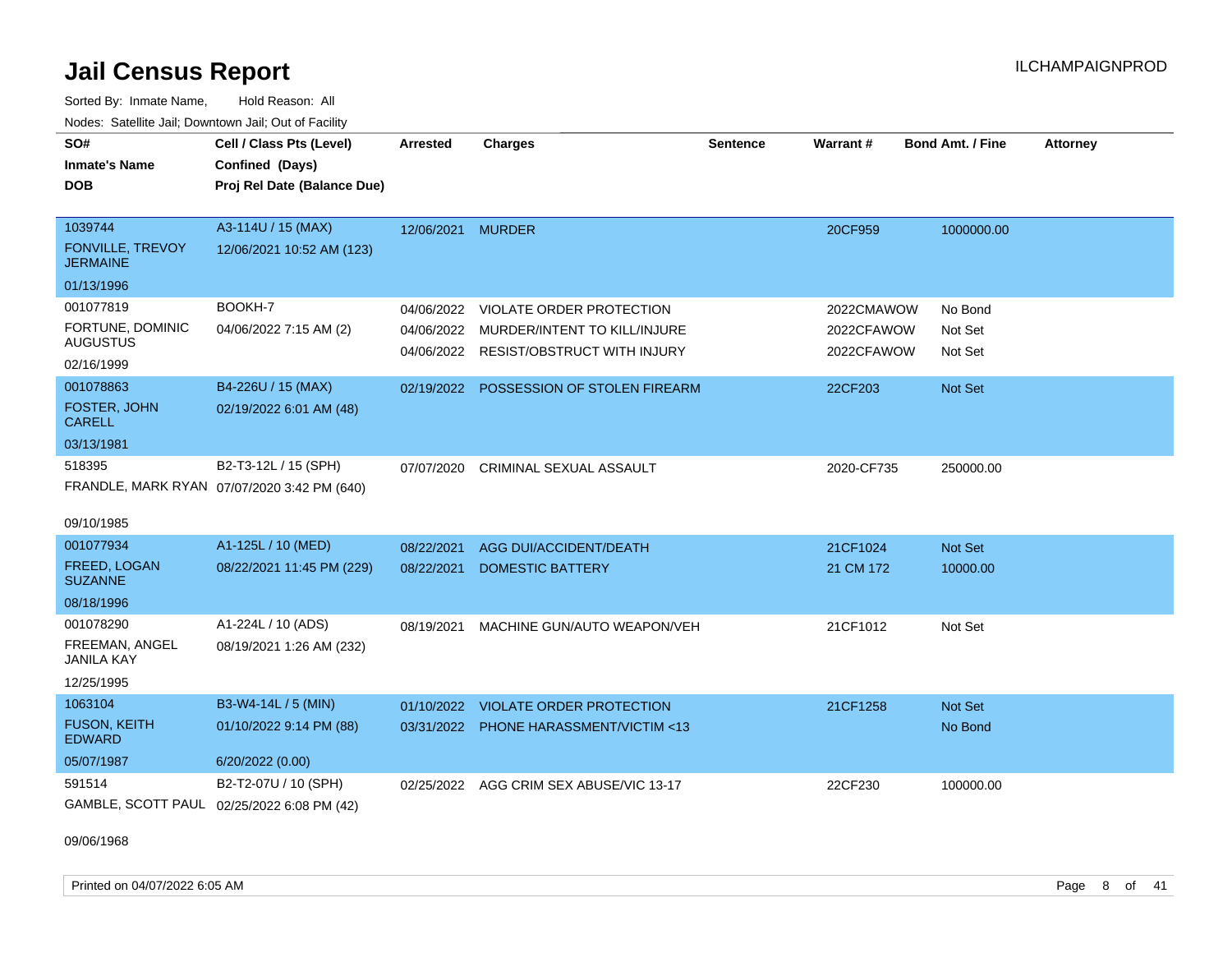# Jail Census Report

ILCHAMPAIGNPROD

Sorted By: Inmate Name, Hold Reason: All

Nodes: Satellite Jail; Downtown Jail; Out of Facility

| SO# / Inmate's Name / DOB | Cell / Class Pts (Level) / Confined (Days) / Proj Rel Date (Balance Due) | Arrested | Charges | Sentence | Warrant # | Bond Amt. / Fine | Attorney |
|---|---|---|---|---|---|---|---|
| 1039744<br>FONVILLE, TREVOY JERMAINE<br>01/13/1996 | A3-114U / 15 (MAX)<br>12/06/2021 10:52 AM (123) | 12/06/2021 | MURDER | | 20CF959 | 1000000.00 | |
| 001077819<br>FORTUNE, DOMINIC AUGUSTUS<br>02/16/1999 | BOOKH-7<br>04/06/2022 7:15 AM (2) | 04/06/2022<br>04/06/2022<br>04/06/2022 | VIOLATE ORDER PROTECTION<br>MURDER/INTENT TO KILL/INJURE<br>RESIST/OBSTRUCT WITH INJURY | | 2022CMAWOW<br>2022CFAWOW<br>2022CFAWOW | No Bond<br>Not Set<br>Not Set | |
| 001078863<br>FOSTER, JOHN CARELL<br>03/13/1981 | B4-226U / 15 (MAX)<br>02/19/2022 6:01 AM (48) | 02/19/2022 | POSSESSION OF STOLEN FIREARM | | 22CF203 | Not Set | |
| 518395<br>FRANDLE, MARK RYAN<br>09/10/1985 | B2-T3-12L / 15 (SPH)<br>07/07/2020 3:42 PM (640) | 07/07/2020 | CRIMINAL SEXUAL ASSAULT | | 2020-CF735 | 250000.00 | |
| 001077934<br>FREED, LOGAN SUZANNE<br>08/18/1996 | A1-125L / 10 (MED)<br>08/22/2021 11:45 PM (229) | 08/22/2021<br>08/22/2021 | AGG DUI/ACCIDENT/DEATH<br>DOMESTIC BATTERY | | 21CF1024<br>21 CM 172 | Not Set<br>10000.00 | |
| 001078290<br>FREEMAN, ANGEL JANILA KAY<br>12/25/1995 | A1-224L / 10 (ADS)<br>08/19/2021 1:26 AM (232) | 08/19/2021 | MACHINE GUN/AUTO WEAPON/VEH | | 21CF1012 | Not Set | |
| 1063104<br>FUSON, KEITH EDWARD<br>05/07/1987 | B3-W4-14L / 5 (MIN)<br>01/10/2022 9:14 PM (88)<br>6/20/2022 (0.00) | 01/10/2022<br>03/31/2022 | VIOLATE ORDER PROTECTION<br>PHONE HARASSMENT/VICTIM <13 | | 21CF1258 | Not Set<br>No Bond | |
| 591514<br>GAMBLE, SCOTT PAUL<br>09/06/1968 | B2-T2-07U / 10 (SPH)<br>02/25/2022 6:08 PM (42) | 02/25/2022 | AGG CRIM SEX ABUSE/VIC 13-17 | | 22CF230 | 100000.00 | |

Printed on 04/07/2022 6:05 AM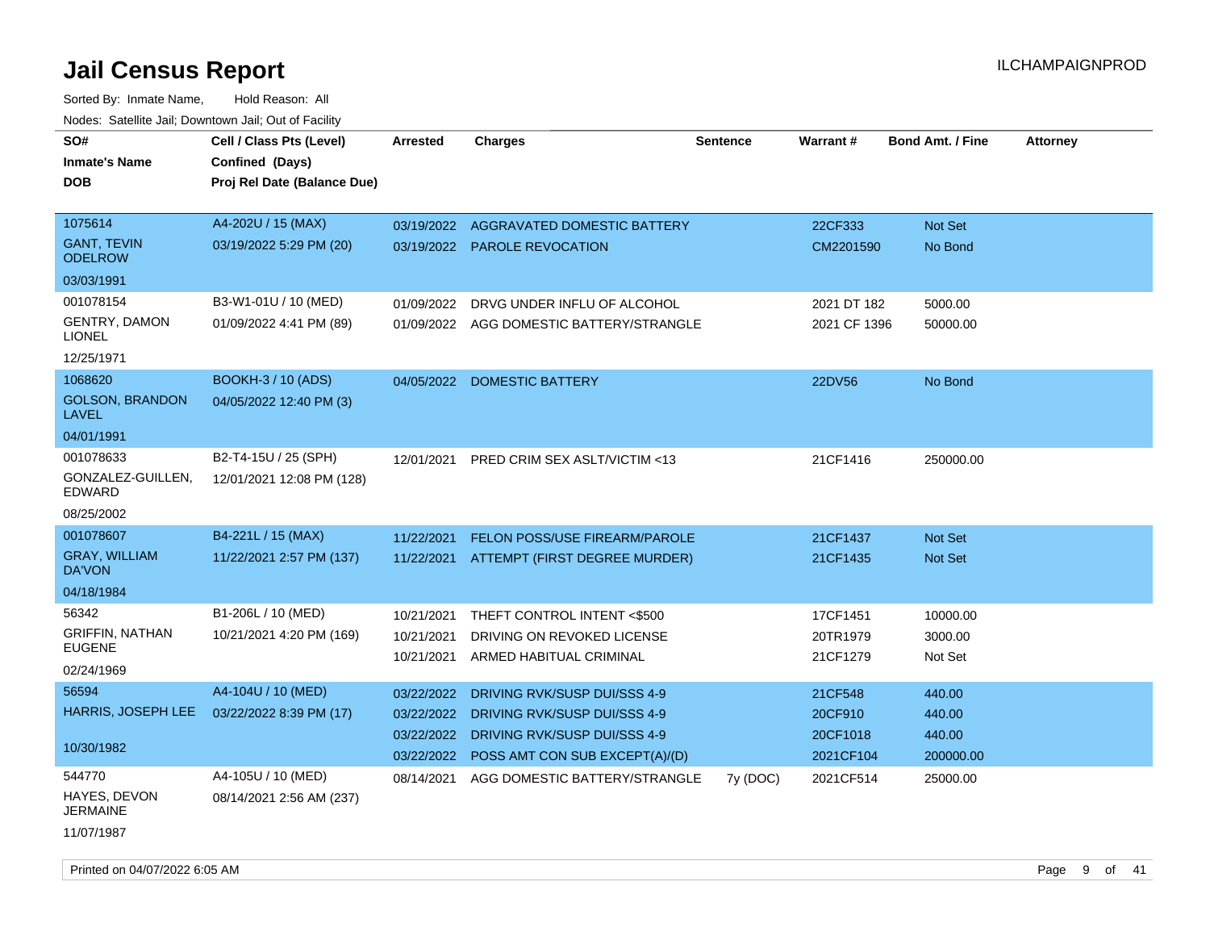# Jail Census Report

ILCHAMPAIGNPROD

Sorted By: Inmate Name, Hold Reason: All

Nodes: Satellite Jail; Downtown Jail; Out of Facility

| SO# / Inmate's Name / DOB | Cell / Class Pts (Level) / Confined (Days) / Proj Rel Date (Balance Due) | Arrested | Charges | Sentence | Warrant # | Bond Amt. / Fine | Attorney |
|---|---|---|---|---|---|---|---|
| 1075614 GANT, TEVIN ODELROW 03/03/1991 | A4-202U / 15 (MAX) 03/19/2022 5:29 PM (20) | 03/19/2022 | AGGRAVATED DOMESTIC BATTERY | | 22CF333 | Not Set | |
| | | 03/19/2022 | PAROLE REVOCATION | | CM2201590 | No Bond | |
| 001078154 GENTRY, DAMON LIONEL 12/25/1971 | B3-W1-01U / 10 (MED) 01/09/2022 4:41 PM (89) | 01/09/2022 | DRVG UNDER INFLU OF ALCOHOL | | 2021 DT 182 | 5000.00 | |
| | | 01/09/2022 | AGG DOMESTIC BATTERY/STRANGLE | | 2021 CF 1396 | 50000.00 | |
| 1068620 GOLSON, BRANDON LAVEL 04/01/1991 | BOOKH-3 / 10 (ADS) 04/05/2022 12:40 PM (3) | 04/05/2022 | DOMESTIC BATTERY | | 22DV56 | No Bond | |
| 001078633 GONZALEZ-GUILLEN, EDWARD 08/25/2002 | B2-T4-15U / 25 (SPH) 12/01/2021 12:08 PM (128) | 12/01/2021 | PRED CRIM SEX ASLT/VICTIM <13 | | 21CF1416 | 250000.00 | |
| 001078607 GRAY, WILLIAM DA'VON 04/18/1984 | B4-221L / 15 (MAX) 11/22/2021 2:57 PM (137) | 11/22/2021 | FELON POSS/USE FIREARM/PAROLE | | 21CF1437 | Not Set | |
| | | 11/22/2021 | ATTEMPT (FIRST DEGREE MURDER) | | 21CF1435 | Not Set | |
| 56342 GRIFFIN, NATHAN EUGENE 02/24/1969 | B1-206L / 10 (MED) 10/21/2021 4:20 PM (169) | 10/21/2021 | THEFT CONTROL INTENT <$500 | | 17CF1451 | 10000.00 | |
| | | 10/21/2021 | DRIVING ON REVOKED LICENSE | | 20TR1979 | 3000.00 | |
| | | 10/21/2021 | ARMED HABITUAL CRIMINAL | | 21CF1279 | Not Set | |
| 56594 HARRIS, JOSEPH LEE 10/30/1982 | A4-104U / 10 (MED) 03/22/2022 8:39 PM (17) | 03/22/2022 | DRIVING RVK/SUSP DUI/SSS 4-9 | | 21CF548 | 440.00 | |
| | | 03/22/2022 | DRIVING RVK/SUSP DUI/SSS 4-9 | | 20CF910 | 440.00 | |
| | | 03/22/2022 | DRIVING RVK/SUSP DUI/SSS 4-9 | | 20CF1018 | 440.00 | |
| | | 03/22/2022 | POSS AMT CON SUB EXCEPT(A)/(D) | | 2021CF104 | 200000.00 | |
| 544770 HAYES, DEVON JERMAINE 11/07/1987 | A4-105U / 10 (MED) 08/14/2021 2:56 AM (237) | 08/14/2021 | AGG DOMESTIC BATTERY/STRANGLE | 7y (DOC) | 2021CF514 | 25000.00 | |

Printed on 04/07/2022 6:05 AM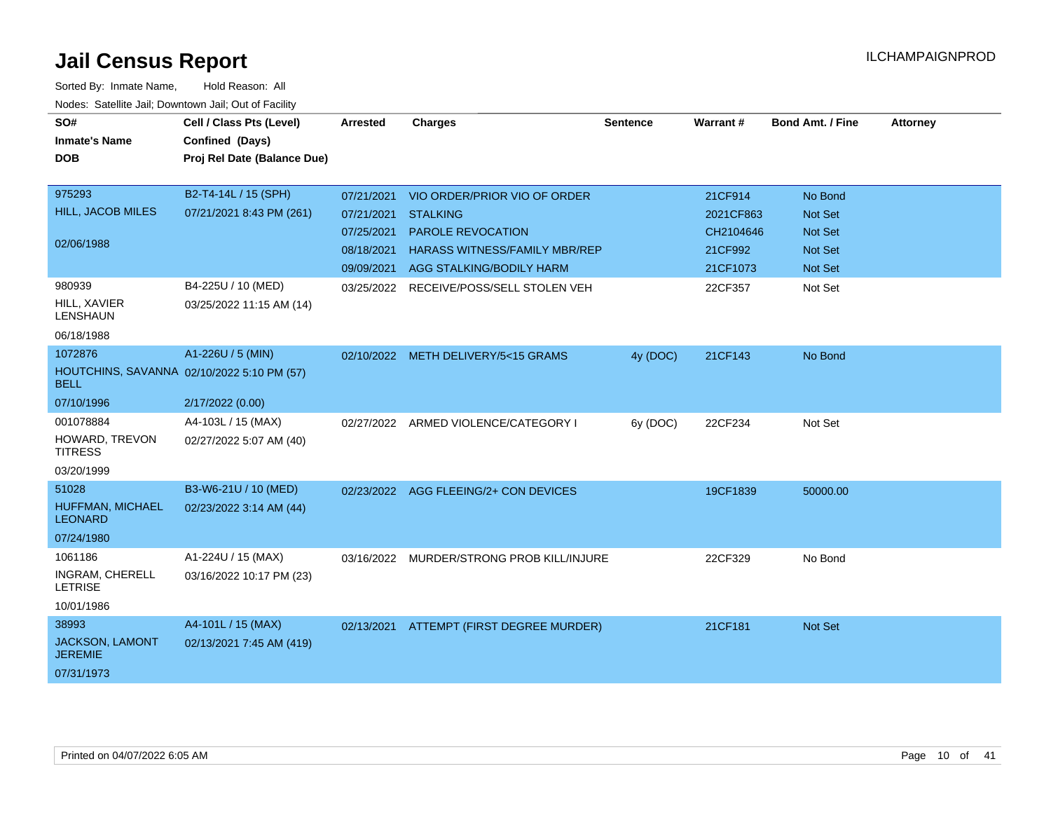# Jail Census Report

ILCHAMPAIGNPROD

Sorted By: Inmate Name, Hold Reason: All

Nodes: Satellite Jail; Downtown Jail; Out of Facility

| SO# / Inmate's Name / DOB | Cell / Class Pts (Level) / Confined (Days) / Proj Rel Date (Balance Due) | Arrested | Charges | Sentence | Warrant # | Bond Amt. / Fine | Attorney |
|---|---|---|---|---|---|---|---|
| 975293 HILL, JACOB MILES 02/06/1988 | B2-T4-14L / 15 (SPH) 07/21/2021 8:43 PM (261) | 07/21/2021 | VIO ORDER/PRIOR VIO OF ORDER | | 21CF914 | No Bond | |
| | | 07/21/2021 | STALKING | | 2021CF863 | Not Set | |
| | | 07/25/2021 | PAROLE REVOCATION | | CH2104646 | Not Set | |
| | | 08/18/2021 | HARASS WITNESS/FAMILY MBR/REP | | 21CF992 | Not Set | |
| | | 09/09/2021 | AGG STALKING/BODILY HARM | | 21CF1073 | Not Set | |
| 980939 HILL, XAVIER LENSHAUN 06/18/1988 | B4-225U / 10 (MED) 03/25/2022 11:15 AM (14) | 03/25/2022 | RECEIVE/POSS/SELL STOLEN VEH | | 22CF357 | Not Set | |
| 1072876 HOUTCHINS, SAVANNA BELL 07/10/1996 | A1-226U / 5 (MIN) 02/10/2022 5:10 PM (57) 2/17/2022 (0.00) | 02/10/2022 | METH DELIVERY/5<15 GRAMS | 4y (DOC) | 21CF143 | No Bond | |
| 001078884 HOWARD, TREVON TITRESS 03/20/1999 | A4-103L / 15 (MAX) 02/27/2022 5:07 AM (40) | 02/27/2022 | ARMED VIOLENCE/CATEGORY I | 6y (DOC) | 22CF234 | Not Set | |
| 51028 HUFFMAN, MICHAEL LEONARD 07/24/1980 | B3-W6-21U / 10 (MED) 02/23/2022 3:14 AM (44) | 02/23/2022 | AGG FLEEING/2+ CON DEVICES | | 19CF1839 | 50000.00 | |
| 1061186 INGRAM, CHERELL LETRISE 10/01/1986 | A1-224U / 15 (MAX) 03/16/2022 10:17 PM (23) | 03/16/2022 | MURDER/STRONG PROB KILL/INJURE | | 22CF329 | No Bond | |
| 38993 JACKSON, LAMONT JEREMIE 07/31/1973 | A4-101L / 15 (MAX) 02/13/2021 7:45 AM (419) | 02/13/2021 | ATTEMPT (FIRST DEGREE MURDER) | | 21CF181 | Not Set | |

Printed on 04/07/2022 6:05 AM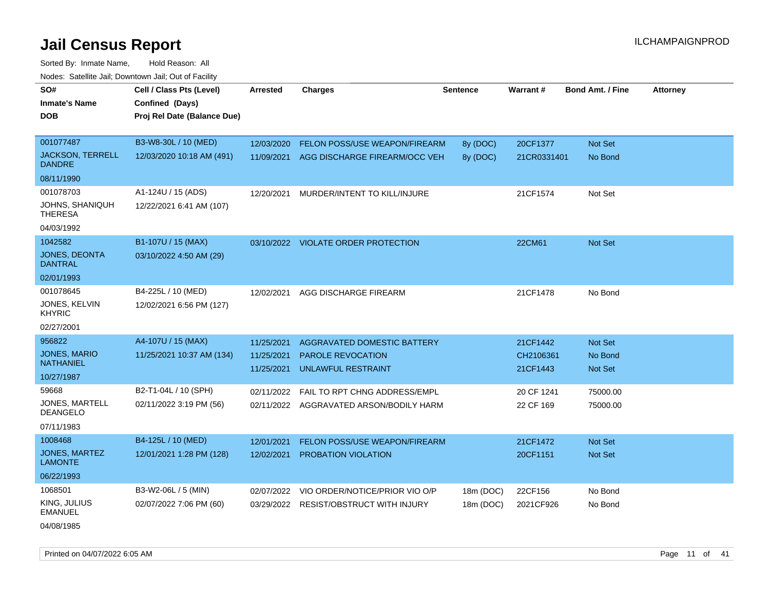# Jail Census Report

ILCHAMPAIGNPROD

Sorted By: Inmate Name, Hold Reason: All

Nodes: Satellite Jail; Downtown Jail; Out of Facility

| SO# / Inmate's Name / DOB | Cell / Class Pts (Level) / Confined (Days) / Proj Rel Date (Balance Due) | Arrested | Charges | Sentence | Warrant # | Bond Amt. / Fine | Attorney |
|---|---|---|---|---|---|---|---|
| 001077487<br>JACKSON, TERRELL DANDRE<br>08/11/1990 | B3-W8-30L / 10 (MED)<br>12/03/2020 10:18 AM (491) | 12/03/2020<br>11/09/2021 | FELON POSS/USE WEAPON/FIREARM<br>AGG DISCHARGE FIREARM/OCC VEH | 8y (DOC)<br>8y (DOC) | 20CF1377<br>21CR0331401 | Not Set<br>No Bond | |
| 001078703<br>JOHNS, SHANIQUH THERESA<br>04/03/1992 | A1-124U / 15 (ADS)<br>12/22/2021 6:41 AM (107) | 12/20/2021 | MURDER/INTENT TO KILL/INJURE | | 21CF1574 | Not Set | |
| 1042582<br>JONES, DEONTA DANTRAL<br>02/01/1993 | B1-107U / 15 (MAX)<br>03/10/2022 4:50 AM (29) | 03/10/2022 | VIOLATE ORDER PROTECTION | | 22CM61 | Not Set | |
| 001078645<br>JONES, KELVIN KHYRIC<br>02/27/2001 | B4-225L / 10 (MED)<br>12/02/2021 6:56 PM (127) | 12/02/2021 | AGG DISCHARGE FIREARM | | 21CF1478 | No Bond | |
| 956822<br>JONES, MARIO NATHANIEL<br>10/27/1987 | A4-107U / 15 (MAX)<br>11/25/2021 10:37 AM (134) | 11/25/2021<br>11/25/2021<br>11/25/2021 | AGGRAVATED DOMESTIC BATTERY<br>PAROLE REVOCATION<br>UNLAWFUL RESTRAINT | | 21CF1442<br>CH2106361<br>21CF1443 | Not Set<br>No Bond<br>Not Set | |
| 59668<br>JONES, MARTELL DEANGELO<br>07/11/1983 | B2-T1-04L / 10 (SPH)<br>02/11/2022 3:19 PM (56) | 02/11/2022<br>02/11/2022 | FAIL TO RPT CHNG ADDRESS/EMPL<br>AGGRAVATED ARSON/BODILY HARM | | 20 CF 1241<br>22 CF 169 | 75000.00<br>75000.00 | |
| 1008468<br>JONES, MARTEZ LAMONTE<br>06/22/1993 | B4-125L / 10 (MED)<br>12/01/2021 1:28 PM (128) | 12/01/2021<br>12/02/2021 | FELON POSS/USE WEAPON/FIREARM<br>PROBATION VIOLATION | | 21CF1472<br>20CF1151 | Not Set<br>Not Set | |
| 1068501<br>KING, JULIUS EMANUEL<br>04/08/1985 | B3-W2-06L / 5 (MIN)<br>02/07/2022 7:06 PM (60) | 02/07/2022<br>03/29/2022 | VIO ORDER/NOTICE/PRIOR VIO O/P<br>RESIST/OBSTRUCT WITH INJURY | 18m (DOC)<br>18m (DOC) | 22CF156<br>2021CF926 | No Bond<br>No Bond | |

Printed on 04/07/2022 6:05 AM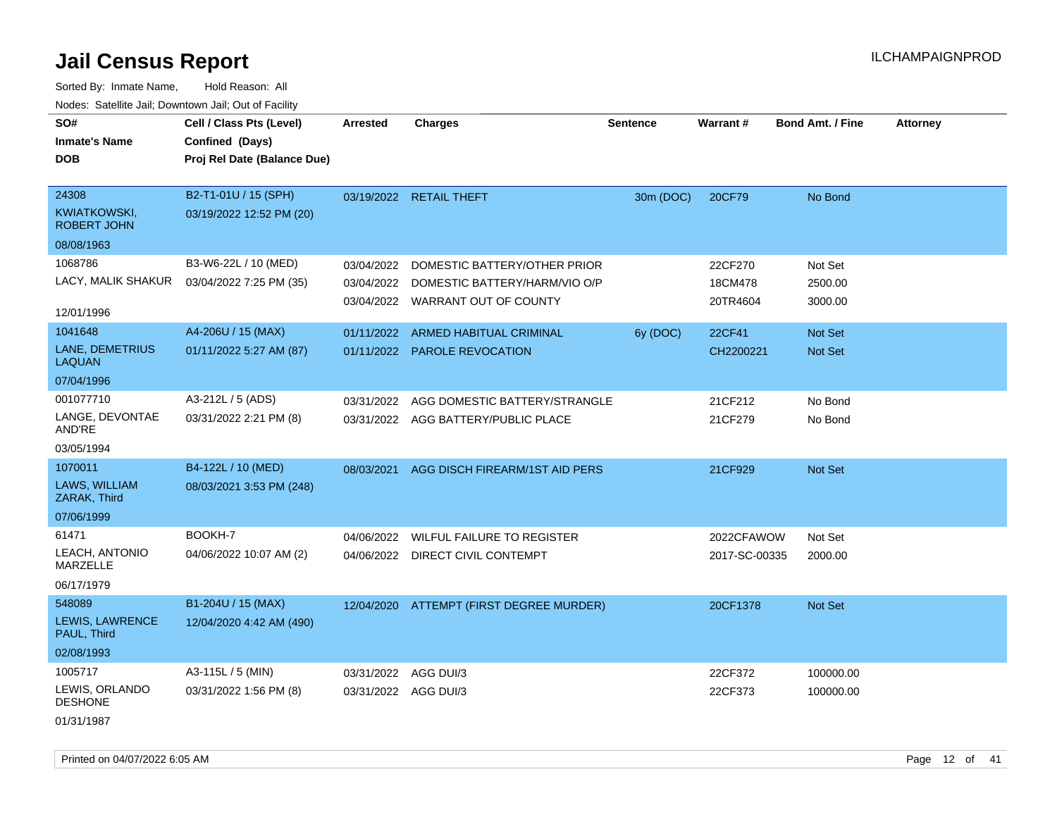# Jail Census Report

ILCHAMPAIGNPROD

Sorted By: Inmate Name, Hold Reason: All

Nodes: Satellite Jail; Downtown Jail; Out of Facility

| SO# / Inmate's Name / DOB | Cell / Class Pts (Level) / Confined (Days) / Proj Rel Date (Balance Due) | Arrested | Charges | Sentence | Warrant # | Bond Amt. / Fine | Attorney |
|---|---|---|---|---|---|---|---|
| 24308<br>KWIATKOWSKI, ROBERT JOHN<br>08/08/1963 | B2-T1-01U / 15 (SPH)<br>03/19/2022 12:52 PM (20) | 03/19/2022 | RETAIL THEFT | 30m (DOC) | 20CF79 | No Bond | |
| 1068786<br>LACY, MALIK SHAKUR<br>12/01/1996 | B3-W6-22L / 10 (MED)<br>03/04/2022 7:25 PM (35) | 03/04/2022<br>03/04/2022<br>03/04/2022 | DOMESTIC BATTERY/OTHER PRIOR<br>DOMESTIC BATTERY/HARM/VIO O/P<br>WARRANT OUT OF COUNTY | | 22CF270<br>18CM478<br>20TR4604 | Not Set<br>2500.00<br>3000.00 | |
| 1041648<br>LANE, DEMETRIUS LAQUAN<br>07/04/1996 | A4-206U / 15 (MAX)<br>01/11/2022 5:27 AM (87) | 01/11/2022<br>01/11/2022 | ARMED HABITUAL CRIMINAL<br>PAROLE REVOCATION | 6y (DOC) | 22CF41<br>CH2200221 | Not Set<br>Not Set | |
| 001077710<br>LANGE, DEVONTAE AND'RE<br>03/05/1994 | A3-212L / 5 (ADS)<br>03/31/2022 2:21 PM (8) | 03/31/2022<br>03/31/2022 | AGG DOMESTIC BATTERY/STRANGLE<br>AGG BATTERY/PUBLIC PLACE | | 21CF212<br>21CF279 | No Bond<br>No Bond | |
| 1070011<br>LAWS, WILLIAM ZARAK, Third<br>07/06/1999 | B4-122L / 10 (MED)<br>08/03/2021 3:53 PM (248) | 08/03/2021 | AGG DISCH FIREARM/1ST AID PERS | | 21CF929 | Not Set | |
| 61471<br>LEACH, ANTONIO MARZELLE<br>06/17/1979 | BOOKH-7<br>04/06/2022 10:07 AM (2) | 04/06/2022<br>04/06/2022 | WILFUL FAILURE TO REGISTER<br>DIRECT CIVIL CONTEMPT | | 2022CFAWOW<br>2017-SC-00335 | Not Set<br>2000.00 | |
| 548089<br>LEWIS, LAWRENCE PAUL, Third<br>02/08/1993 | B1-204U / 15 (MAX)<br>12/04/2020 4:42 AM (490) | 12/04/2020 | ATTEMPT (FIRST DEGREE MURDER) | | 20CF1378 | Not Set | |
| 1005717<br>LEWIS, ORLANDO DESHONE<br>01/31/1987 | A3-115L / 5 (MIN)<br>03/31/2022 1:56 PM (8) | 03/31/2022<br>03/31/2022 | AGG DUI/3<br>AGG DUI/3 | | 22CF372<br>22CF373 | 100000.00<br>100000.00 | |

Printed on 04/07/2022 6:05 AM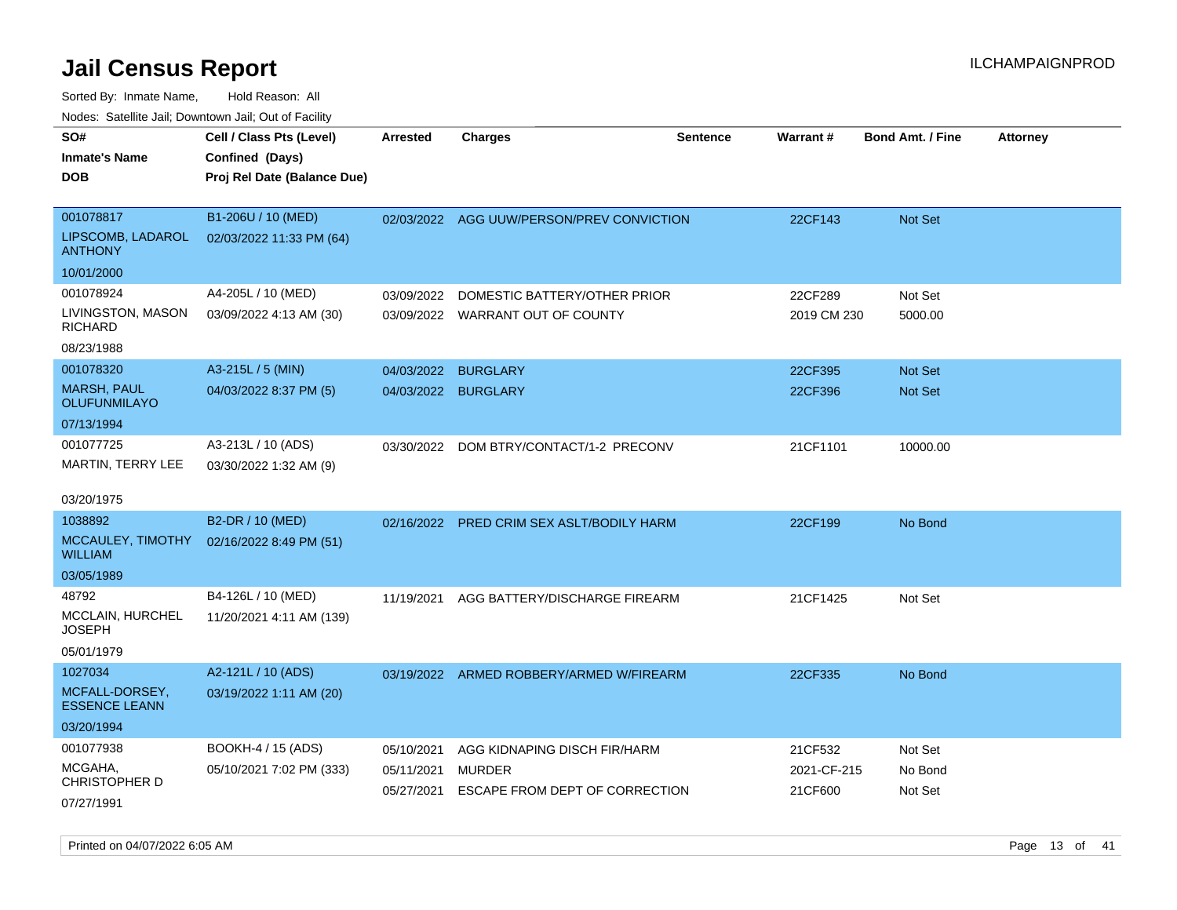# Jail Census Report

ILCHAMPAIGNPROD

Sorted By: Inmate Name, Hold Reason: All

Nodes: Satellite Jail; Downtown Jail; Out of Facility

| SO# / Inmate's Name / DOB | Cell / Class Pts (Level) / Confined (Days) / Proj Rel Date (Balance Due) | Arrested | Charges | Sentence | Warrant # | Bond Amt. / Fine | Attorney |
|---|---|---|---|---|---|---|---|
| 001078817<br>LIPSCOMB, LADAROL ANTHONY<br>10/01/2000 | B1-206U / 10 (MED)<br>02/03/2022 11:33 PM (64) | 02/03/2022 | AGG UUW/PERSON/PREV CONVICTION | | 22CF143 | Not Set | |
| 001078924<br>LIVINGSTON, MASON RICHARD<br>08/23/1988 | A4-205L / 10 (MED)<br>03/09/2022 4:13 AM (30) | 03/09/2022<br>03/09/2022 | DOMESTIC BATTERY/OTHER PRIOR<br>WARRANT OUT OF COUNTY | | 22CF289<br>2019 CM 230 | Not Set<br>5000.00 | |
| 001078320<br>MARSH, PAUL OLUFUNMILAYO<br>07/13/1994 | A3-215L / 5 (MIN)<br>04/03/2022 8:37 PM (5) | 04/03/2022<br>04/03/2022 | BURGLARY<br>BURGLARY | | 22CF395<br>22CF396 | Not Set<br>Not Set | |
| 001077725<br>MARTIN, TERRY LEE<br>03/20/1975 | A3-213L / 10 (ADS)<br>03/30/2022 1:32 AM (9) | 03/30/2022 | DOM BTRY/CONTACT/1-2 PRECONV | | 21CF1101 | 10000.00 | |
| 1038892<br>MCCAULEY, TIMOTHY WILLIAM<br>03/05/1989 | B2-DR / 10 (MED)<br>02/16/2022 8:49 PM (51) | 02/16/2022 | PRED CRIM SEX ASLT/BODILY HARM | | 22CF199 | No Bond | |
| 48792<br>MCCLAIN, HURCHEL JOSEPH<br>05/01/1979 | B4-126L / 10 (MED)<br>11/20/2021 4:11 AM (139) | 11/19/2021 | AGG BATTERY/DISCHARGE FIREARM | | 21CF1425 | Not Set | |
| 1027034<br>MCFALL-DORSEY, ESSENCE LEANN<br>03/20/1994 | A2-121L / 10 (ADS)<br>03/19/2022 1:11 AM (20) | 03/19/2022 | ARMED ROBBERY/ARMED W/FIREARM | | 22CF335 | No Bond | |
| 001077938<br>MCGAHA, CHRISTOPHER D<br>07/27/1991 | BOOKH-4 / 15 (ADS)<br>05/10/2021 7:02 PM (333) | 05/10/2021<br>05/11/2021<br>05/27/2021 | AGG KIDNAPING DISCH FIR/HARM<br>MURDER<br>ESCAPE FROM DEPT OF CORRECTION | | 21CF532<br>2021-CF-215<br>21CF600 | Not Set<br>No Bond<br>Not Set | |

Printed on 04/07/2022 6:05 AM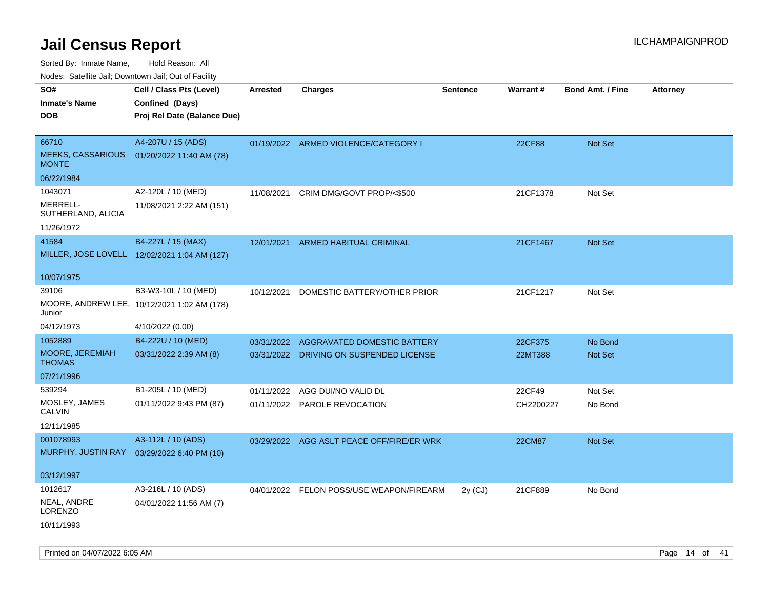# Jail Census Report

ILCHAMPAIGNPROD

Sorted By: Inmate Name, Hold Reason: All

Nodes: Satellite Jail; Downtown Jail; Out of Facility

| SO# Inmate's Name DOB | Cell / Class Pts (Level) Confined (Days) Proj Rel Date (Balance Due) | Arrested | Charges | Sentence | Warrant # | Bond Amt. / Fine | Attorney |
|---|---|---|---|---|---|---|---|
| 66710 MEEKS, CASSARIOUS MONTE 06/22/1984 | A4-207U / 15 (ADS) 01/20/2022 11:40 AM (78) | 01/19/2022 | ARMED VIOLENCE/CATEGORY I | | 22CF88 | Not Set | |
| 1043071 MERRELL-SUTHERLAND, ALICIA 11/26/1972 | A2-120L / 10 (MED) 11/08/2021 2:22 AM (151) | 11/08/2021 | CRIM DMG/GOVT PROP/<$500 | | 21CF1378 | Not Set | |
| 41584 MILLER, JOSE LOVELL 10/07/1975 | B4-227L / 15 (MAX) 12/02/2021 1:04 AM (127) | 12/01/2021 | ARMED HABITUAL CRIMINAL | | 21CF1467 | Not Set | |
| 39106 MOORE, ANDREW LEE, Junior 04/12/1973 | B3-W3-10L / 10 (MED) 10/12/2021 1:02 AM (178) 4/10/2022 (0.00) | 10/12/2021 | DOMESTIC BATTERY/OTHER PRIOR | | 21CF1217 | Not Set | |
| 1052889 MOORE, JEREMIAH THOMAS 07/21/1996 | B4-222U / 10 (MED) 03/31/2022 2:39 AM (8) | 03/31/2022 | AGGRAVATED DOMESTIC BATTERY | | 22CF375 | No Bond | |
| | | 03/31/2022 | DRIVING ON SUSPENDED LICENSE | | 22MT388 | Not Set | |
| 539294 MOSLEY, JAMES CALVIN 12/11/1985 | B1-205L / 10 (MED) 01/11/2022 9:43 PM (87) | 01/11/2022 | AGG DUI/NO VALID DL | | 22CF49 | Not Set | |
| | | 01/11/2022 | PAROLE REVOCATION | | CH2200227 | No Bond | |
| 001078993 MURPHY, JUSTIN RAY 03/12/1997 | A3-112L / 10 (ADS) 03/29/2022 6:40 PM (10) | 03/29/2022 | AGG ASLT PEACE OFF/FIRE/ER WRK | | 22CM87 | Not Set | |
| 1012617 NEAL, ANDRE LORENZO 10/11/1993 | A3-216L / 10 (ADS) 04/01/2022 11:56 AM (7) | 04/01/2022 | FELON POSS/USE WEAPON/FIREARM | 2y (CJ) | 21CF889 | No Bond | |

Printed on 04/07/2022 6:05 AM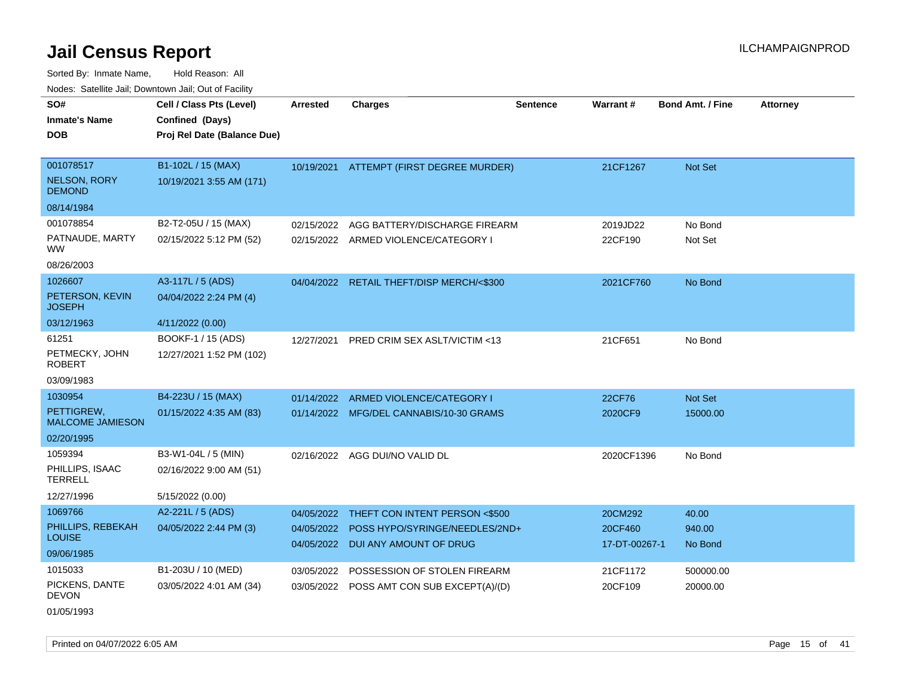# Jail Census Report

ILCHAMPAIGNPROD

Sorted By: Inmate Name, Hold Reason: All

Nodes: Satellite Jail; Downtown Jail; Out of Facility

| SO# / Inmate's Name / DOB | Cell / Class Pts (Level) / Confined (Days) / Proj Rel Date (Balance Due) | Arrested | Charges | Sentence | Warrant # | Bond Amt. / Fine | Attorney |
|---|---|---|---|---|---|---|---|
| 001078517<br>NELSON, RORY DEMOND<br>08/14/1984 | B1-102L / 15 (MAX)<br>10/19/2021 3:55 AM (171) | 10/19/2021 | ATTEMPT (FIRST DEGREE MURDER) | | 21CF1267 | Not Set | |
| 001078854<br>PATNAUDE, MARTY WW<br>08/26/2003 | B2-T2-05U / 15 (MAX)<br>02/15/2022 5:12 PM (52) | 02/15/2022<br>02/15/2022 | AGG BATTERY/DISCHARGE FIREARM<br>ARMED VIOLENCE/CATEGORY I | | 2019JD22<br>22CF190 | No Bond<br>Not Set | |
| 1026607<br>PETERSON, KEVIN JOSEPH<br>03/12/1963 | A3-117L / 5 (ADS)<br>04/04/2022 2:24 PM (4)<br>4/11/2022 (0.00) | 04/04/2022 | RETAIL THEFT/DISP MERCH/<$300 | | 2021CF760 | No Bond | |
| 61251<br>PETMECKY, JOHN ROBERT<br>03/09/1983 | BOOKF-1 / 15 (ADS)<br>12/27/2021 1:52 PM (102) | 12/27/2021 | PRED CRIM SEX ASLT/VICTIM <13 | | 21CF651 | No Bond | |
| 1030954<br>PETTIGREW, MALCOME JAMIESON<br>02/20/1995 | B4-223U / 15 (MAX)<br>01/15/2022 4:35 AM (83) | 01/14/2022<br>01/14/2022 | ARMED VIOLENCE/CATEGORY I<br>MFG/DEL CANNABIS/10-30 GRAMS | | 22CF76<br>2020CF9 | Not Set<br>15000.00 | |
| 1059394<br>PHILLIPS, ISAAC TERRELL<br>12/27/1996 | B3-W1-04L / 5 (MIN)<br>02/16/2022 9:00 AM (51)<br>5/15/2022 (0.00) | 02/16/2022 | AGG DUI/NO VALID DL | | 2020CF1396 | No Bond | |
| 1069766<br>PHILLIPS, REBEKAH LOUISE<br>09/06/1985 | A2-221L / 5 (ADS)<br>04/05/2022 2:44 PM (3) | 04/05/2022<br>04/05/2022<br>04/05/2022 | THEFT CON INTENT PERSON <$500<br>POSS HYPO/SYRINGE/NEEDLES/2ND+<br>DUI ANY AMOUNT OF DRUG | | 20CM292<br>20CF460<br>17-DT-00267-1 | 40.00<br>940.00<br>No Bond | |
| 1015033<br>PICKENS, DANTE DEVON<br>01/05/1993 | B1-203U / 10 (MED)<br>03/05/2022 4:01 AM (34) | 03/05/2022<br>03/05/2022 | POSSESSION OF STOLEN FIREARM<br>POSS AMT CON SUB EXCEPT(A)/(D) | | 21CF1172<br>20CF109 | 500000.00<br>20000.00 | |

Printed on 04/07/2022 6:05 AM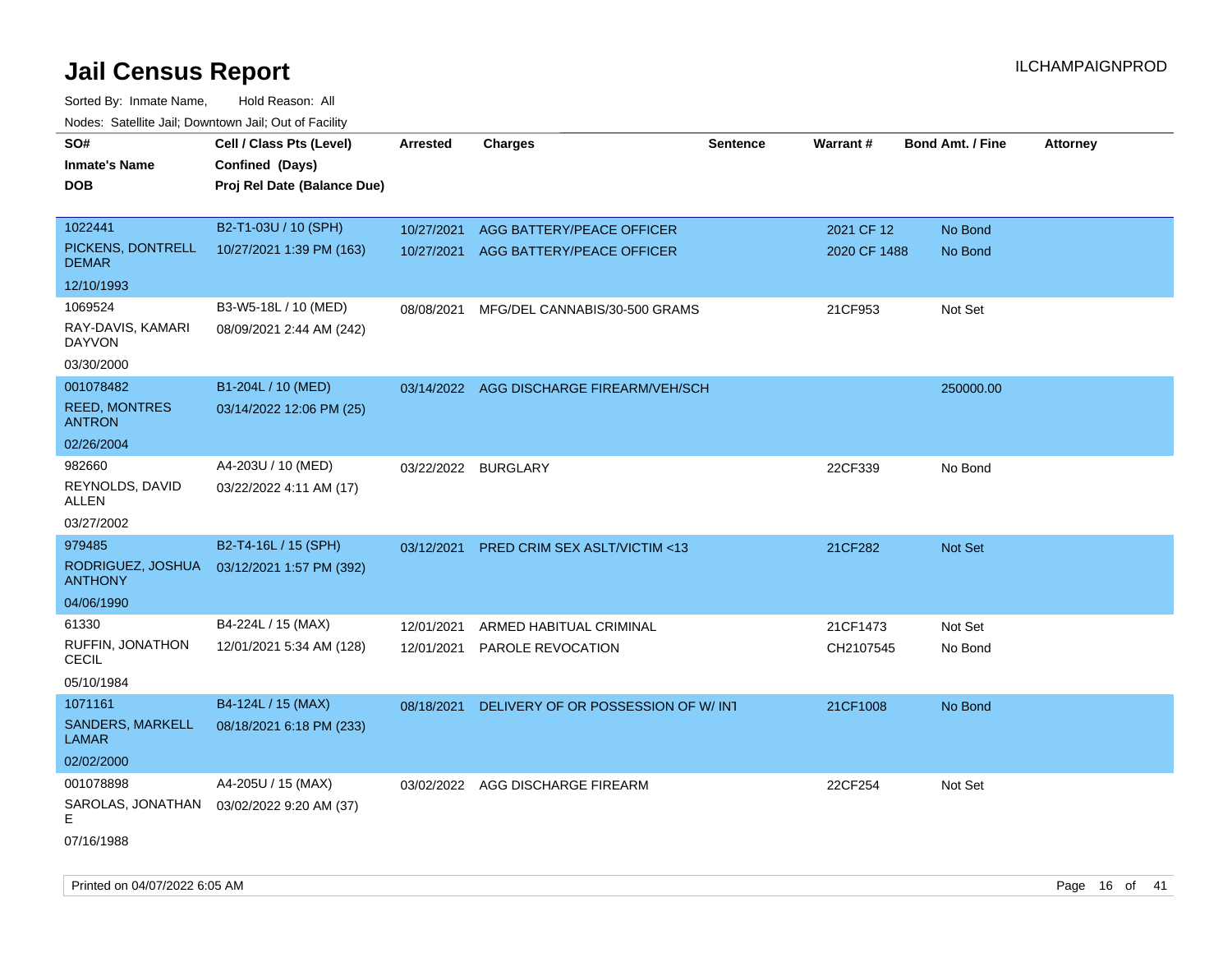# Jail Census Report

ILCHAMPAIGNPROD

Sorted By: Inmate Name, Hold Reason: All

Nodes: Satellite Jail; Downtown Jail; Out of Facility

| SO# / Inmate's Name / DOB | Cell / Class Pts (Level) / Confined (Days) / Proj Rel Date (Balance Due) | Arrested | Charges | Sentence | Warrant # | Bond Amt. / Fine | Attorney |
|---|---|---|---|---|---|---|---|
| 1022441 PICKENS, DONTRELL DEMAR 12/10/1993 | B2-T1-03U / 10 (SPH) 10/27/2021 1:39 PM (163) | 10/27/2021 | AGG BATTERY/PEACE OFFICER | | 2021 CF 12 | No Bond | |
| | | 10/27/2021 | AGG BATTERY/PEACE OFFICER | | 2020 CF 1488 | No Bond | |
| 1069524 RAY-DAVIS, KAMARI DAYVON 03/30/2000 | B3-W5-18L / 10 (MED) 08/09/2021 2:44 AM (242) | 08/08/2021 | MFG/DEL CANNABIS/30-500 GRAMS | | 21CF953 | Not Set | |
| 001078482 REED, MONTRES ANTRON 02/26/2004 | B1-204L / 10 (MED) 03/14/2022 12:06 PM (25) | 03/14/2022 | AGG DISCHARGE FIREARM/VEH/SCH | | | 250000.00 | |
| 982660 REYNOLDS, DAVID ALLEN 03/27/2002 | A4-203U / 10 (MED) 03/22/2022 4:11 AM (17) | 03/22/2022 | BURGLARY | | 22CF339 | No Bond | |
| 979485 RODRIGUEZ, JOSHUA ANTHONY 04/06/1990 | B2-T4-16L / 15 (SPH) 03/12/2021 1:57 PM (392) | 03/12/2021 | PRED CRIM SEX ASLT/VICTIM <13 | | 21CF282 | Not Set | |
| 61330 RUFFIN, JONATHON CECIL 05/10/1984 | B4-224L / 15 (MAX) 12/01/2021 5:34 AM (128) | 12/01/2021 | ARMED HABITUAL CRIMINAL | | 21CF1473 | Not Set | |
| | | 12/01/2021 | PAROLE REVOCATION | | CH2107545 | No Bond | |
| 1071161 SANDERS, MARKELL LAMAR 02/02/2000 | B4-124L / 15 (MAX) 08/18/2021 6:18 PM (233) | 08/18/2021 | DELIVERY OF OR POSSESSION OF W/ INT | | 21CF1008 | No Bond | |
| 001078898 SAROLAS, JONATHAN E 07/16/1988 | A4-205U / 15 (MAX) 03/02/2022 9:20 AM (37) | 03/02/2022 | AGG DISCHARGE FIREARM | | 22CF254 | Not Set | |

Printed on 04/07/2022 6:05 AM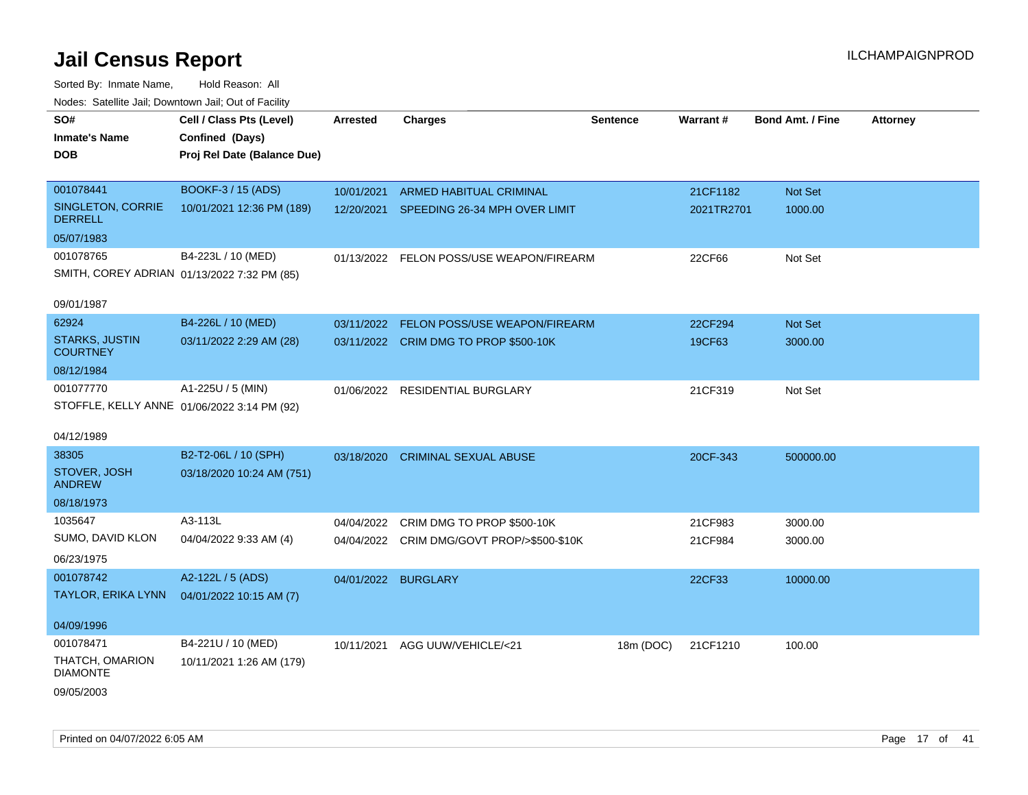# Jail Census Report

ILCHAMPAIGNPROD

Sorted By: Inmate Name, Hold Reason: All

Nodes: Satellite Jail; Downtown Jail; Out of Facility

| SO# / Inmate's Name / DOB | Cell / Class Pts (Level) / Confined (Days) / Proj Rel Date (Balance Due) | Arrested | Charges | Sentence | Warrant # | Bond Amt. / Fine | Attorney |
|---|---|---|---|---|---|---|---|
| 001078441 | BOOKF-3 / 15 (ADS) | 10/01/2021 | ARMED HABITUAL CRIMINAL | | 21CF1182 | Not Set | |
| SINGLETON, CORRIE DERRELL | 10/01/2021 12:36 PM (189) | 12/20/2021 | SPEEDING 26-34 MPH OVER LIMIT | | 2021TR2701 | 1000.00 | |
| 05/07/1983 | | | | | | | |
| 001078765 | B4-223L / 10 (MED) | 01/13/2022 | FELON POSS/USE WEAPON/FIREARM | | 22CF66 | Not Set | |
| SMITH, COREY ADRIAN | 01/13/2022 7:32 PM (85) | | | | | | |
| 09/01/1987 | | | | | | | |
| 62924 | B4-226L / 10 (MED) | 03/11/2022 | FELON POSS/USE WEAPON/FIREARM | | 22CF294 | Not Set | |
| STARKS, JUSTIN COURTNEY | 03/11/2022 2:29 AM (28) | 03/11/2022 | CRIM DMG TO PROP $500-10K | | 19CF63 | 3000.00 | |
| 08/12/1984 | | | | | | | |
| 001077770 | A1-225U / 5 (MIN) | 01/06/2022 | RESIDENTIAL BURGLARY | | 21CF319 | Not Set | |
| STOFFLE, KELLY ANNE | 01/06/2022 3:14 PM (92) | | | | | | |
| 04/12/1989 | | | | | | | |
| 38305 | B2-T2-06L / 10 (SPH) | 03/18/2020 | CRIMINAL SEXUAL ABUSE | | 20CF-343 | 500000.00 | |
| STOVER, JOSH ANDREW | 03/18/2020 10:24 AM (751) | | | | | | |
| 08/18/1973 | | | | | | | |
| 1035647 | A3-113L | 04/04/2022 | CRIM DMG TO PROP $500-10K | | 21CF983 | 3000.00 | |
| SUMO, DAVID KLON | 04/04/2022 9:33 AM (4) | 04/04/2022 | CRIM DMG/GOVT PROP/>$500-$10K | | 21CF984 | 3000.00 | |
| 06/23/1975 | | | | | | | |
| 001078742 | A2-122L / 5 (ADS) | 04/01/2022 | BURGLARY | | 22CF33 | 10000.00 | |
| TAYLOR, ERIKA LYNN | 04/01/2022 10:15 AM (7) | | | | | | |
| 04/09/1996 | | | | | | | |
| 001078471 | B4-221U / 10 (MED) | 10/11/2021 | AGG UUW/VEHICLE/<21 | 18m (DOC) | 21CF1210 | 100.00 | |
| THATCH, OMARION DIAMONTE | 10/11/2021 1:26 AM (179) | | | | | | |
| 09/05/2003 | | | | | | | |

Printed on 04/07/2022 6:05 AM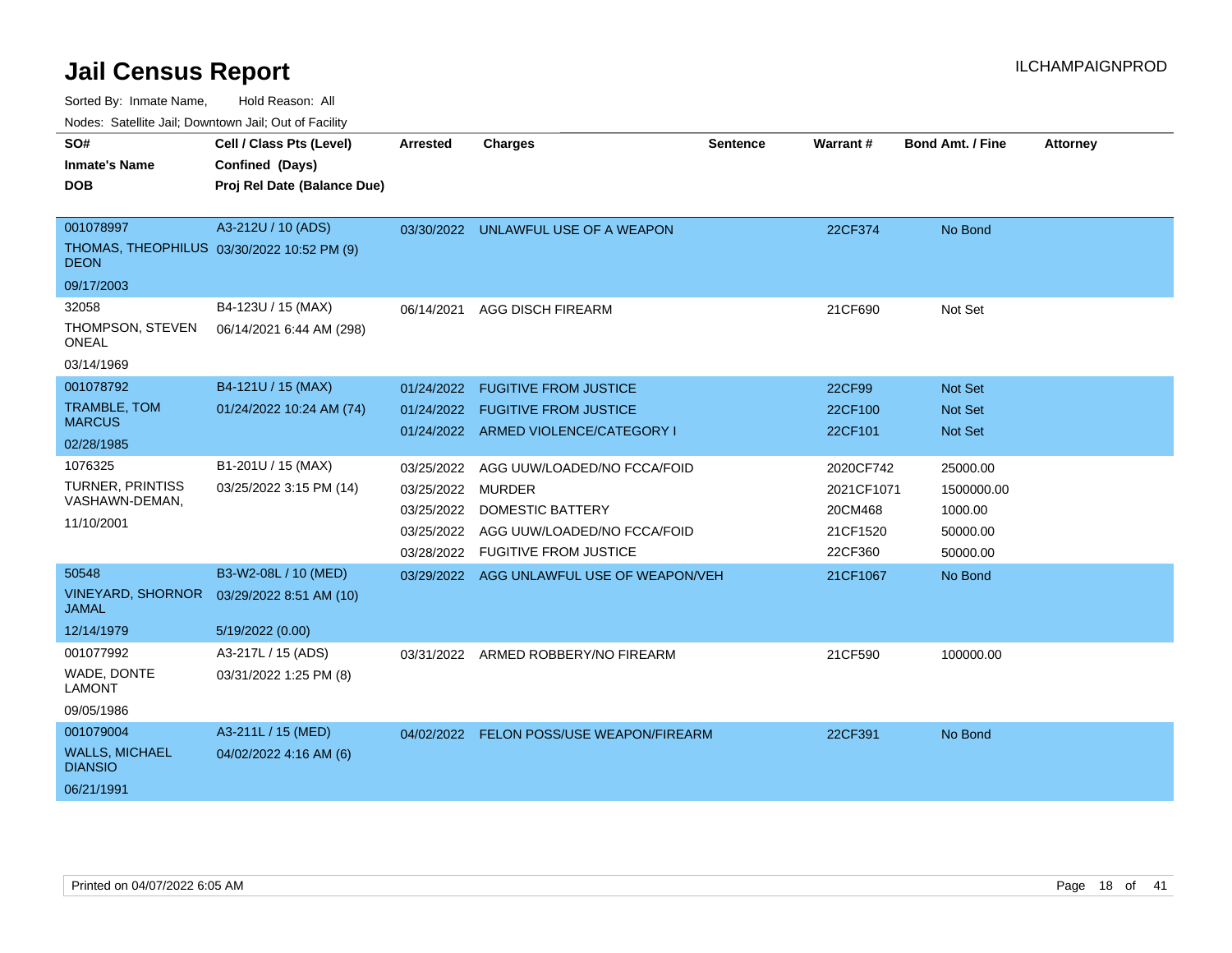# Jail Census Report

ILCHAMPAIGNPROD

Sorted By: Inmate Name, Hold Reason: All

Nodes: Satellite Jail; Downtown Jail; Out of Facility

| SO# / Inmate's Name / DOB | Cell / Class Pts (Level) / Confined (Days) / Proj Rel Date (Balance Due) | Arrested | Charges | Sentence | Warrant # | Bond Amt. / Fine | Attorney |
|---|---|---|---|---|---|---|---|
| 001078997<br>THOMAS, THEOPHILUS DEON<br>09/17/2003 | A3-212U / 10 (ADS)<br>03/30/2022 10:52 PM (9) | 03/30/2022 | UNLAWFUL USE OF A WEAPON | | 22CF374 | No Bond | |
| 32058<br>THOMPSON, STEVEN ONEAL<br>03/14/1969 | B4-123U / 15 (MAX)<br>06/14/2021 6:44 AM (298) | 06/14/2021 | AGG DISCH FIREARM | | 21CF690 | Not Set | |
| 001078792<br>TRAMBLE, TOM MARCUS<br>02/28/1985 | B4-121U / 15 (MAX)<br>01/24/2022 10:24 AM (74) | 01/24/2022 | FUGITIVE FROM JUSTICE | | 22CF99 | Not Set | |
| | | 01/24/2022 | FUGITIVE FROM JUSTICE | | 22CF100 | Not Set | |
| | | 01/24/2022 | ARMED VIOLENCE/CATEGORY I | | 22CF101 | Not Set | |
| 1076325<br>TURNER, PRINTISS VASHAWN-DEMAN,<br>11/10/2001 | B1-201U / 15 (MAX)<br>03/25/2022 3:15 PM (14) | 03/25/2022 | AGG UUW/LOADED/NO FCCA/FOID | | 2020CF742 | 25000.00 | |
| | | 03/25/2022 | MURDER | | 2021CF1071 | 1500000.00 | |
| | | 03/25/2022 | DOMESTIC BATTERY | | 20CM468 | 1000.00 | |
| | | 03/25/2022 | AGG UUW/LOADED/NO FCCA/FOID | | 21CF1520 | 50000.00 | |
| | | 03/28/2022 | FUGITIVE FROM JUSTICE | | 22CF360 | 50000.00 | |
| 50548<br>VINEYARD, SHORNOR JAMAL<br>12/14/1979 | B3-W2-08L / 10 (MED)<br>03/29/2022 8:51 AM (10)<br>5/19/2022 (0.00) | 03/29/2022 | AGG UNLAWFUL USE OF WEAPON/VEH | | 21CF1067 | No Bond | |
| 001077992<br>WADE, DONTE LAMONT<br>09/05/1986 | A3-217L / 15 (ADS)<br>03/31/2022 1:25 PM (8) | 03/31/2022 | ARMED ROBBERY/NO FIREARM | | 21CF590 | 100000.00 | |
| 001079004<br>WALLS, MICHAEL DIANSIO<br>06/21/1991 | A3-211L / 15 (MED)<br>04/02/2022 4:16 AM (6) | 04/02/2022 | FELON POSS/USE WEAPON/FIREARM | | 22CF391 | No Bond | |

Printed on 04/07/2022 6:05 AM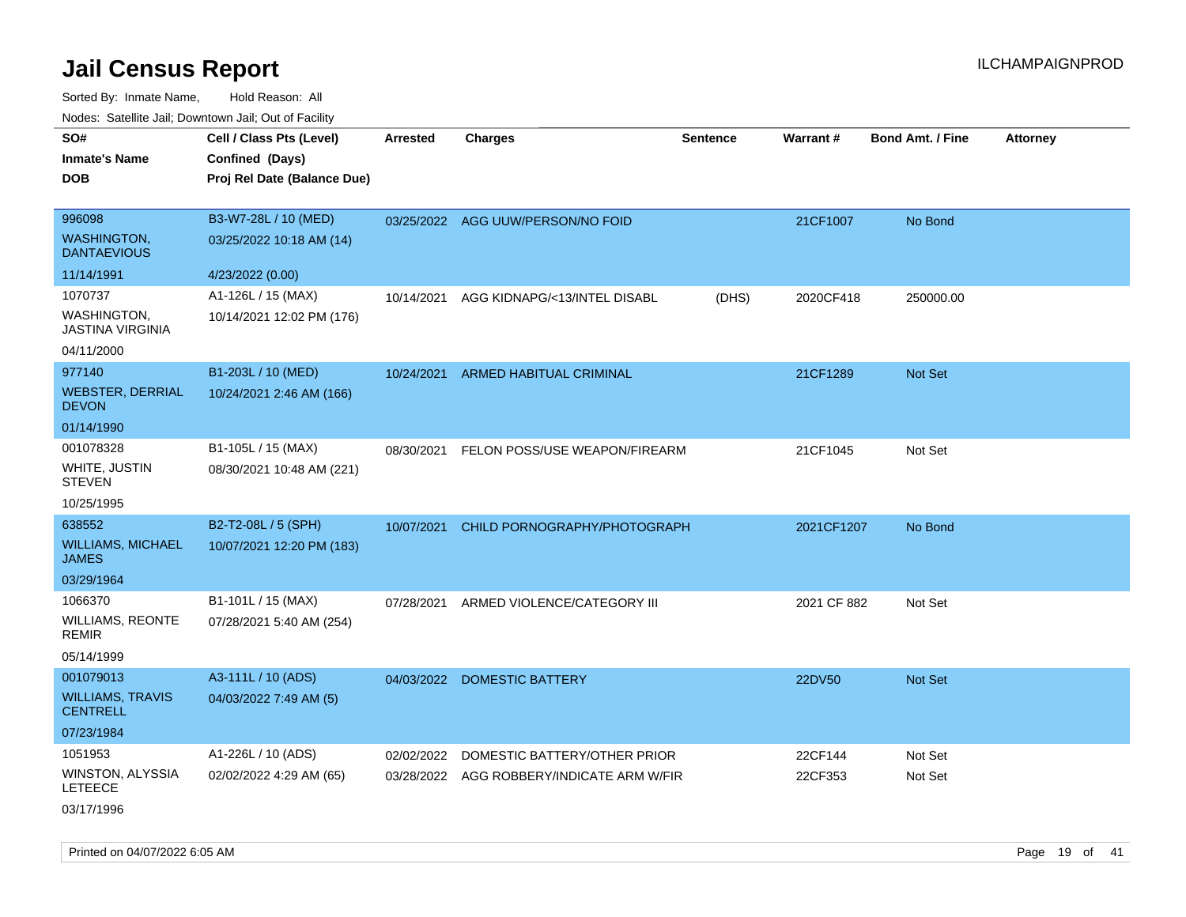# Jail Census Report

ILCHAMPAIGNPROD

Sorted By: Inmate Name, Hold Reason: All

Nodes: Satellite Jail; Downtown Jail; Out of Facility

| SO# / Inmate's Name / DOB | Cell / Class Pts (Level) / Confined (Days) / Proj Rel Date (Balance Due) | Arrested | Charges | Sentence | Warrant # | Bond Amt. / Fine | Attorney |
|---|---|---|---|---|---|---|---|
| 996098<br>WASHINGTON, DANTAEVIOUS<br>11/14/1991 | B3-W7-28L / 10 (MED)<br>03/25/2022 10:18 AM (14)<br>4/23/2022 (0.00) | 03/25/2022 | AGG UUW/PERSON/NO FOID | | 21CF1007 | No Bond | |
| 1070737<br>WASHINGTON, JASTINA VIRGINIA<br>04/11/2000 | A1-126L / 15 (MAX)<br>10/14/2021 12:02 PM (176) | 10/14/2021 | AGG KIDNAPG/<13/INTEL DISABL | (DHS) | 2020CF418 | 250000.00 | |
| 977140<br>WEBSTER, DERRIAL DEVON<br>01/14/1990 | B1-203L / 10 (MED)<br>10/24/2021 2:46 AM (166) | 10/24/2021 | ARMED HABITUAL CRIMINAL | | 21CF1289 | Not Set | |
| 001078328<br>WHITE, JUSTIN STEVEN<br>10/25/1995 | B1-105L / 15 (MAX)<br>08/30/2021 10:48 AM (221) | 08/30/2021 | FELON POSS/USE WEAPON/FIREARM | | 21CF1045 | Not Set | |
| 638552<br>WILLIAMS, MICHAEL JAMES<br>03/29/1964 | B2-T2-08L / 5 (SPH)<br>10/07/2021 12:20 PM (183) | 10/07/2021 | CHILD PORNOGRAPHY/PHOTOGRAPH | | 2021CF1207 | No Bond | |
| 1066370<br>WILLIAMS, REONTE REMIR<br>05/14/1999 | B1-101L / 15 (MAX)<br>07/28/2021 5:40 AM (254) | 07/28/2021 | ARMED VIOLENCE/CATEGORY III | | 2021 CF 882 | Not Set | |
| 001079013<br>WILLIAMS, TRAVIS CENTRELL<br>07/23/1984 | A3-111L / 10 (ADS)<br>04/03/2022 7:49 AM (5) | 04/03/2022 | DOMESTIC BATTERY | | 22DV50 | Not Set | |
| 1051953<br>WINSTON, ALYSSIA LETEECE<br>03/17/1996 | A1-226L / 10 (ADS)<br>02/02/2022 4:29 AM (65) | 02/02/2022<br>03/28/2022 | DOMESTIC BATTERY/OTHER PRIOR<br>AGG ROBBERY/INDICATE ARM W/FIR | | 22CF144<br>22CF353 | Not Set<br>Not Set | |

Printed on 04/07/2022 6:05 AM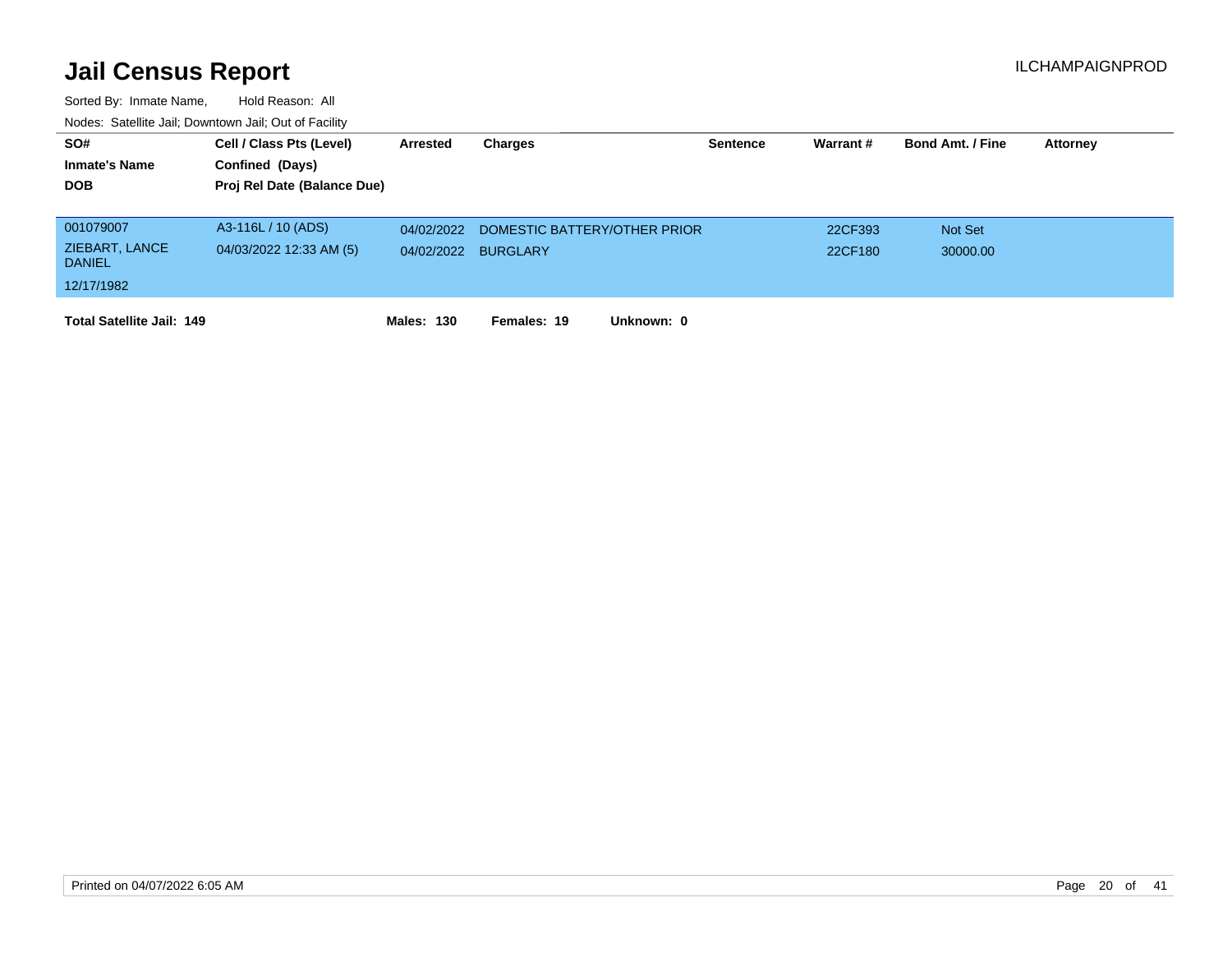# Jail Census Report

ILCHAMPAIGNPROD

Sorted By: Inmate Name, Hold Reason: All

Nodes: Satellite Jail; Downtown Jail; Out of Facility

| SO# / Inmate's Name / DOB | Cell / Class Pts (Level) / Confined (Days) / Proj Rel Date (Balance Due) | Arrested | Charges | Sentence | Warrant # | Bond Amt. / Fine | Attorney |
|---|---|---|---|---|---|---|---|
| 001079007 | A3-116L / 10 (ADS) | 04/02/2022 | DOMESTIC BATTERY/OTHER PRIOR | | 22CF393 | Not Set | |
| ZIEBART, LANCE DANIEL | 04/03/2022 12:33 AM (5) | 04/02/2022 | BURGLARY | | 22CF180 | 30000.00 | |
| 12/17/1982 | | | | | | | |

**Total Satellite Jail: 149** **Males: 130** **Females: 19** **Unknown: 0**

Printed on 04/07/2022 6:05 AM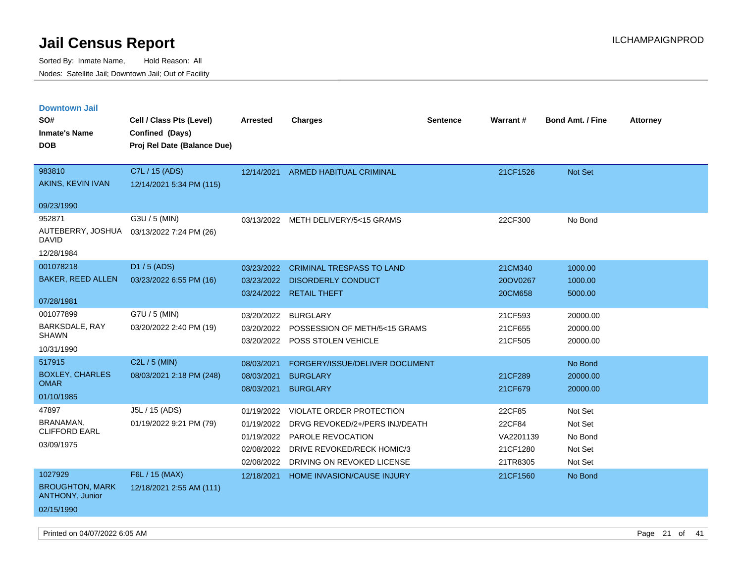# Jail Census Report

Sorted By: Inmate Name, Hold Reason: All

Nodes: Satellite Jail; Downtown Jail; Out of Facility

## Downtown Jail

| SO# / Inmate's Name / DOB | Cell / Class Pts (Level) / Confined (Days) / Proj Rel Date (Balance Due) | Arrested | Charges | Sentence | Warrant # | Bond Amt. / Fine | Attorney |
|---|---|---|---|---|---|---|---|
| 983810<br>AKINS, KEVIN IVAN<br>09/23/1990 | C7L / 15 (ADS)<br>12/14/2021 5:34 PM (115) | 12/14/2021 | ARMED HABITUAL CRIMINAL | | 21CF1526 | Not Set | |
| 952871<br>AUTEBERRY, JOSHUA DAVID<br>12/28/1984 | G3U / 5 (MIN)<br>03/13/2022 7:24 PM (26) | 03/13/2022 | METH DELIVERY/5<15 GRAMS | | 22CF300 | No Bond | |
| 001078218<br>BAKER, REED ALLEN<br>07/28/1981 | D1 / 5 (ADS)<br>03/23/2022 6:55 PM (16) | 03/23/2022 | CRIMINAL TRESPASS TO LAND | | 21CM340 | 1000.00 | |
| | | 03/23/2022 | DISORDERLY CONDUCT | | 20OV0267 | 1000.00 | |
| | | 03/24/2022 | RETAIL THEFT | | 20CM658 | 5000.00 | |
| 001077899<br>BARKSDALE, RAY SHAWN<br>10/31/1990 | G7U / 5 (MIN)<br>03/20/2022 2:40 PM (19) | 03/20/2022 | BURGLARY | | 21CF593 | 20000.00 | |
| | | 03/20/2022 | POSSESSION OF METH/5<15 GRAMS | | 21CF655 | 20000.00 | |
| | | 03/20/2022 | POSS STOLEN VEHICLE | | 21CF505 | 20000.00 | |
| 517915<br>BOXLEY, CHARLES OMAR<br>01/10/1985 | C2L / 5 (MIN)<br>08/03/2021 2:18 PM (248) | 08/03/2021 | FORGERY/ISSUE/DELIVER DOCUMENT | | | No Bond | |
| | | 08/03/2021 | BURGLARY | | 21CF289 | 20000.00 | |
| | | 08/03/2021 | BURGLARY | | 21CF679 | 20000.00 | |
| 47897<br>BRANAMAN, CLIFFORD EARL<br>03/09/1975 | J5L / 15 (ADS)<br>01/19/2022 9:21 PM (79) | 01/19/2022 | VIOLATE ORDER PROTECTION | | 22CF85 | Not Set | |
| | | 01/19/2022 | DRVG REVOKED/2+/PERS INJ/DEATH | | 22CF84 | Not Set | |
| | | 01/19/2022 | PAROLE REVOCATION | | VA2201139 | No Bond | |
| | | 02/08/2022 | DRIVE REVOKED/RECK HOMIC/3 | | 21CF1280 | Not Set | |
| | | 02/08/2022 | DRIVING ON REVOKED LICENSE | | 21TR8305 | Not Set | |
| 1027929<br>BROUGHTON, MARK ANTHONY, Junior<br>02/15/1990 | F6L / 15 (MAX)<br>12/18/2021 2:55 AM (111) | 12/18/2021 | HOME INVASION/CAUSE INJURY | | 21CF1560 | No Bond | |

Printed on 04/07/2022 6:05 AM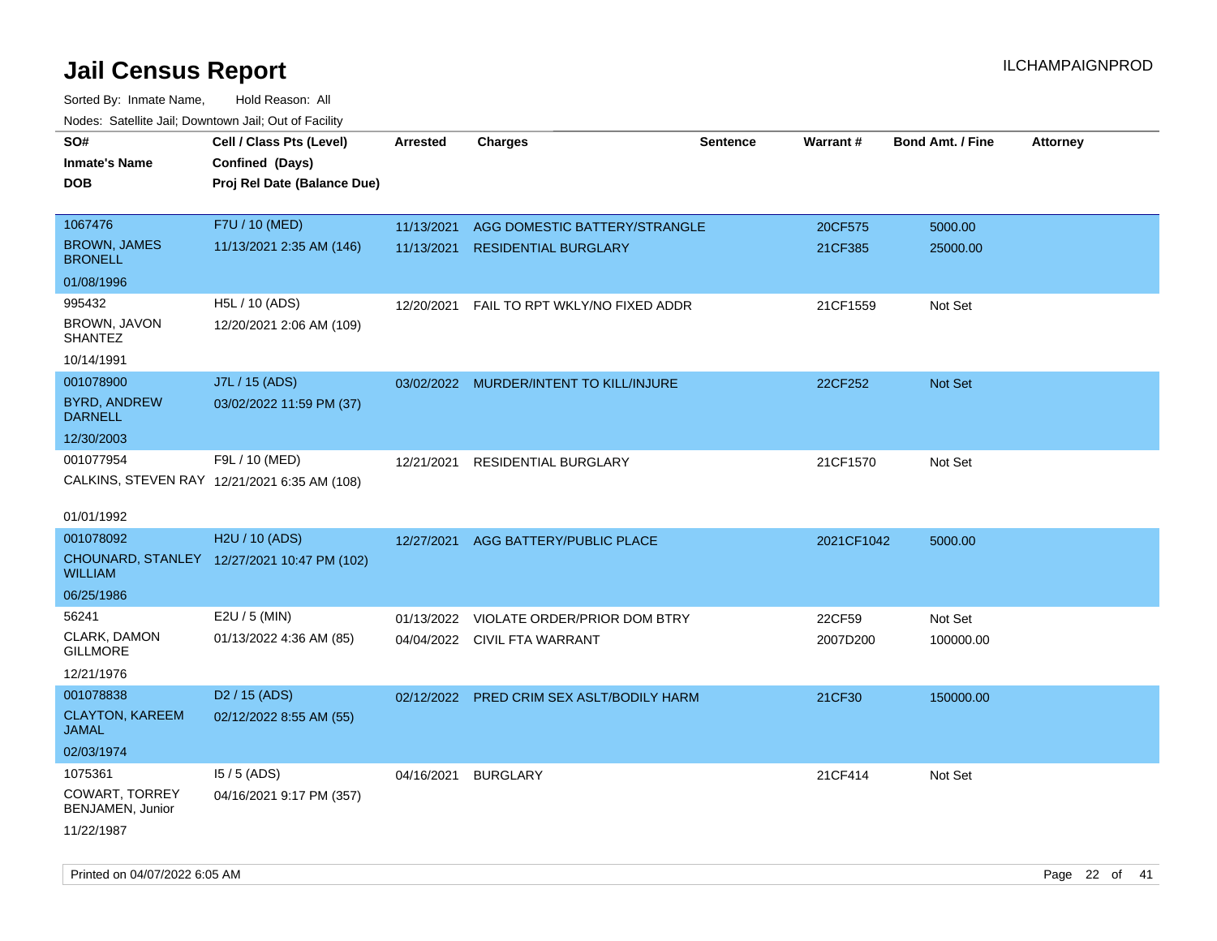# Jail Census Report

ILCHAMPAIGNPROD

Sorted By: Inmate Name, Hold Reason: All

Nodes: Satellite Jail; Downtown Jail; Out of Facility

| SO# / Inmate's Name / DOB | Cell / Class Pts (Level) / Confined (Days) / Proj Rel Date (Balance Due) | Arrested | Charges | Sentence | Warrant # | Bond Amt. / Fine | Attorney |
|---|---|---|---|---|---|---|---|
| 1067476 BROWN, JAMES BRONELL 01/08/1996 | F7U / 10 (MED) 11/13/2021 2:35 AM (146) | 11/13/2021 | AGG DOMESTIC BATTERY/STRANGLE | | 20CF575 | 5000.00 | |
| | | 11/13/2021 | RESIDENTIAL BURGLARY | | 21CF385 | 25000.00 | |
| 995432 BROWN, JAVON SHANTEZ 10/14/1991 | H5L / 10 (ADS) 12/20/2021 2:06 AM (109) | 12/20/2021 | FAIL TO RPT WKLY/NO FIXED ADDR | | 21CF1559 | Not Set | |
| 001078900 BYRD, ANDREW DARNELL 12/30/2003 | J7L / 15 (ADS) 03/02/2022 11:59 PM (37) | 03/02/2022 | MURDER/INTENT TO KILL/INJURE | | 22CF252 | Not Set | |
| 001077954 CALKINS, STEVEN RAY 01/01/1992 | F9L / 10 (MED) 12/21/2021 6:35 AM (108) | 12/21/2021 | RESIDENTIAL BURGLARY | | 21CF1570 | Not Set | |
| 001078092 CHOUNARD, STANLEY WILLIAM 06/25/1986 | H2U / 10 (ADS) 12/27/2021 10:47 PM (102) | 12/27/2021 | AGG BATTERY/PUBLIC PLACE | | 2021CF1042 | 5000.00 | |
| 56241 CLARK, DAMON GILLMORE 12/21/1976 | E2U / 5 (MIN) 01/13/2022 4:36 AM (85) | 01/13/2022 | VIOLATE ORDER/PRIOR DOM BTRY | | 22CF59 | Not Set | |
| | | 04/04/2022 | CIVIL FTA WARRANT | | 2007D200 | 100000.00 | |
| 001078838 CLAYTON, KAREEM JAMAL 02/03/1974 | D2 / 15 (ADS) 02/12/2022 8:55 AM (55) | 02/12/2022 | PRED CRIM SEX ASLT/BODILY HARM | | 21CF30 | 150000.00 | |
| 1075361 COWART, TORREY BENJAMEN, Junior 11/22/1987 | I5 / 5 (ADS) 04/16/2021 9:17 PM (357) | 04/16/2021 | BURGLARY | | 21CF414 | Not Set | |

Printed on 04/07/2022 6:05 AM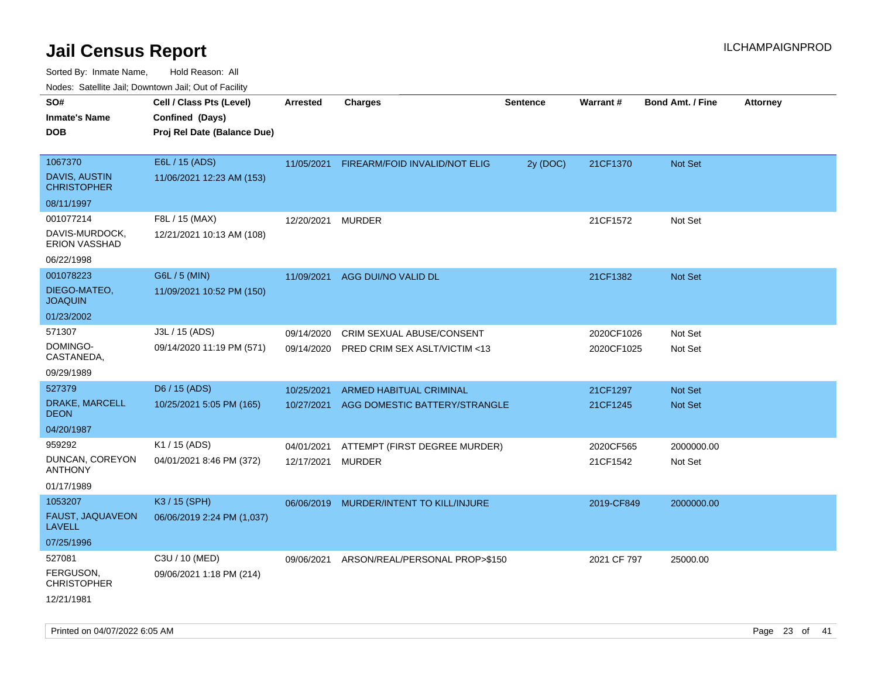# Jail Census Report

ILCHAMPAIGNPROD

Sorted By: Inmate Name, Hold Reason: All

Nodes: Satellite Jail; Downtown Jail; Out of Facility

| SO# / Inmate's Name / DOB | Cell / Class Pts (Level) / Confined (Days) / Proj Rel Date (Balance Due) | Arrested | Charges | Sentence | Warrant # | Bond Amt. / Fine | Attorney |
|---|---|---|---|---|---|---|---|
| 1067370<br>DAVIS, AUSTIN CHRISTOPHER<br>08/11/1997 | E6L / 15 (ADS)<br>11/06/2021 12:23 AM (153) | 11/05/2021 | FIREARM/FOID INVALID/NOT ELIG | 2y (DOC) | 21CF1370 | Not Set | |
| 001077214<br>DAVIS-MURDOCK, ERION VASSHAD<br>06/22/1998 | F8L / 15 (MAX)<br>12/21/2021 10:13 AM (108) | 12/20/2021 | MURDER | | 21CF1572 | Not Set | |
| 001078223<br>DIEGO-MATEO, JOAQUIN<br>01/23/2002 | G6L / 5 (MIN)<br>11/09/2021 10:52 PM (150) | 11/09/2021 | AGG DUI/NO VALID DL | | 21CF1382 | Not Set | |
| 571307<br>DOMINGO-CASTANEDA,<br>09/29/1989 | J3L / 15 (ADS)<br>09/14/2020 11:19 PM (571) | 09/14/2020<br>09/14/2020 | CRIM SEXUAL ABUSE/CONSENT<br>PRED CRIM SEX ASLT/VICTIM <13 | | 2020CF1026<br>2020CF1025 | Not Set<br>Not Set | |
| 527379<br>DRAKE, MARCELL DEON<br>04/20/1987 | D6 / 15 (ADS)<br>10/25/2021 5:05 PM (165) | 10/25/2021<br>10/27/2021 | ARMED HABITUAL CRIMINAL<br>AGG DOMESTIC BATTERY/STRANGLE | | 21CF1297<br>21CF1245 | Not Set<br>Not Set | |
| 959292<br>DUNCAN, COREYON ANTHONY<br>01/17/1989 | K1 / 15 (ADS)<br>04/01/2021 8:46 PM (372) | 04/01/2021<br>12/17/2021 | ATTEMPT (FIRST DEGREE MURDER)<br>MURDER | | 2020CF565<br>21CF1542 | 2000000.00<br>Not Set | |
| 1053207<br>FAUST, JAQUAVEON LAVELL<br>07/25/1996 | K3 / 15 (SPH)<br>06/06/2019 2:24 PM (1,037) | 06/06/2019 | MURDER/INTENT TO KILL/INJURE | | 2019-CF849 | 2000000.00 | |
| 527081<br>FERGUSON, CHRISTOPHER<br>12/21/1981 | C3U / 10 (MED)<br>09/06/2021 1:18 PM (214) | 09/06/2021 | ARSON/REAL/PERSONAL PROP>$150 | | 2021 CF 797 | 25000.00 | |

Printed on 04/07/2022 6:05 AM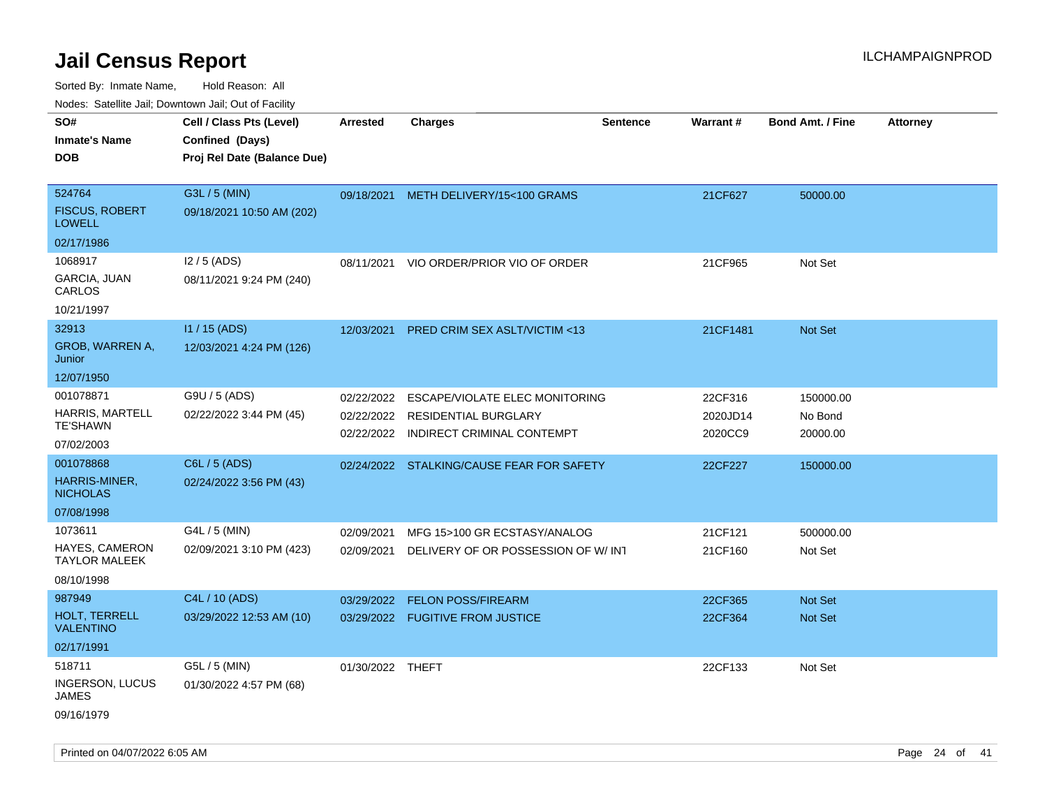# Jail Census Report

ILCHAMPAIGNPROD

Sorted By: Inmate Name, Hold Reason: All

Nodes: Satellite Jail; Downtown Jail; Out of Facility

| SO# / Inmate's Name / DOB | Cell / Class Pts (Level) / Confined (Days) / Proj Rel Date (Balance Due) | Arrested | Charges | Sentence | Warrant # | Bond Amt. / Fine | Attorney |
|---|---|---|---|---|---|---|---|
| 524764<br>FISCUS, ROBERT LOWELL<br>02/17/1986 | G3L / 5 (MIN)<br>09/18/2021 10:50 AM (202) | 09/18/2021 | METH DELIVERY/15<100 GRAMS | | 21CF627 | 50000.00 | |
| 1068917<br>GARCIA, JUAN CARLOS<br>10/21/1997 | I2 / 5 (ADS)<br>08/11/2021 9:24 PM (240) | 08/11/2021 | VIO ORDER/PRIOR VIO OF ORDER | | 21CF965 | Not Set | |
| 32913<br>GROB, WARREN A, Junior<br>12/07/1950 | I1 / 15 (ADS)<br>12/03/2021 4:24 PM (126) | 12/03/2021 | PRED CRIM SEX ASLT/VICTIM <13 | | 21CF1481 | Not Set | |
| 001078871<br>HARRIS, MARTELL TE'SHAWN<br>07/02/2003 | G9U / 5 (ADS)<br>02/22/2022 3:44 PM (45) | 02/22/2022<br>02/22/2022<br>02/22/2022 | ESCAPE/VIOLATE ELEC MONITORING<br>RESIDENTIAL BURGLARY<br>INDIRECT CRIMINAL CONTEMPT | | 22CF316<br>2020JD14<br>2020CC9 | 150000.00<br>No Bond<br>20000.00 | |
| 001078868<br>HARRIS-MINER, NICHOLAS<br>07/08/1998 | C6L / 5 (ADS)<br>02/24/2022 3:56 PM (43) | 02/24/2022 | STALKING/CAUSE FEAR FOR SAFETY | | 22CF227 | 150000.00 | |
| 1073611<br>HAYES, CAMERON TAYLOR MALEEK<br>08/10/1998 | G4L / 5 (MIN)<br>02/09/2021 3:10 PM (423) | 02/09/2021<br>02/09/2021 | MFG 15>100 GR ECSTASY/ANALOG<br>DELIVERY OF OR POSSESSION OF W/ INT | | 21CF121<br>21CF160 | 500000.00<br>Not Set | |
| 987949<br>HOLT, TERRELL VALENTINO<br>02/17/1991 | C4L / 10 (ADS)<br>03/29/2022 12:53 AM (10) | 03/29/2022<br>03/29/2022 | FELON POSS/FIREARM<br>FUGITIVE FROM JUSTICE | | 22CF365<br>22CF364 | Not Set<br>Not Set | |
| 518711<br>INGERSON, LUCUS JAMES<br>09/16/1979 | G5L / 5 (MIN)<br>01/30/2022 4:57 PM (68) | 01/30/2022 | THEFT | | 22CF133 | Not Set | |

Printed on 04/07/2022 6:05 AM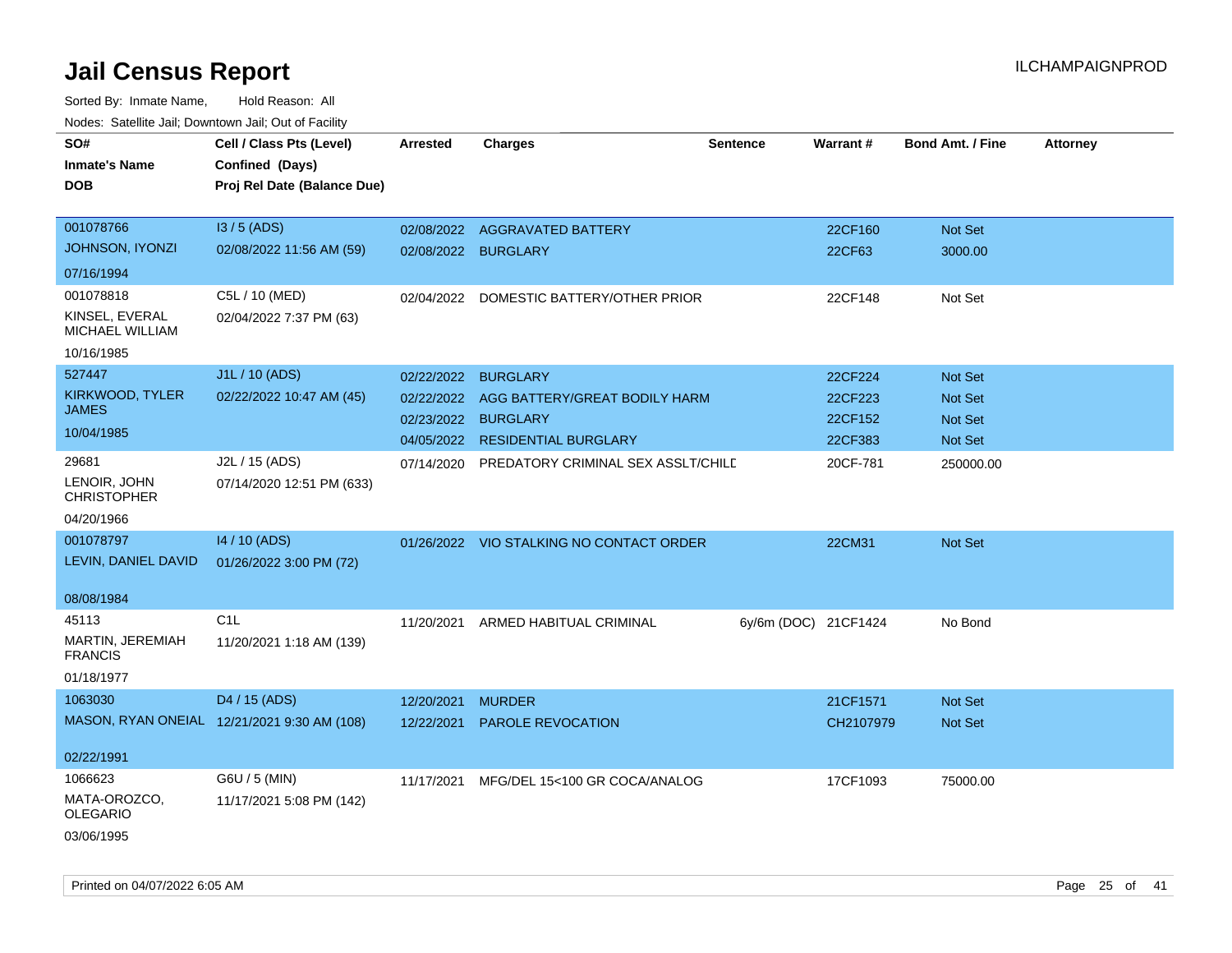# Jail Census Report

ILCHAMPAIGNPROD

Sorted By: Inmate Name, Hold Reason: All

Nodes: Satellite Jail; Downtown Jail; Out of Facility

| SO# / Inmate's Name / DOB | Cell / Class Pts (Level) / Confined (Days) / Proj Rel Date (Balance Due) | Arrested | Charges | Sentence | Warrant # | Bond Amt. / Fine | Attorney |
|---|---|---|---|---|---|---|---|
| 001078766 JOHNSON, IYONZI 07/16/1994 | I3 / 5 (ADS) 02/08/2022 11:56 AM (59) | 02/08/2022 | AGGRAVATED BATTERY | | 22CF160 | Not Set | |
| | | 02/08/2022 | BURGLARY | | 22CF63 | 3000.00 | |
| 001078818 KINSEL, EVERAL MICHAEL WILLIAM 10/16/1985 | C5L / 10 (MED) 02/04/2022 7:37 PM (63) | 02/04/2022 | DOMESTIC BATTERY/OTHER PRIOR | | 22CF148 | Not Set | |
| 527447 KIRKWOOD, TYLER JAMES 10/04/1985 | J1L / 10 (ADS) 02/22/2022 10:47 AM (45) | 02/22/2022 | BURGLARY | | 22CF224 | Not Set | |
| | | 02/22/2022 | AGG BATTERY/GREAT BODILY HARM | | 22CF223 | Not Set | |
| | | 02/23/2022 | BURGLARY | | 22CF152 | Not Set | |
| | | 04/05/2022 | RESIDENTIAL BURGLARY | | 22CF383 | Not Set | |
| 29681 LENOIR, JOHN CHRISTOPHER 04/20/1966 | J2L / 15 (ADS) 07/14/2020 12:51 PM (633) | 07/14/2020 | PREDATORY CRIMINAL SEX ASSLT/CHILD | | 20CF-781 | 250000.00 | |
| 001078797 LEVIN, DANIEL DAVID 08/08/1984 | I4 / 10 (ADS) 01/26/2022 3:00 PM (72) | 01/26/2022 | VIO STALKING NO CONTACT ORDER | | 22CM31 | Not Set | |
| 45113 MARTIN, JEREMIAH FRANCIS 01/18/1977 | C1L 11/20/2021 1:18 AM (139) | 11/20/2021 | ARMED HABITUAL CRIMINAL | 6y/6m (DOC) | 21CF1424 | No Bond | |
| 1063030 MASON, RYAN ONEIAL 02/22/1991 | D4 / 15 (ADS) 12/21/2021 9:30 AM (108) | 12/20/2021 | MURDER | | 21CF1571 | Not Set | |
| | | 12/22/2021 | PAROLE REVOCATION | | CH2107979 | Not Set | |
| 1066623 MATA-OROZCO, OLEGARIO 03/06/1995 | G6U / 5 (MIN) 11/17/2021 5:08 PM (142) | 11/17/2021 | MFG/DEL 15<100 GR COCA/ANALOG | | 17CF1093 | 75000.00 | |

Printed on 04/07/2022 6:05 AM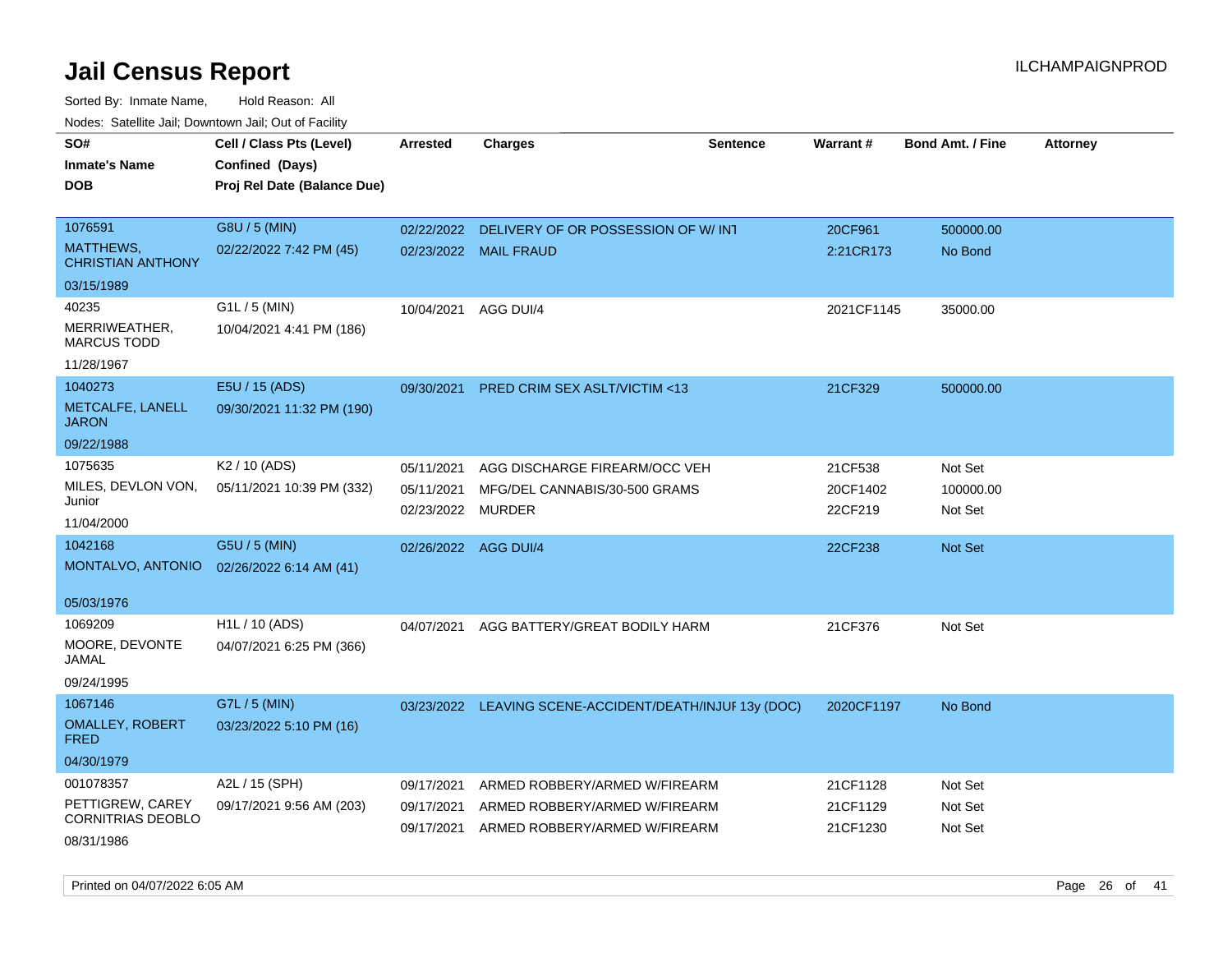# Jail Census Report

ILCHAMPAIGNPROD

Sorted By: Inmate Name, Hold Reason: All

Nodes: Satellite Jail; Downtown Jail; Out of Facility

| SO# / Inmate's Name / DOB | Cell / Class Pts (Level) / Confined (Days) / Proj Rel Date (Balance Due) | Arrested | Charges | Sentence | Warrant # | Bond Amt. / Fine | Attorney |
|---|---|---|---|---|---|---|---|
| 1076591<br>MATTHEWS, CHRISTIAN ANTHONY<br>03/15/1989 | G8U / 5 (MIN)<br>02/22/2022 7:42 PM (45) | 02/22/2022<br>02/23/2022 | DELIVERY OF OR POSSESSION OF W/ INT<br>MAIL FRAUD | | 20CF961<br>2:21CR173 | 500000.00<br>No Bond | |
| 40235<br>MERRIWEATHER, MARCUS TODD<br>11/28/1967 | G1L / 5 (MIN)<br>10/04/2021 4:41 PM (186) | 10/04/2021 | AGG DUI/4 | | 2021CF1145 | 35000.00 | |
| 1040273<br>METCALFE, LANELL JARON<br>09/22/1988 | E5U / 15 (ADS)<br>09/30/2021 11:32 PM (190) | 09/30/2021 | PRED CRIM SEX ASLT/VICTIM <13 | | 21CF329 | 500000.00 | |
| 1075635<br>MILES, DEVLON VON, Junior<br>11/04/2000 | K2 / 10 (ADS)<br>05/11/2021 10:39 PM (332) | 05/11/2021<br>05/11/2021<br>02/23/2022 | AGG DISCHARGE FIREARM/OCC VEH<br>MFG/DEL CANNABIS/30-500 GRAMS<br>MURDER | | 21CF538<br>20CF1402<br>22CF219 | Not Set<br>100000.00<br>Not Set | |
| 1042168<br>MONTALVO, ANTONIO<br>05/03/1976 | G5U / 5 (MIN)<br>02/26/2022 6:14 AM (41) | 02/26/2022 | AGG DUI/4 | | 22CF238 | Not Set | |
| 1069209<br>MOORE, DEVONTE JAMAL<br>09/24/1995 | H1L / 10 (ADS)<br>04/07/2021 6:25 PM (366) | 04/07/2021 | AGG BATTERY/GREAT BODILY HARM | | 21CF376 | Not Set | |
| 1067146<br>OMALLEY, ROBERT FRED<br>04/30/1979 | G7L / 5 (MIN)<br>03/23/2022 5:10 PM (16) | 03/23/2022 | LEAVING SCENE-ACCIDENT/DEATH/INJUF | 13y (DOC) | 2020CF1197 | No Bond | |
| 001078357<br>PETTIGREW, CAREY CORNITRIAS DEOBLO<br>08/31/1986 | A2L / 15 (SPH)<br>09/17/2021 9:56 AM (203) | 09/17/2021<br>09/17/2021<br>09/17/2021 | ARMED ROBBERY/ARMED W/FIREARM<br>ARMED ROBBERY/ARMED W/FIREARM<br>ARMED ROBBERY/ARMED W/FIREARM | | 21CF1128<br>21CF1129<br>21CF1230 | Not Set<br>Not Set<br>Not Set | |

Printed on 04/07/2022 6:05 AM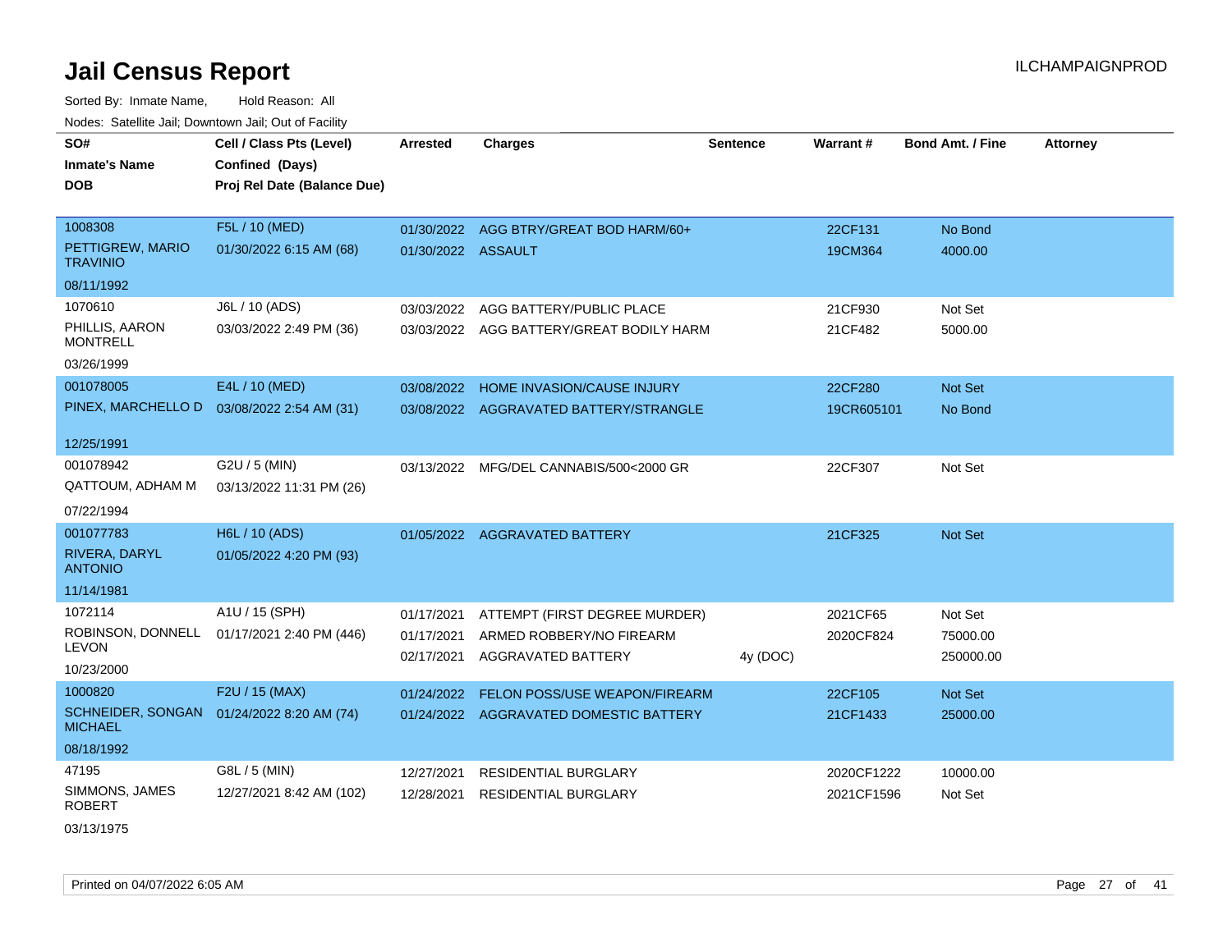# Jail Census Report

ILCHAMPAIGNPROD

Sorted By: Inmate Name, Hold Reason: All

Nodes: Satellite Jail; Downtown Jail; Out of Facility

| SO# / Inmate's Name / DOB | Cell / Class Pts (Level) / Confined (Days) / Proj Rel Date (Balance Due) | Arrested | Charges | Sentence | Warrant # | Bond Amt. / Fine | Attorney |
|---|---|---|---|---|---|---|---|
| 1008308 PETTIGREW, MARIO TRAVINIO 08/11/1992 | F5L / 10 (MED) 01/30/2022 6:15 AM (68) | 01/30/2022 | AGG BTRY/GREAT BOD HARM/60+ | | 22CF131 | No Bond | |
| | | 01/30/2022 | ASSAULT | | 19CM364 | 4000.00 | |
| 1070610 PHILLIS, AARON MONTRELL 03/26/1999 | J6L / 10 (ADS) 03/03/2022 2:49 PM (36) | 03/03/2022 | AGG BATTERY/PUBLIC PLACE | | 21CF930 | Not Set | |
| | | 03/03/2022 | AGG BATTERY/GREAT BODILY HARM | | 21CF482 | 5000.00 | |
| 001078005 PINEX, MARCHELLO D 12/25/1991 | E4L / 10 (MED) 03/08/2022 2:54 AM (31) | 03/08/2022 | HOME INVASION/CAUSE INJURY | | 22CF280 | Not Set | |
| | | 03/08/2022 | AGGRAVATED BATTERY/STRANGLE | | 19CR605101 | No Bond | |
| 001078942 QATTOUM, ADHAM M 07/22/1994 | G2U / 5 (MIN) 03/13/2022 11:31 PM (26) | 03/13/2022 | MFG/DEL CANNABIS/500<2000 GR | | 22CF307 | Not Set | |
| 001077783 RIVERA, DARYL ANTONIO 11/14/1981 | H6L / 10 (ADS) 01/05/2022 4:20 PM (93) | 01/05/2022 | AGGRAVATED BATTERY | | 21CF325 | Not Set | |
| 1072114 ROBINSON, DONNELL LEVON 10/23/2000 | A1U / 15 (SPH) 01/17/2021 2:40 PM (446) | 01/17/2021 | ATTEMPT (FIRST DEGREE MURDER) | | 2021CF65 | Not Set | |
| | | 01/17/2021 | ARMED ROBBERY/NO FIREARM | | 2020CF824 | 75000.00 | |
| | | 02/17/2021 | AGGRAVATED BATTERY | 4y (DOC) | | 250000.00 | |
| 1000820 SCHNEIDER, SONGAN MICHAEL 08/18/1992 | F2U / 15 (MAX) 01/24/2022 8:20 AM (74) | 01/24/2022 | FELON POSS/USE WEAPON/FIREARM | | 22CF105 | Not Set | |
| | | 01/24/2022 | AGGRAVATED DOMESTIC BATTERY | | 21CF1433 | 25000.00 | |
| 47195 SIMMONS, JAMES ROBERT 03/13/1975 | G8L / 5 (MIN) 12/27/2021 8:42 AM (102) | 12/27/2021 | RESIDENTIAL BURGLARY | | 2020CF1222 | 10000.00 | |
| | | 12/28/2021 | RESIDENTIAL BURGLARY | | 2021CF1596 | Not Set | |

Printed on 04/07/2022 6:05 AM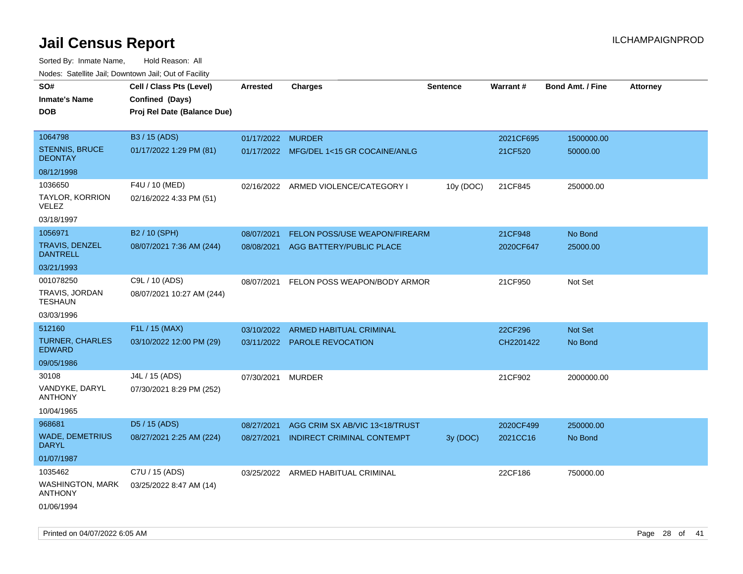# Jail Census Report

ILCHAMPAIGNPROD

Sorted By: Inmate Name, Hold Reason: All

Nodes: Satellite Jail; Downtown Jail; Out of Facility

| SO# / Inmate's Name / DOB | Cell / Class Pts (Level) / Confined (Days) / Proj Rel Date (Balance Due) | Arrested | Charges | Sentence | Warrant # | Bond Amt. / Fine | Attorney |
|---|---|---|---|---|---|---|---|
| 1064798<br>STENNIS, BRUCE DEONTAY<br>08/12/1998 | B3 / 15 (ADS)<br>01/17/2022 1:29 PM (81) | 01/17/2022 | MURDER | | 2021CF695 | 1500000.00 | |
| | | 01/17/2022 | MFG/DEL 1<15 GR COCAINE/ANLG | | 21CF520 | 50000.00 | |
| 1036650<br>TAYLOR, KORRION VELEZ<br>03/18/1997 | F4U / 10 (MED)<br>02/16/2022 4:33 PM (51) | 02/16/2022 | ARMED VIOLENCE/CATEGORY I | 10y (DOC) | 21CF845 | 250000.00 | |
| 1056971<br>TRAVIS, DENZEL DANTRELL<br>03/21/1993 | B2 / 10 (SPH)<br>08/07/2021 7:36 AM (244) | 08/07/2021 | FELON POSS/USE WEAPON/FIREARM | | 21CF948 | No Bond | |
| | | 08/08/2021 | AGG BATTERY/PUBLIC PLACE | | 2020CF647 | 25000.00 | |
| 001078250<br>TRAVIS, JORDAN TESHAUN<br>03/03/1996 | C9L / 10 (ADS)<br>08/07/2021 10:27 AM (244) | 08/07/2021 | FELON POSS WEAPON/BODY ARMOR | | 21CF950 | Not Set | |
| 512160<br>TURNER, CHARLES EDWARD<br>09/05/1986 | F1L / 15 (MAX)<br>03/10/2022 12:00 PM (29) | 03/10/2022 | ARMED HABITUAL CRIMINAL | | 22CF296 | Not Set | |
| | | 03/11/2022 | PAROLE REVOCATION | | CH2201422 | No Bond | |
| 30108<br>VANDYKE, DARYL ANTHONY<br>10/04/1965 | J4L / 15 (ADS)<br>07/30/2021 8:29 PM (252) | 07/30/2021 | MURDER | | 21CF902 | 2000000.00 | |
| 968681<br>WADE, DEMETRIUS DARYL<br>01/07/1987 | D5 / 15 (ADS)<br>08/27/2021 2:25 AM (224) | 08/27/2021 | AGG CRIM SX AB/VIC 13<18/TRUST | | 2020CF499 | 250000.00 | |
| | | 08/27/2021 | INDIRECT CRIMINAL CONTEMPT | 3y (DOC) | 2021CC16 | No Bond | |
| 1035462<br>WASHINGTON, MARK ANTHONY<br>01/06/1994 | C7U / 15 (ADS)<br>03/25/2022 8:47 AM (14) | 03/25/2022 | ARMED HABITUAL CRIMINAL | | 22CF186 | 750000.00 | |

Printed on 04/07/2022 6:05 AM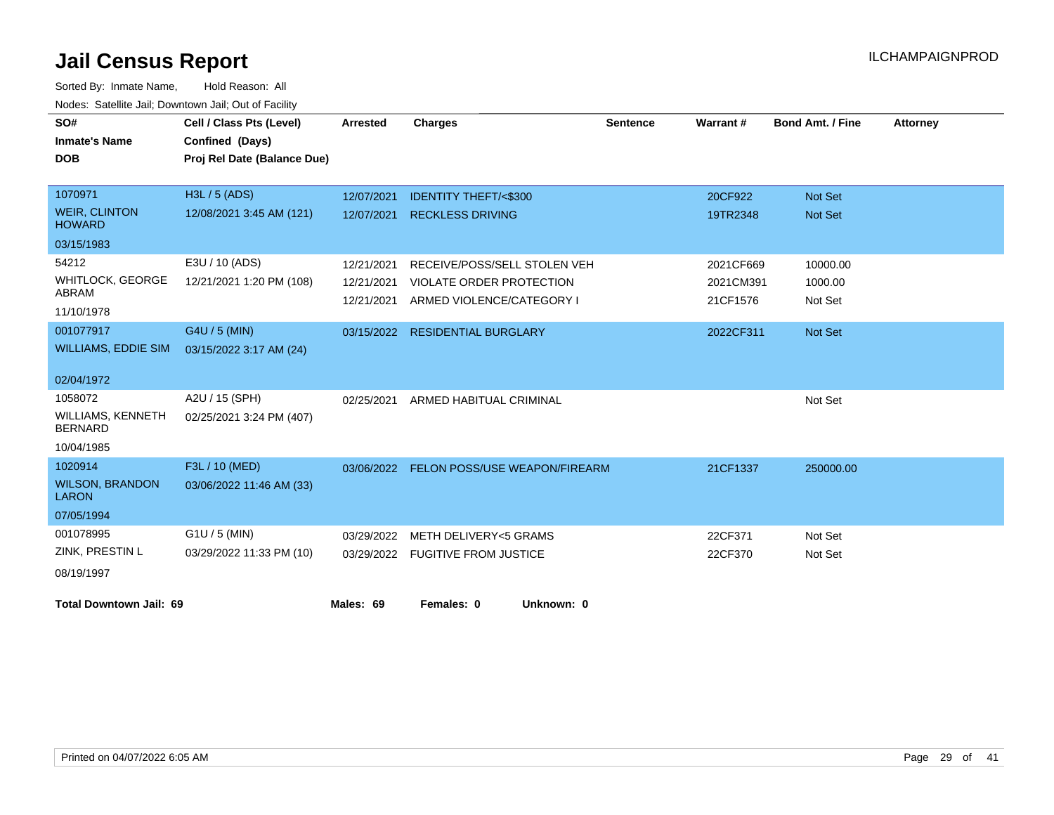# Jail Census Report

ILCHAMPAIGNPROD

Sorted By: Inmate Name, Hold Reason: All

Nodes: Satellite Jail; Downtown Jail; Out of Facility

| SO# / Inmate's Name / DOB | Cell / Class Pts (Level) / Confined (Days) / Proj Rel Date (Balance Due) | Arrested | Charges | Sentence | Warrant # | Bond Amt. / Fine | Attorney |
|---|---|---|---|---|---|---|---|
| 1070971 | H3L / 5 (ADS) | 12/07/2021 | IDENTITY THEFT/<$300 | | 20CF922 | Not Set | |
| WEIR, CLINTON HOWARD | 12/08/2021 3:45 AM (121) | 12/07/2021 | RECKLESS DRIVING | | 19TR2348 | Not Set | |
| 03/15/1983 | | | | | | | |
| 54212 | E3U / 10 (ADS) | 12/21/2021 | RECEIVE/POSS/SELL STOLEN VEH | | 2021CF669 | 10000.00 | |
| WHITLOCK, GEORGE ABRAM | 12/21/2021 1:20 PM (108) | 12/21/2021 | VIOLATE ORDER PROTECTION | | 2021CM391 | 1000.00 | |
| 11/10/1978 | | 12/21/2021 | ARMED VIOLENCE/CATEGORY I | | 21CF1576 | Not Set | |
| 001077917 | G4U / 5 (MIN) | 03/15/2022 | RESIDENTIAL BURGLARY | | 2022CF311 | Not Set | |
| WILLIAMS, EDDIE SIM | 03/15/2022 3:17 AM (24) | | | | | | |
| 02/04/1972 | | | | | | | |
| 1058072 | A2U / 15 (SPH) | 02/25/2021 | ARMED HABITUAL CRIMINAL | | | Not Set | |
| WILLIAMS, KENNETH BERNARD | 02/25/2021 3:24 PM (407) | | | | | | |
| 10/04/1985 | | | | | | | |
| 1020914 | F3L / 10 (MED) | 03/06/2022 | FELON POSS/USE WEAPON/FIREARM | | 21CF1337 | 250000.00 | |
| WILSON, BRANDON LARON | 03/06/2022 11:46 AM (33) | | | | | | |
| 07/05/1994 | | | | | | | |
| 001078995 | G1U / 5 (MIN) | 03/29/2022 | METH DELIVERY<5 GRAMS | | 22CF371 | Not Set | |
| ZINK, PRESTIN L | 03/29/2022 11:33 PM (10) | 03/29/2022 | FUGITIVE FROM JUSTICE | | 22CF370 | Not Set | |
| 08/19/1997 | | | | | | | |

**Total Downtown Jail: 69** **Males: 69** **Females: 0** **Unknown: 0**

Printed on 04/07/2022 6:05 AM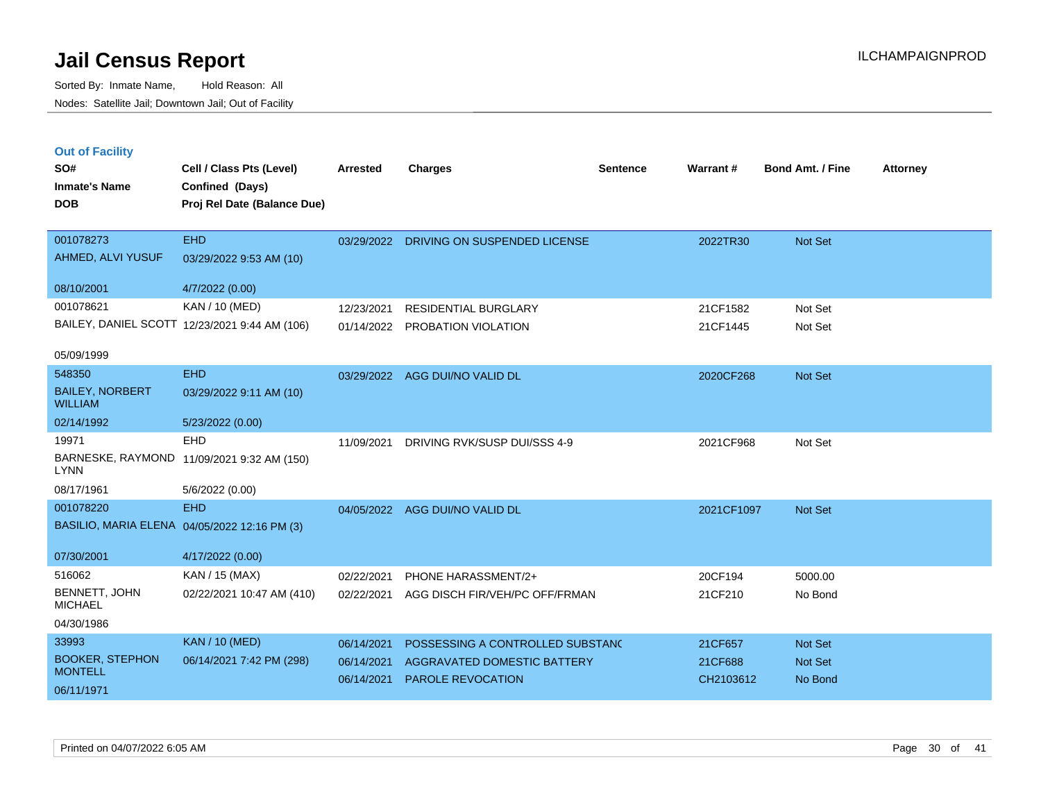# Jail Census Report

ILCHAMPAIGNPROD

Sorted By: Inmate Name, Hold Reason: All

Nodes: Satellite Jail; Downtown Jail; Out of Facility

### Out of Facility

| SO# / Inmate's Name / DOB | Cell / Class Pts (Level) / Confined (Days) / Proj Rel Date (Balance Due) | Arrested | Charges | Sentence | Warrant # | Bond Amt. / Fine | Attorney |
|---|---|---|---|---|---|---|---|
| 001078273<br>AHMED, ALVI YUSUF<br>08/10/2001 | EHD<br>03/29/2022 9:53 AM (10)<br>4/7/2022 (0.00) | 03/29/2022 | DRIVING ON SUSPENDED LICENSE | | 2022TR30 | Not Set | |
| 001078621<br>BAILEY, DANIEL SCOTT<br>05/09/1999 | KAN / 10 (MED)<br>12/23/2021 9:44 AM (106) | 12/23/2021 | RESIDENTIAL BURGLARY | | 21CF1582 | Not Set | |
| | | 01/14/2022 | PROBATION VIOLATION | | 21CF1445 | Not Set | |
| 548350<br>BAILEY, NORBERT WILLIAM<br>02/14/1992 | EHD<br>03/29/2022 9:11 AM (10)<br>5/23/2022 (0.00) | 03/29/2022 | AGG DUI/NO VALID DL | | 2020CF268 | Not Set | |
| 19971<br>BARNESKE, RAYMOND LYNN<br>08/17/1961 | EHD<br>11/09/2021 9:32 AM (150)<br>5/6/2022 (0.00) | 11/09/2021 | DRIVING RVK/SUSP DUI/SSS 4-9 | | 2021CF968 | Not Set | |
| 001078220<br>BASILIO, MARIA ELENA<br>07/30/2001 | EHD<br>04/05/2022 12:16 PM (3)<br>4/17/2022 (0.00) | 04/05/2022 | AGG DUI/NO VALID DL | | 2021CF1097 | Not Set | |
| 516062<br>BENNETT, JOHN MICHAEL<br>04/30/1986 | KAN / 15 (MAX)<br>02/22/2021 10:47 AM (410) | 02/22/2021 | PHONE HARASSMENT/2+ | | 20CF194 | 5000.00 | |
| | | 02/22/2021 | AGG DISCH FIR/VEH/PC OFF/FRMAN | | 21CF210 | No Bond | |
| 33993<br>BOOKER, STEPHON MONTELL<br>06/11/1971 | KAN / 10 (MED)<br>06/14/2021 7:42 PM (298) | 06/14/2021 | POSSESSING A CONTROLLED SUBSTANC | | 21CF657 | Not Set | |
| | | 06/14/2021 | AGGRAVATED DOMESTIC BATTERY | | 21CF688 | Not Set | |
| | | 06/14/2021 | PAROLE REVOCATION | | CH2103612 | No Bond | |

Printed on 04/07/2022 6:05 AM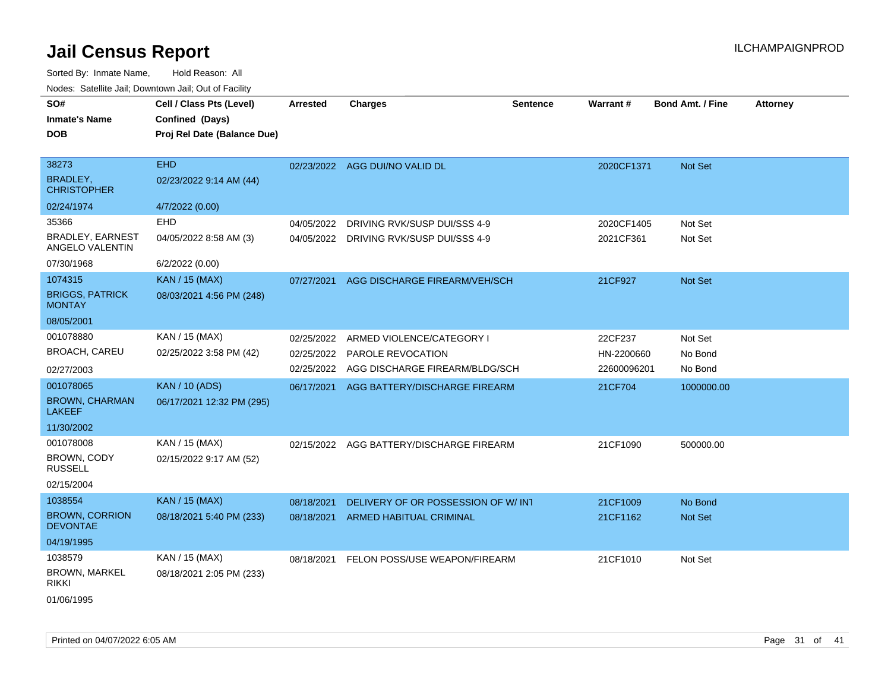# Jail Census Report

ILCHAMPAIGNPROD

Sorted By: Inmate Name, Hold Reason: All

Nodes: Satellite Jail; Downtown Jail; Out of Facility

| SO# / Inmate's Name / DOB | Cell / Class Pts (Level) / Confined (Days) / Proj Rel Date (Balance Due) | Arrested | Charges | Sentence | Warrant # | Bond Amt. / Fine | Attorney |
|---|---|---|---|---|---|---|---|
| 38273<br>BRADLEY, CHRISTOPHER<br>02/24/1974 | EHD<br>02/23/2022 9:14 AM (44)<br>4/7/2022 (0.00) | 02/23/2022 | AGG DUI/NO VALID DL | | 2020CF1371 | Not Set | |
| 35366<br>BRADLEY, EARNEST ANGELO VALENTIN<br>07/30/1968 | EHD<br>04/05/2022 8:58 AM (3)<br>6/2/2022 (0.00) | 04/05/2022<br>04/05/2022 | DRIVING RVK/SUSP DUI/SSS 4-9<br>DRIVING RVK/SUSP DUI/SSS 4-9 | | 2020CF1405<br>2021CF361 | Not Set<br>Not Set | |
| 1074315<br>BRIGGS, PATRICK MONTAY<br>08/05/2001 | KAN / 15 (MAX)<br>08/03/2021 4:56 PM (248) | 07/27/2021 | AGG DISCHARGE FIREARM/VEH/SCH | | 21CF927 | Not Set | |
| 001078880<br>BROACH, CAREU<br>02/27/2003 | KAN / 15 (MAX)<br>02/25/2022 3:58 PM (42) | 02/25/2022<br>02/25/2022<br>02/25/2022 | ARMED VIOLENCE/CATEGORY I<br>PAROLE REVOCATION<br>AGG DISCHARGE FIREARM/BLDG/SCH | | 22CF237<br>HN-2200660<br>22600096201 | Not Set<br>No Bond<br>No Bond | |
| 001078065<br>BROWN, CHARMAN LAKEEF<br>11/30/2002 | KAN / 10 (ADS)<br>06/17/2021 12:32 PM (295) | 06/17/2021 | AGG BATTERY/DISCHARGE FIREARM | | 21CF704 | 1000000.00 | |
| 001078008<br>BROWN, CODY RUSSELL<br>02/15/2004 | KAN / 15 (MAX)<br>02/15/2022 9:17 AM (52) | 02/15/2022 | AGG BATTERY/DISCHARGE FIREARM | | 21CF1090 | 500000.00 | |
| 1038554<br>BROWN, CORRION DEVONTAE<br>04/19/1995 | KAN / 15 (MAX)<br>08/18/2021 5:40 PM (233) | 08/18/2021<br>08/18/2021 | DELIVERY OF OR POSSESSION OF W/ INT<br>ARMED HABITUAL CRIMINAL | | 21CF1009<br>21CF1162 | No Bond<br>Not Set | |
| 1038579<br>BROWN, MARKEL RIKKI<br>01/06/1995 | KAN / 15 (MAX)<br>08/18/2021 2:05 PM (233) | 08/18/2021 | FELON POSS/USE WEAPON/FIREARM | | 21CF1010 | Not Set | |

Printed on 04/07/2022 6:05 AM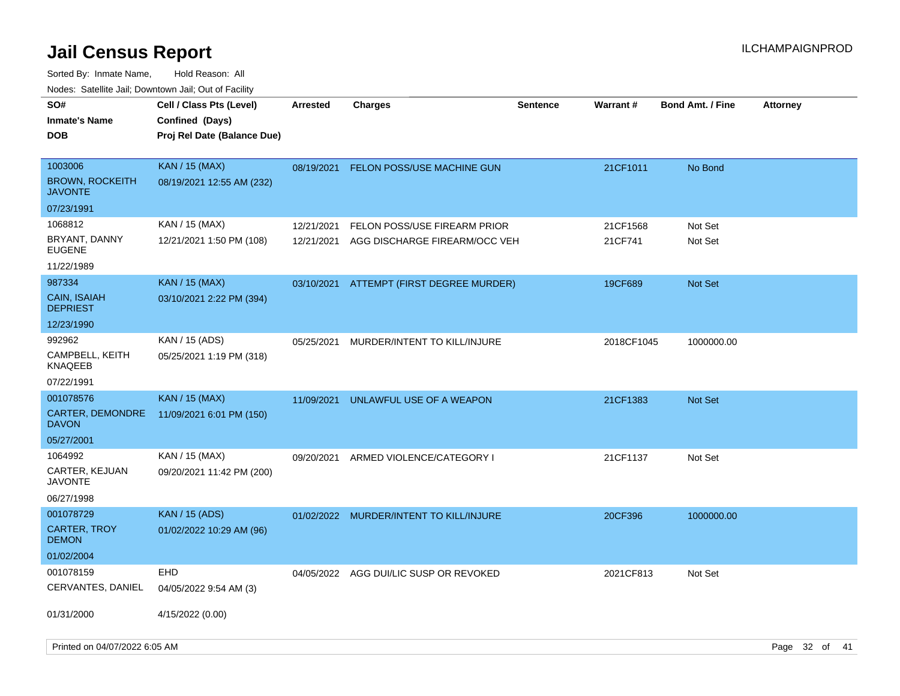# Jail Census Report

ILCHAMPAIGNPROD

Sorted By: Inmate Name, Hold Reason: All

Nodes: Satellite Jail; Downtown Jail; Out of Facility

| SO# / Inmate's Name / DOB | Cell / Class Pts (Level) / Confined (Days) / Proj Rel Date (Balance Due) | Arrested | Charges | Sentence | Warrant # | Bond Amt. / Fine | Attorney |
|---|---|---|---|---|---|---|---|
| 1003006<br>BROWN, ROCKEITH JAVONTE<br>07/23/1991 | KAN / 15 (MAX)<br>08/19/2021 12:55 AM (232) | 08/19/2021 | FELON POSS/USE MACHINE GUN | | 21CF1011 | No Bond | |
| 1068812<br>BRYANT, DANNY EUGENE<br>11/22/1989 | KAN / 15 (MAX)<br>12/21/2021 1:50 PM (108) | 12/21/2021<br>12/21/2021 | FELON POSS/USE FIREARM PRIOR<br>AGG DISCHARGE FIREARM/OCC VEH | | 21CF1568<br>21CF741 | Not Set<br>Not Set | |
| 987334<br>CAIN, ISAIAH DEPRIEST<br>12/23/1990 | KAN / 15 (MAX)<br>03/10/2021 2:22 PM (394) | 03/10/2021 | ATTEMPT (FIRST DEGREE MURDER) | | 19CF689 | Not Set | |
| 992962<br>CAMPBELL, KEITH KNAQEEB<br>07/22/1991 | KAN / 15 (ADS)<br>05/25/2021 1:19 PM (318) | 05/25/2021 | MURDER/INTENT TO KILL/INJURE | | 2018CF1045 | 1000000.00 | |
| 001078576<br>CARTER, DEMONDRE DAVON<br>05/27/2001 | KAN / 15 (MAX)<br>11/09/2021 6:01 PM (150) | 11/09/2021 | UNLAWFUL USE OF A WEAPON | | 21CF1383 | Not Set | |
| 1064992<br>CARTER, KEJUAN JAVONTE<br>06/27/1998 | KAN / 15 (MAX)<br>09/20/2021 11:42 PM (200) | 09/20/2021 | ARMED VIOLENCE/CATEGORY I | | 21CF1137 | Not Set | |
| 001078729<br>CARTER, TROY DEMON<br>01/02/2004 | KAN / 15 (ADS)<br>01/02/2022 10:29 AM (96) | 01/02/2022 | MURDER/INTENT TO KILL/INJURE | | 20CF396 | 1000000.00 | |
| 001078159<br>CERVANTES, DANIEL<br>01/31/2000 | EHD<br>04/05/2022 9:54 AM (3)<br>4/15/2022 (0.00) | 04/05/2022 | AGG DUI/LIC SUSP OR REVOKED | | 2021CF813 | Not Set | |

Printed on 04/07/2022 6:05 AM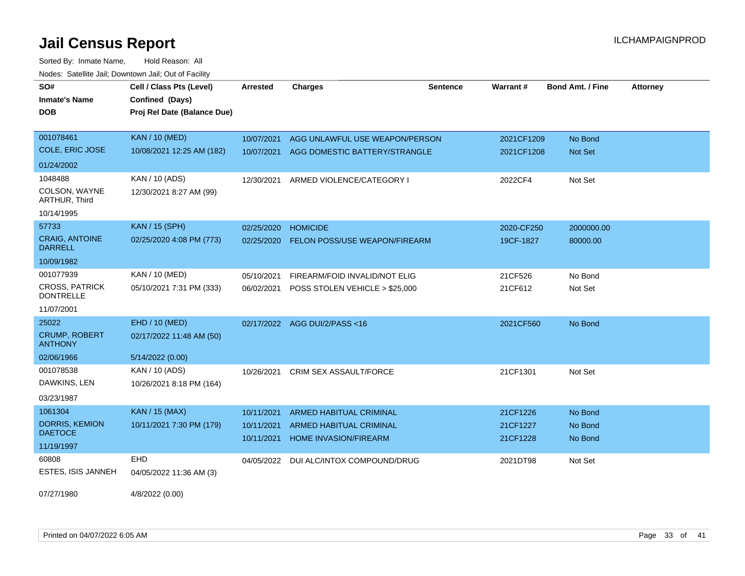# Jail Census Report

ILCHAMPAIGNPROD

Sorted By: Inmate Name, Hold Reason: All

Nodes: Satellite Jail; Downtown Jail; Out of Facility

| SO#<br>Inmate's Name<br>DOB | Cell / Class Pts (Level)<br>Confined (Days)<br>Proj Rel Date (Balance Due) | Arrested | Charges | Sentence | Warrant # | Bond Amt. / Fine | Attorney |
|---|---|---|---|---|---|---|---|
| 001078461<br>COLE, ERIC JOSE<br>01/24/2002 | KAN / 10 (MED)<br>10/08/2021 12:25 AM (182) | 10/07/2021<br>10/07/2021 | AGG UNLAWFUL USE WEAPON/PERSON<br>AGG DOMESTIC BATTERY/STRANGLE | | 2021CF1209<br>2021CF1208 | No Bond<br>Not Set | |
| 1048488<br>COLSON, WAYNE ARTHUR, Third<br>10/14/1995 | KAN / 10 (ADS)<br>12/30/2021 8:27 AM (99) | 12/30/2021 | ARMED VIOLENCE/CATEGORY I | | 2022CF4 | Not Set | |
| 57733<br>CRAIG, ANTOINE DARRELL<br>10/09/1982 | KAN / 15 (SPH)<br>02/25/2020 4:08 PM (773) | 02/25/2020<br>02/25/2020 | HOMICIDE<br>FELON POSS/USE WEAPON/FIREARM | | 2020-CF250<br>19CF-1827 | 2000000.00<br>80000.00 | |
| 001077939<br>CROSS, PATRICK DONTRELLE<br>11/07/2001 | KAN / 10 (MED)<br>05/10/2021 7:31 PM (333) | 05/10/2021<br>06/02/2021 | FIREARM/FOID INVALID/NOT ELIG<br>POSS STOLEN VEHICLE > $25,000 | | 21CF526<br>21CF612 | No Bond<br>Not Set | |
| 25022<br>CRUMP, ROBERT ANTHONY<br>02/06/1966 | EHD / 10 (MED)<br>02/17/2022 11:48 AM (50)<br>5/14/2022 (0.00) | 02/17/2022 | AGG DUI/2/PASS <16 | | 2021CF560 | No Bond | |
| 001078538<br>DAWKINS, LEN<br>03/23/1987 | KAN / 10 (ADS)<br>10/26/2021 8:18 PM (164) | 10/26/2021 | CRIM SEX ASSAULT/FORCE | | 21CF1301 | Not Set | |
| 1061304<br>DORRIS, KEMION DAETOCE<br>11/19/1997 | KAN / 15 (MAX)<br>10/11/2021 7:30 PM (179) | 10/11/2021<br>10/11/2021<br>10/11/2021 | ARMED HABITUAL CRIMINAL<br>ARMED HABITUAL CRIMINAL<br>HOME INVASION/FIREARM | | 21CF1226<br>21CF1227<br>21CF1228 | No Bond<br>No Bond<br>No Bond | |
| 60808<br>ESTES, ISIS JANNEH<br>07/27/1980 | EHD<br>04/05/2022 11:36 AM (3)<br>4/8/2022 (0.00) | 04/05/2022 | DUI ALC/INTOX COMPOUND/DRUG | | 2021DT98 | Not Set | |

Printed on 04/07/2022 6:05 AM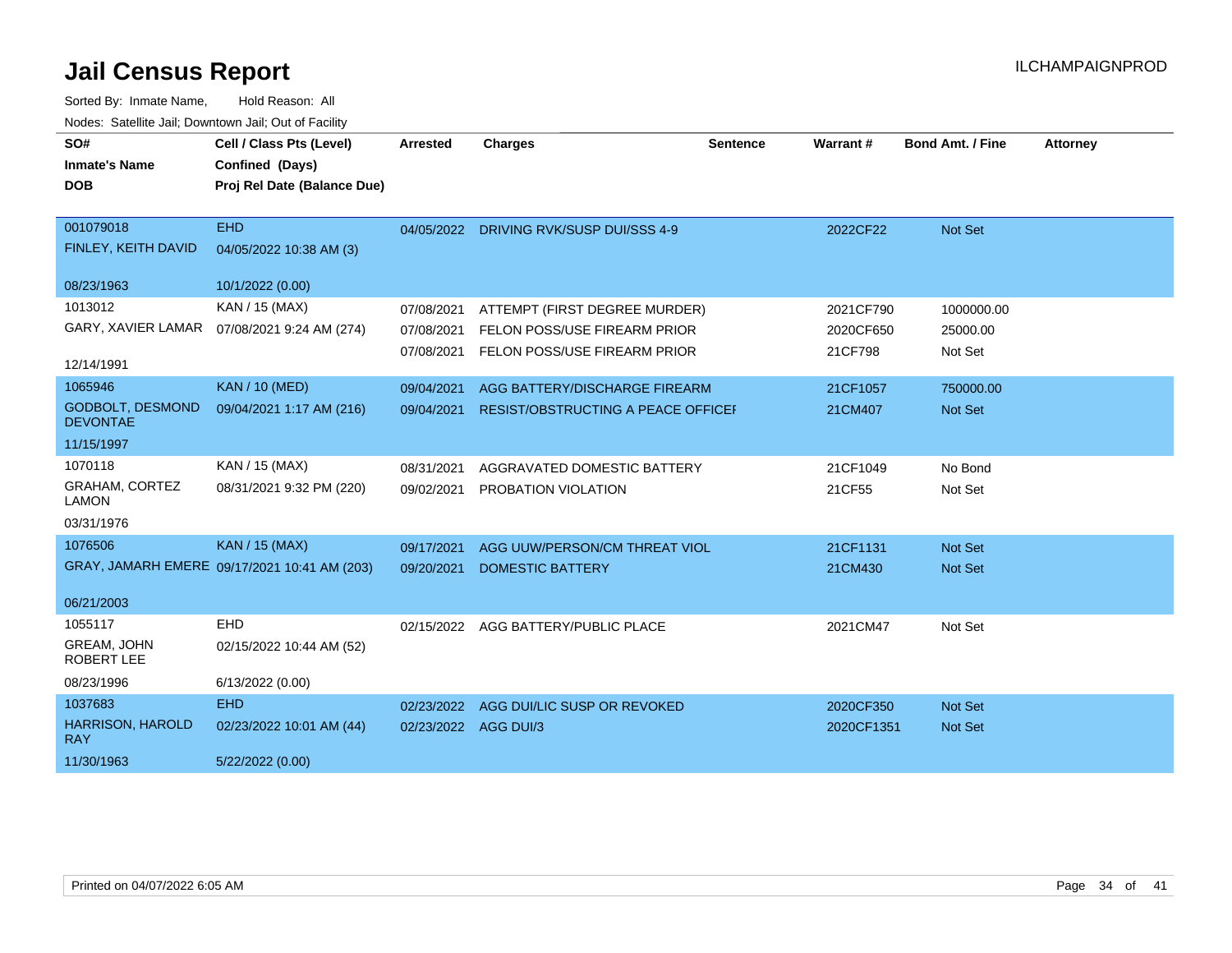# Jail Census Report

Sorted By: Inmate Name, Hold Reason: All

Nodes: Satellite Jail; Downtown Jail; Out of Facility

| SO# / Inmate's Name / DOB | Cell / Class Pts (Level) / Confined (Days) / Proj Rel Date (Balance Due) | Arrested | Charges | Sentence | Warrant # | Bond Amt. / Fine | Attorney |
|---|---|---|---|---|---|---|---|
| 001079018<br>FINLEY, KEITH DAVID<br>08/23/1963 | EHD<br>04/05/2022 10:38 AM (3)<br>10/1/2022 (0.00) | 04/05/2022 | DRIVING RVK/SUSP DUI/SSS 4-9 | | 2022CF22 | Not Set | |
| 1013012<br>GARY, XAVIER LAMAR<br>12/14/1991 | KAN / 15 (MAX)<br>07/08/2021 9:24 AM (274) | 07/08/2021<br>07/08/2021<br>07/08/2021 | ATTEMPT (FIRST DEGREE MURDER)<br>FELON POSS/USE FIREARM PRIOR<br>FELON POSS/USE FIREARM PRIOR | | 2021CF790<br>2020CF650<br>21CF798 | 1000000.00<br>25000.00<br>Not Set | |
| 1065946<br>GODBOLT, DESMOND DEVONTAE<br>11/15/1997 | KAN / 10 (MED)<br>09/04/2021 1:17 AM (216) | 09/04/2021<br>09/04/2021 | AGG BATTERY/DISCHARGE FIREARM<br>RESIST/OBSTRUCTING A PEACE OFFICEI | | 21CF1057<br>21CM407 | 750000.00<br>Not Set | |
| 1070118<br>GRAHAM, CORTEZ LAMON<br>03/31/1976 | KAN / 15 (MAX)<br>08/31/2021 9:32 PM (220) | 08/31/2021<br>09/02/2021 | AGGRAVATED DOMESTIC BATTERY<br>PROBATION VIOLATION | | 21CF1049<br>21CF55 | No Bond<br>Not Set | |
| 1076506<br>GRAY, JAMARH EMERE<br>06/21/2003 | KAN / 15 (MAX)<br>09/17/2021 10:41 AM (203) | 09/17/2021<br>09/20/2021 | AGG UUW/PERSON/CM THREAT VIOL<br>DOMESTIC BATTERY | | 21CF1131<br>21CM430 | Not Set<br>Not Set | |
| 1055117<br>GREAM, JOHN ROBERT LEE<br>08/23/1996 | EHD<br>02/15/2022 10:44 AM (52)<br>6/13/2022 (0.00) | 02/15/2022 | AGG BATTERY/PUBLIC PLACE | | 2021CM47 | Not Set | |
| 1037683<br>HARRISON, HAROLD RAY<br>11/30/1963 | EHD<br>02/23/2022 10:01 AM (44)<br>5/22/2022 (0.00) | 02/23/2022<br>02/23/2022 | AGG DUI/LIC SUSP OR REVOKED<br>AGG DUI/3 | | 2020CF350<br>2020CF1351 | Not Set<br>Not Set | |

Printed on 04/07/2022 6:05 AM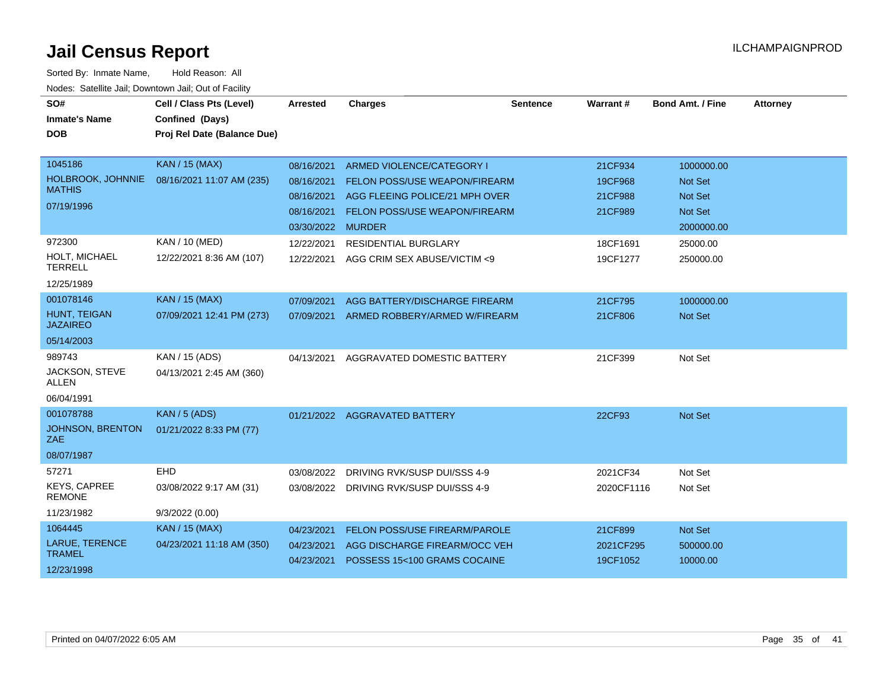# Jail Census Report

ILCHAMPAIGNPROD

Sorted By: Inmate Name, Hold Reason: All

Nodes: Satellite Jail; Downtown Jail; Out of Facility

| SO# / Inmate's Name / DOB | Cell / Class Pts (Level) / Confined (Days) / Proj Rel Date (Balance Due) | Arrested | Charges | Sentence | Warrant # | Bond Amt. / Fine | Attorney |
|---|---|---|---|---|---|---|---|
| 1045186<br>HOLBROOK, JOHNNIE MATHIS<br>07/19/1996 | KAN / 15 (MAX)<br>08/16/2021 11:07 AM (235) | 08/16/2021<br>08/16/2021<br>08/16/2021<br>08/16/2021<br>03/30/2022 | ARMED VIOLENCE/CATEGORY I<br>FELON POSS/USE WEAPON/FIREARM<br>AGG FLEEING POLICE/21 MPH OVER<br>FELON POSS/USE WEAPON/FIREARM<br>MURDER | | 21CF934<br>19CF968<br>21CF988<br>21CF989 | 1000000.00<br>Not Set<br>Not Set<br>Not Set<br>2000000.00 | |
| 972300<br>HOLT, MICHAEL TERRELL<br>12/25/1989 | KAN / 10 (MED)<br>12/22/2021 8:36 AM (107) | 12/22/2021<br>12/22/2021 | RESIDENTIAL BURGLARY<br>AGG CRIM SEX ABUSE/VICTIM <9 | | 18CF1691<br>19CF1277 | 25000.00<br>250000.00 | |
| 001078146<br>HUNT, TEIGAN JAZAIREO<br>05/14/2003 | KAN / 15 (MAX)<br>07/09/2021 12:41 PM (273) | 07/09/2021<br>07/09/2021 | AGG BATTERY/DISCHARGE FIREARM<br>ARMED ROBBERY/ARMED W/FIREARM | | 21CF795<br>21CF806 | 1000000.00<br>Not Set | |
| 989743<br>JACKSON, STEVE ALLEN<br>06/04/1991 | KAN / 15 (ADS)<br>04/13/2021 2:45 AM (360) | 04/13/2021 | AGGRAVATED DOMESTIC BATTERY | | 21CF399 | Not Set | |
| 001078788<br>JOHNSON, BRENTON ZAE<br>08/07/1987 | KAN / 5 (ADS)<br>01/21/2022 8:33 PM (77) | 01/21/2022 | AGGRAVATED BATTERY | | 22CF93 | Not Set | |
| 57271<br>KEYS, CAPREE REMONE<br>11/23/1982 | EHD<br>03/08/2022 9:17 AM (31)<br>9/3/2022 (0.00) | 03/08/2022<br>03/08/2022 | DRIVING RVK/SUSP DUI/SSS 4-9<br>DRIVING RVK/SUSP DUI/SSS 4-9 | | 2021CF34<br>2020CF1116 | Not Set<br>Not Set | |
| 1064445<br>LARUE, TERENCE TRAMEL<br>12/23/1998 | KAN / 15 (MAX)<br>04/23/2021 11:18 AM (350) | 04/23/2021<br>04/23/2021<br>04/23/2021 | FELON POSS/USE FIREARM/PAROLE<br>AGG DISCHARGE FIREARM/OCC VEH<br>POSSESS 15<100 GRAMS COCAINE | | 21CF899<br>2021CF295<br>19CF1052 | Not Set<br>500000.00<br>10000.00 | |

Printed on 04/07/2022 6:05 AM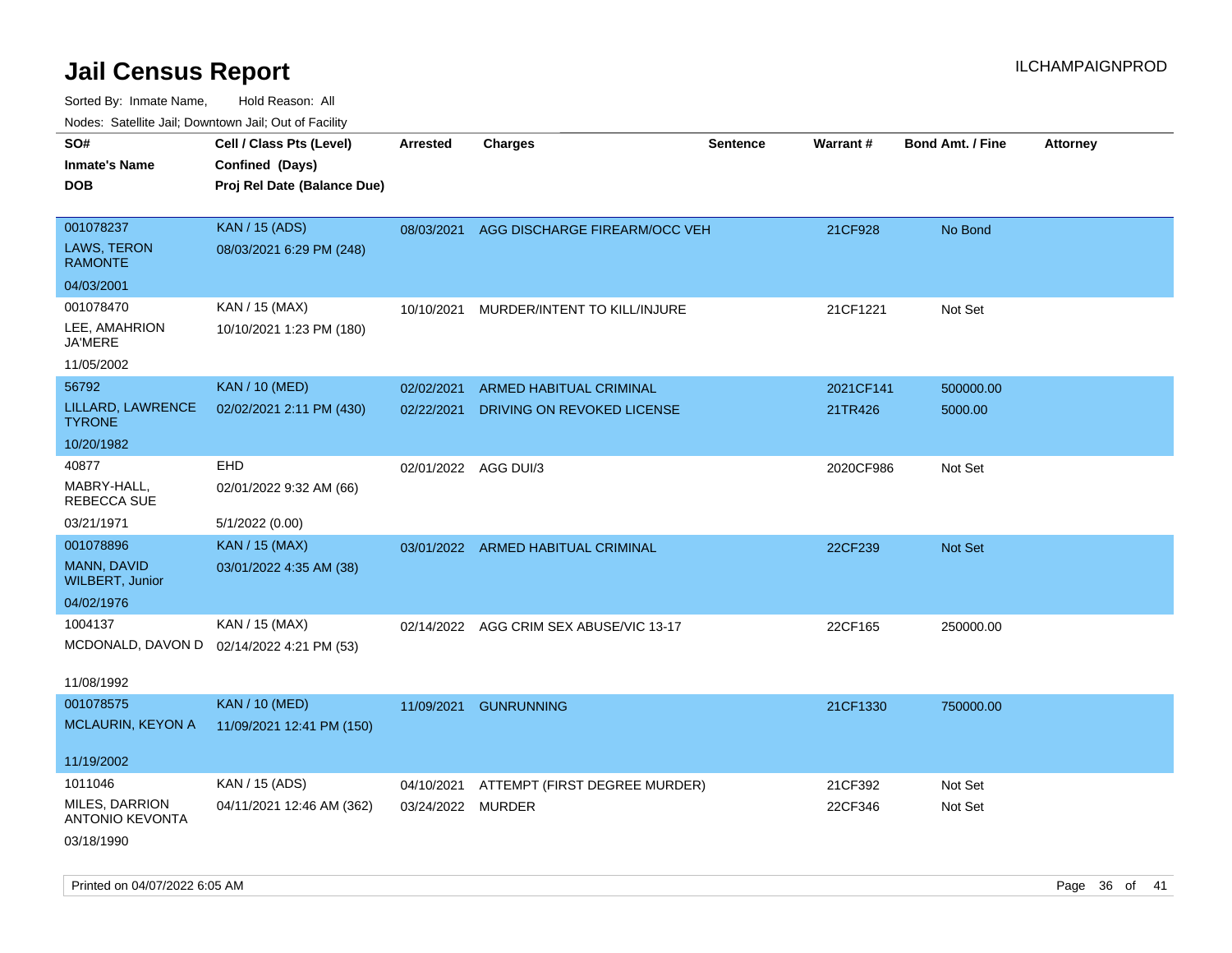# Jail Census Report

ILCHAMPAIGNPROD

Sorted By: Inmate Name, Hold Reason: All

Nodes: Satellite Jail; Downtown Jail; Out of Facility

| SO# / Inmate's Name / DOB | Cell / Class Pts (Level) / Confined (Days) / Proj Rel Date (Balance Due) | Arrested | Charges | Sentence | Warrant # | Bond Amt. / Fine | Attorney |
|---|---|---|---|---|---|---|---|
| 001078237<br>LAWS, TERON RAMONTE<br>04/03/2001 | KAN / 15 (ADS)<br>08/03/2021 6:29 PM (248) | 08/03/2021 | AGG DISCHARGE FIREARM/OCC VEH | | 21CF928 | No Bond | |
| 001078470<br>LEE, AMAHRION JA'MERE<br>11/05/2002 | KAN / 15 (MAX)<br>10/10/2021 1:23 PM (180) | 10/10/2021 | MURDER/INTENT TO KILL/INJURE | | 21CF1221 | Not Set | |
| 56792<br>LILLARD, LAWRENCE TYRONE<br>10/20/1982 | KAN / 10 (MED)<br>02/02/2021 2:11 PM (430) | 02/02/2021<br>02/22/2021 | ARMED HABITUAL CRIMINAL<br>DRIVING ON REVOKED LICENSE | | 2021CF141<br>21TR426 | 500000.00<br>5000.00 | |
| 40877<br>MABRY-HALL, REBECCA SUE<br>03/21/1971 | EHD<br>02/01/2022 9:32 AM (66)<br>5/1/2022 (0.00) | 02/01/2022 | AGG DUI/3 | | 2020CF986 | Not Set | |
| 001078896<br>MANN, DAVID WILBERT, Junior<br>04/02/1976 | KAN / 15 (MAX)<br>03/01/2022 4:35 AM (38) | 03/01/2022 | ARMED HABITUAL CRIMINAL | | 22CF239 | Not Set | |
| 1004137<br>MCDONALD, DAVON D<br>11/08/1992 | KAN / 15 (MAX)<br>02/14/2022 4:21 PM (53) | 02/14/2022 | AGG CRIM SEX ABUSE/VIC 13-17 | | 22CF165 | 250000.00 | |
| 001078575<br>MCLAURIN, KEYON A<br>11/19/2002 | KAN / 10 (MED)<br>11/09/2021 12:41 PM (150) | 11/09/2021 | GUNRUNNING | | 21CF1330 | 750000.00 | |
| 1011046<br>MILES, DARRION ANTONIO KEVONTA<br>03/18/1990 | KAN / 15 (ADS)<br>04/11/2021 12:46 AM (362) | 04/10/2021<br>03/24/2022 | ATTEMPT (FIRST DEGREE MURDER)<br>MURDER | | 21CF392<br>22CF346 | Not Set<br>Not Set | |

Printed on 04/07/2022 6:05 AM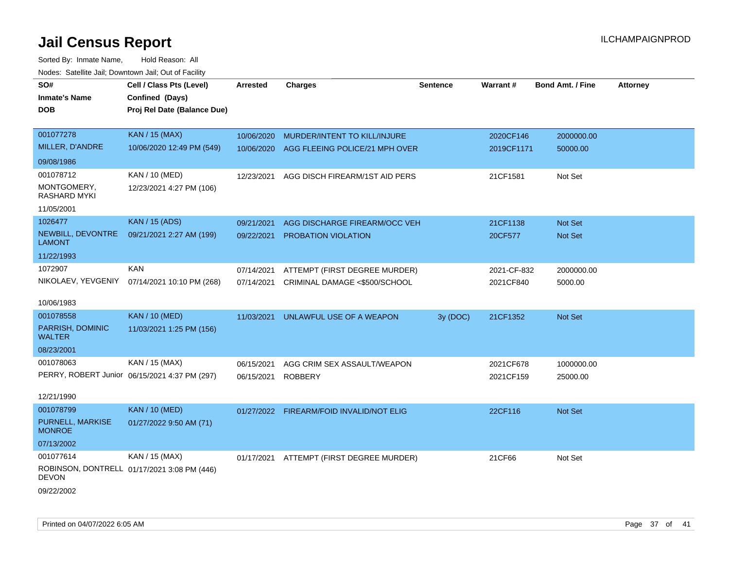# Jail Census Report

ILCHAMPAIGNPROD

Sorted By: Inmate Name, Hold Reason: All

Nodes: Satellite Jail; Downtown Jail; Out of Facility

| SO# / Inmate's Name / DOB | Cell / Class Pts (Level) / Confined (Days) / Proj Rel Date (Balance Due) | Arrested | Charges | Sentence | Warrant # | Bond Amt. / Fine | Attorney |
|---|---|---|---|---|---|---|---|
| 001077278<br>MILLER, D'ANDRE<br>09/08/1986 | KAN / 15 (MAX)<br>10/06/2020 12:49 PM (549) | 10/06/2020<br>10/06/2020 | MURDER/INTENT TO KILL/INJURE<br>AGG FLEEING POLICE/21 MPH OVER | | 2020CF146<br>2019CF1171 | 2000000.00<br>50000.00 | |
| 001078712<br>MONTGOMERY, RASHARD MYKI<br>11/05/2001 | KAN / 10 (MED)<br>12/23/2021 4:27 PM (106) | 12/23/2021 | AGG DISCH FIREARM/1ST AID PERS | | 21CF1581 | Not Set | |
| 1026477<br>NEWBILL, DEVONTRE LAMONT<br>11/22/1993 | KAN / 15 (ADS)<br>09/21/2021 2:27 AM (199) | 09/21/2021<br>09/22/2021 | AGG DISCHARGE FIREARM/OCC VEH<br>PROBATION VIOLATION | | 21CF1138<br>20CF577 | Not Set<br>Not Set | |
| 1072907<br>NIKOLAEV, YEVGENIY<br>10/06/1983 | KAN<br>07/14/2021 10:10 PM (268) | 07/14/2021<br>07/14/2021 | ATTEMPT (FIRST DEGREE MURDER)<br>CRIMINAL DAMAGE <$500/SCHOOL | | 2021-CF-832<br>2021CF840 | 2000000.00<br>5000.00 | |
| 001078558<br>PARRISH, DOMINIC WALTER<br>08/23/2001 | KAN / 10 (MED)<br>11/03/2021 1:25 PM (156) | 11/03/2021 | UNLAWFUL USE OF A WEAPON | 3y (DOC) | 21CF1352 | Not Set | |
| 001078063<br>PERRY, ROBERT Junior<br>12/21/1990 | KAN / 15 (MAX)<br>06/15/2021 4:37 PM (297) | 06/15/2021<br>06/15/2021 | AGG CRIM SEX ASSAULT/WEAPON<br>ROBBERY | | 2021CF678<br>2021CF159 | 1000000.00<br>25000.00 | |
| 001078799<br>PURNELL, MARKISE MONROE<br>07/13/2002 | KAN / 10 (MED)<br>01/27/2022 9:50 AM (71) | 01/27/2022 | FIREARM/FOID INVALID/NOT ELIG | | 22CF116 | Not Set | |
| 001077614<br>ROBINSON, DONTRELL DEVON<br>09/22/2002 | KAN / 15 (MAX)<br>01/17/2021 3:08 PM (446) | 01/17/2021 | ATTEMPT (FIRST DEGREE MURDER) | | 21CF66 | Not Set | |

Printed on 04/07/2022 6:05 AM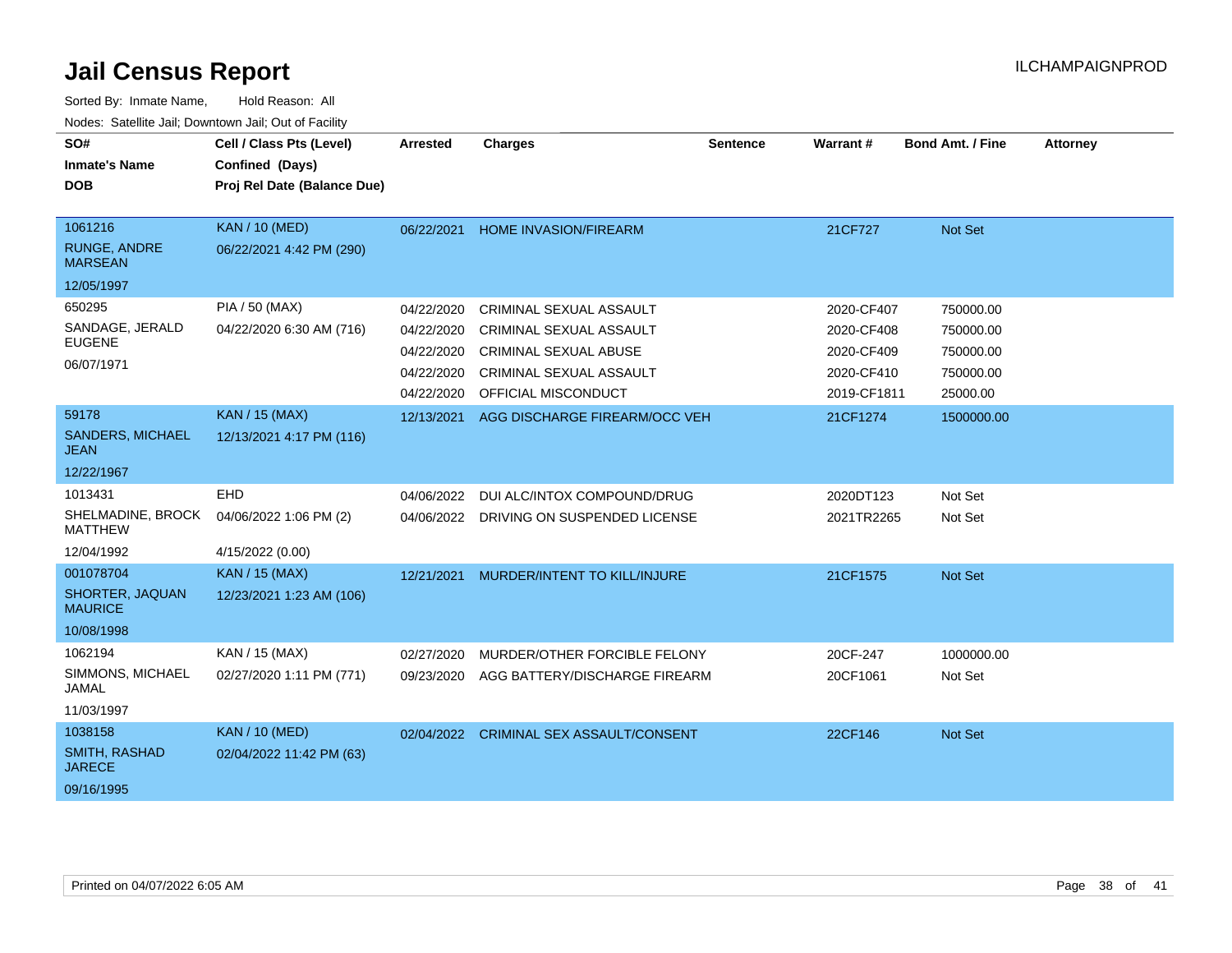# Jail Census Report

ILCHAMPAIGNPROD

Sorted By: Inmate Name, Hold Reason: All

Nodes: Satellite Jail; Downtown Jail; Out of Facility

| SO# / Inmate's Name / DOB | Cell / Class Pts (Level) / Confined (Days) / Proj Rel Date (Balance Due) | Arrested | Charges | Sentence | Warrant # | Bond Amt. / Fine | Attorney |
|---|---|---|---|---|---|---|---|
| 1061216<br>RUNGE, ANDRE MARSEAN<br>12/05/1997 | KAN / 10 (MED)<br>06/22/2021 4:42 PM (290) | 06/22/2021 | HOME INVASION/FIREARM | | 21CF727 | Not Set | |
| 650295<br>SANDAGE, JERALD EUGENE<br>06/07/1971 | PIA / 50 (MAX)<br>04/22/2020 6:30 AM (716) | 04/22/2020 | CRIMINAL SEXUAL ASSAULT | | 2020-CF407 | 750000.00 | |
| | | 04/22/2020 | CRIMINAL SEXUAL ASSAULT | | 2020-CF408 | 750000.00 | |
| | | 04/22/2020 | CRIMINAL SEXUAL ABUSE | | 2020-CF409 | 750000.00 | |
| | | 04/22/2020 | CRIMINAL SEXUAL ASSAULT | | 2020-CF410 | 750000.00 | |
| | | 04/22/2020 | OFFICIAL MISCONDUCT | | 2019-CF1811 | 25000.00 | |
| 59178<br>SANDERS, MICHAEL JEAN<br>12/22/1967 | KAN / 15 (MAX)<br>12/13/2021 4:17 PM (116) | 12/13/2021 | AGG DISCHARGE FIREARM/OCC VEH | | 21CF1274 | 1500000.00 | |
| 1013431<br>SHELMADINE, BROCK MATTHEW<br>12/04/1992 | EHD<br>04/06/2022 1:06 PM (2)<br>4/15/2022 (0.00) | 04/06/2022 | DUI ALC/INTOX COMPOUND/DRUG | | 2020DT123 | Not Set | |
| | | 04/06/2022 | DRIVING ON SUSPENDED LICENSE | | 2021TR2265 | Not Set | |
| 001078704<br>SHORTER, JAQUAN MAURICE<br>10/08/1998 | KAN / 15 (MAX)<br>12/23/2021 1:23 AM (106) | 12/21/2021 | MURDER/INTENT TO KILL/INJURE | | 21CF1575 | Not Set | |
| 1062194<br>SIMMONS, MICHAEL JAMAL<br>11/03/1997 | KAN / 15 (MAX)<br>02/27/2020 1:11 PM (771) | 02/27/2020 | MURDER/OTHER FORCIBLE FELONY | | 20CF-247 | 1000000.00 | |
| | | 09/23/2020 | AGG BATTERY/DISCHARGE FIREARM | | 20CF1061 | Not Set | |
| 1038158<br>SMITH, RASHAD JARECE<br>09/16/1995 | KAN / 10 (MED)<br>02/04/2022 11:42 PM (63) | 02/04/2022 | CRIMINAL SEX ASSAULT/CONSENT | | 22CF146 | Not Set | |

Printed on 04/07/2022 6:05 AM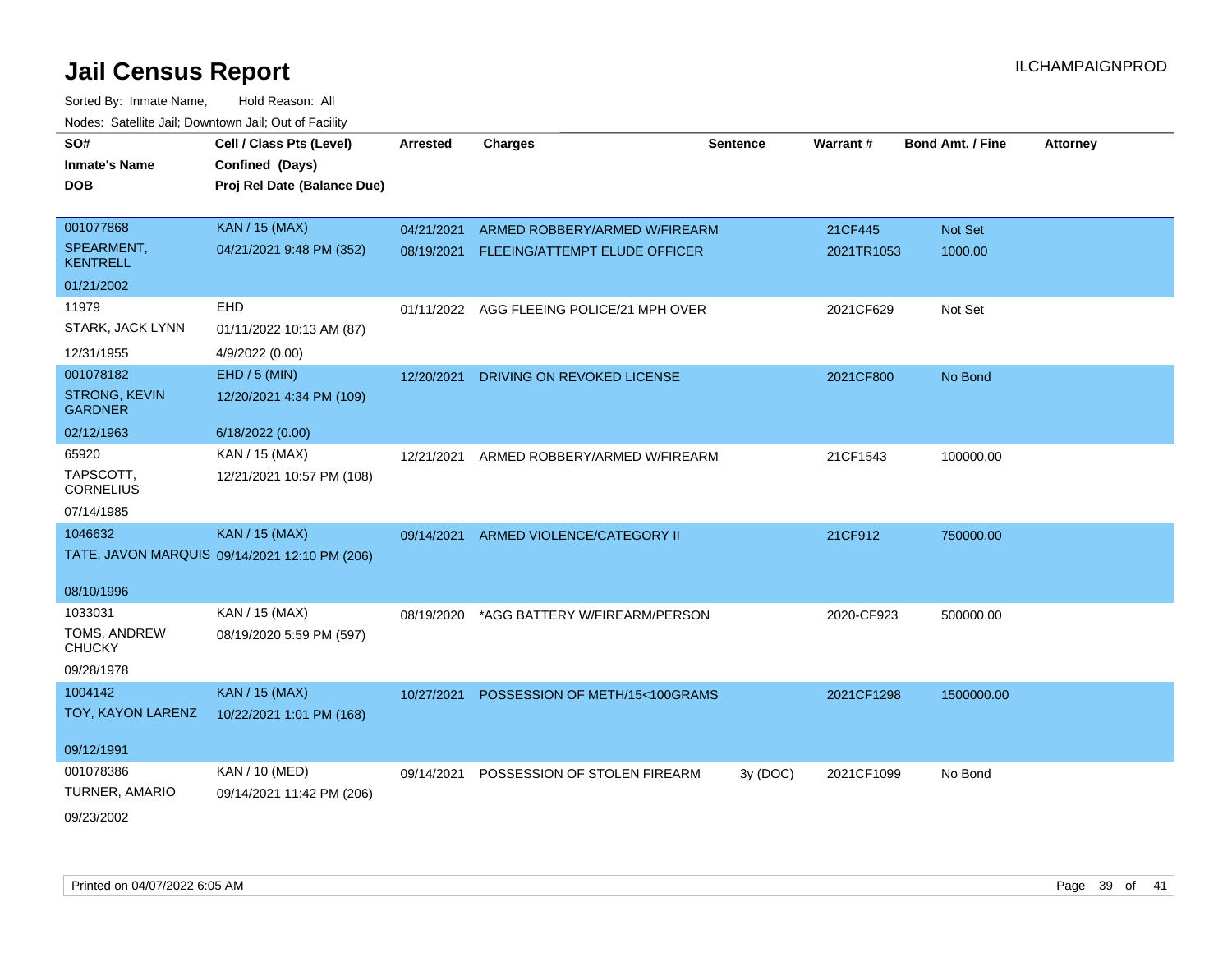# Jail Census Report

ILCHAMPAIGNPROD

Sorted By: Inmate Name, Hold Reason: All

Nodes: Satellite Jail; Downtown Jail; Out of Facility

| SO# / Inmate's Name / DOB | Cell / Class Pts (Level) / Confined (Days) / Proj Rel Date (Balance Due) | Arrested | Charges | Sentence | Warrant # | Bond Amt. / Fine | Attorney |
|---|---|---|---|---|---|---|---|
| 001077868 SPEARMENT, KENTRELL 01/21/2002 | KAN / 15 (MAX) 04/21/2021 9:48 PM (352) | 04/21/2021 | ARMED ROBBERY/ARMED W/FIREARM | | 21CF445 | Not Set | |
| | | 08/19/2021 | FLEEING/ATTEMPT ELUDE OFFICER | | 2021TR1053 | 1000.00 | |
| 11979 STARK, JACK LYNN 12/31/1955 | EHD 01/11/2022 10:13 AM (87) 4/9/2022 (0.00) | 01/11/2022 | AGG FLEEING POLICE/21 MPH OVER | | 2021CF629 | Not Set | |
| 001078182 STRONG, KEVIN GARDNER 02/12/1963 | EHD / 5 (MIN) 12/20/2021 4:34 PM (109) 6/18/2022 (0.00) | 12/20/2021 | DRIVING ON REVOKED LICENSE | | 2021CF800 | No Bond | |
| 65920 TAPSCOTT, CORNELIUS 07/14/1985 | KAN / 15 (MAX) 12/21/2021 10:57 PM (108) | 12/21/2021 | ARMED ROBBERY/ARMED W/FIREARM | | 21CF1543 | 100000.00 | |
| 1046632 TATE, JAVON MARQUIS 08/10/1996 | KAN / 15 (MAX) 09/14/2021 12:10 PM (206) | 09/14/2021 | ARMED VIOLENCE/CATEGORY II | | 21CF912 | 750000.00 | |
| 1033031 TOMS, ANDREW CHUCKY 09/28/1978 | KAN / 15 (MAX) 08/19/2020 5:59 PM (597) | 08/19/2020 | *AGG BATTERY W/FIREARM/PERSON | | 2020-CF923 | 500000.00 | |
| 1004142 TOY, KAYON LARENZ 09/12/1991 | KAN / 15 (MAX) 10/22/2021 1:01 PM (168) | 10/27/2021 | POSSESSION OF METH/15<100GRAMS | | 2021CF1298 | 1500000.00 | |
| 001078386 TURNER, AMARIO 09/23/2002 | KAN / 10 (MED) 09/14/2021 11:42 PM (206) | 09/14/2021 | POSSESSION OF STOLEN FIREARM | 3y (DOC) | 2021CF1099 | No Bond | |

Printed on 04/07/2022 6:05 AM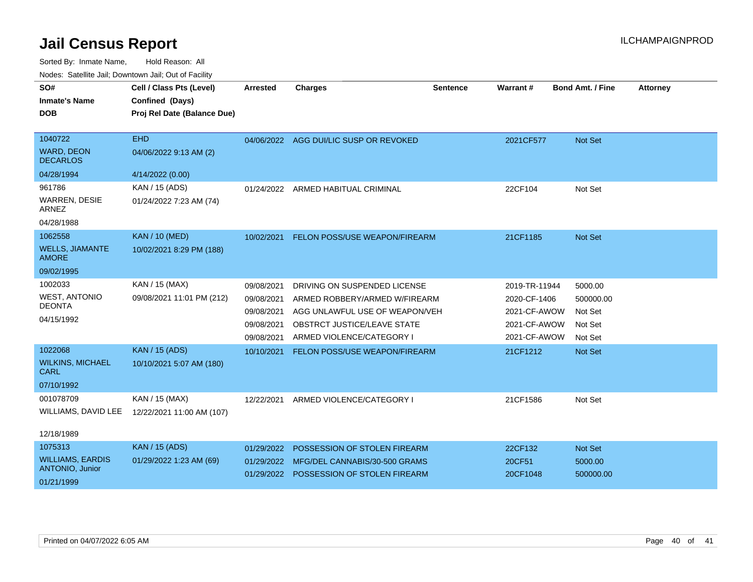# Jail Census Report

ILCHAMPAIGNPROD

Sorted By: Inmate Name, Hold Reason: All

Nodes: Satellite Jail; Downtown Jail; Out of Facility

| SO# / Inmate's Name / DOB | Cell / Class Pts (Level) / Confined (Days) / Proj Rel Date (Balance Due) | Arrested | Charges | Sentence | Warrant # | Bond Amt. / Fine | Attorney |
|---|---|---|---|---|---|---|---|
| 1040722 WARD, DEON DECARLOS 04/28/1994 | EHD 04/06/2022 9:13 AM (2) 4/14/2022 (0.00) | 04/06/2022 | AGG DUI/LIC SUSP OR REVOKED | | 2021CF577 | Not Set | |
| 961786 WARREN, DESIE ARNEZ 04/28/1988 | KAN / 15 (ADS) 01/24/2022 7:23 AM (74) | 01/24/2022 | ARMED HABITUAL CRIMINAL | | 22CF104 | Not Set | |
| 1062558 WELLS, JIAMANTE AMORE 09/02/1995 | KAN / 10 (MED) 10/02/2021 8:29 PM (188) | 10/02/2021 | FELON POSS/USE WEAPON/FIREARM | | 21CF1185 | Not Set | |
| 1002033 WEST, ANTONIO DEONTA 04/15/1992 | KAN / 15 (MAX) 09/08/2021 11:01 PM (212) | 09/08/2021 | DRIVING ON SUSPENDED LICENSE | | 2019-TR-11944 | 5000.00 | |
| | | 09/08/2021 | ARMED ROBBERY/ARMED W/FIREARM | | 2020-CF-1406 | 500000.00 | |
| | | 09/08/2021 | AGG UNLAWFUL USE OF WEAPON/VEH | | 2021-CF-AWOW | Not Set | |
| | | 09/08/2021 | OBSTRCT JUSTICE/LEAVE STATE | | 2021-CF-AWOW | Not Set | |
| | | 09/08/2021 | ARMED VIOLENCE/CATEGORY I | | 2021-CF-AWOW | Not Set | |
| 1022068 WILKINS, MICHAEL CARL 07/10/1992 | KAN / 15 (ADS) 10/10/2021 5:07 AM (180) | 10/10/2021 | FELON POSS/USE WEAPON/FIREARM | | 21CF1212 | Not Set | |
| 001078709 WILLIAMS, DAVID LEE 12/18/1989 | KAN / 15 (MAX) 12/22/2021 11:00 AM (107) | 12/22/2021 | ARMED VIOLENCE/CATEGORY I | | 21CF1586 | Not Set | |
| 1075313 WILLIAMS, EARDIS ANTONIO, Junior 01/21/1999 | KAN / 15 (ADS) 01/29/2022 1:23 AM (69) | 01/29/2022 | POSSESSION OF STOLEN FIREARM | | 22CF132 | Not Set | |
| | | 01/29/2022 | MFG/DEL CANNABIS/30-500 GRAMS | | 20CF51 | 5000.00 | |
| | | 01/29/2022 | POSSESSION OF STOLEN FIREARM | | 20CF1048 | 500000.00 | |

Printed on 04/07/2022 6:05 AM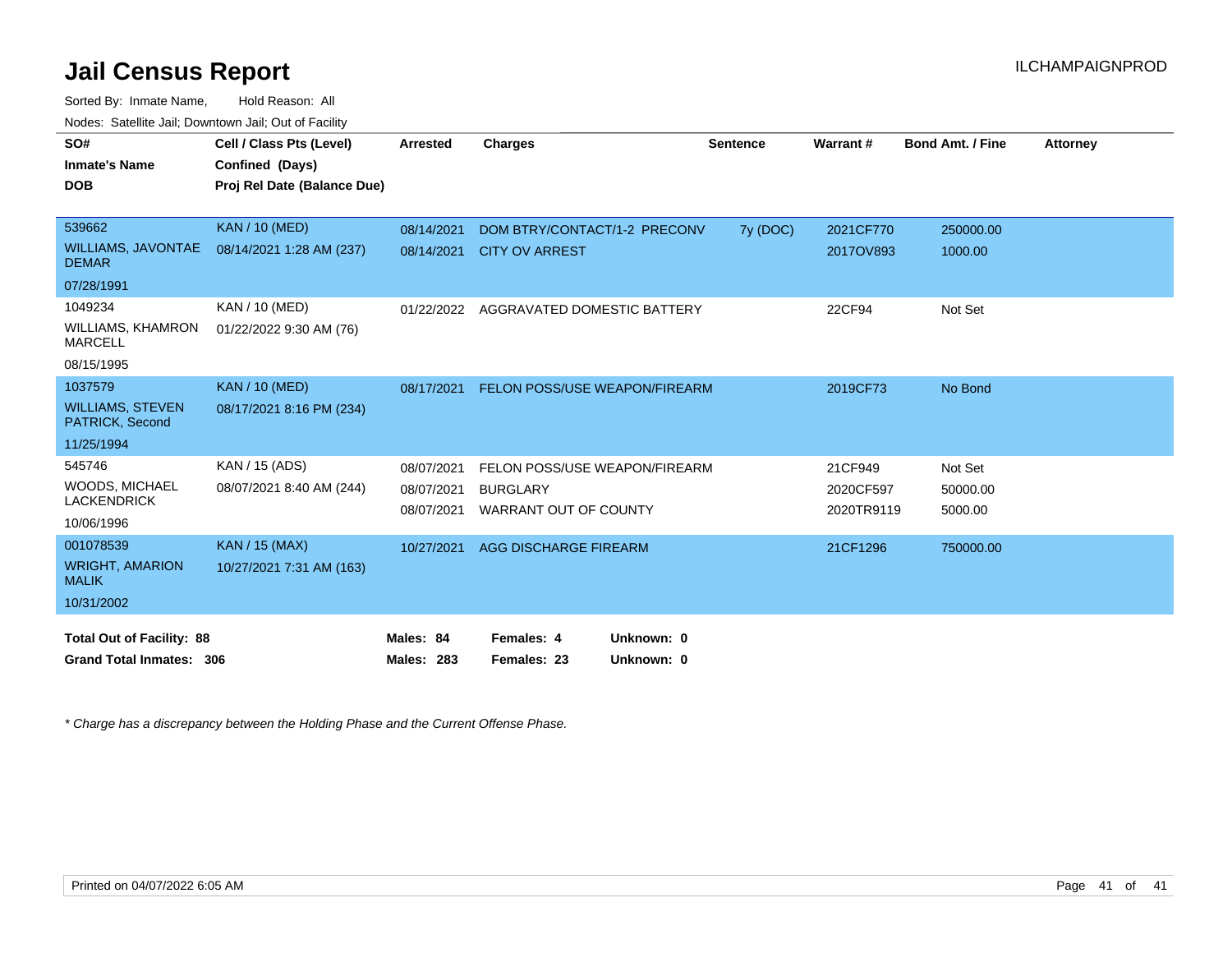# Jail Census Report

ILCHAMPAIGNPROD

Sorted By: Inmate Name, Hold Reason: All

Nodes: Satellite Jail; Downtown Jail; Out of Facility

| SO# / Inmate's Name / DOB | Cell / Class Pts (Level) / Confined (Days) / Proj Rel Date (Balance Due) | Arrested | Charges | Sentence | Warrant # | Bond Amt. / Fine | Attorney |
|---|---|---|---|---|---|---|---|
| 539662<br>WILLIAMS, JAVONTAE DEMAR<br>07/28/1991 | KAN / 10 (MED)<br>08/14/2021 1:28 AM (237) | 08/14/2021<br>08/14/2021 | DOM BTRY/CONTACT/1-2 PRECONV<br>CITY OV ARREST | 7y (DOC) | 2021CF770<br>2017OV893 | 250000.00<br>1000.00 | |
| 1049234<br>WILLIAMS, KHAMRON MARCELL<br>08/15/1995 | KAN / 10 (MED)<br>01/22/2022 9:30 AM (76) | 01/22/2022 | AGGRAVATED DOMESTIC BATTERY | | 22CF94 | Not Set | |
| 1037579<br>WILLIAMS, STEVEN PATRICK, Second<br>11/25/1994 | KAN / 10 (MED)<br>08/17/2021 8:16 PM (234) | 08/17/2021 | FELON POSS/USE WEAPON/FIREARM | | 2019CF73 | No Bond | |
| 545746<br>WOODS, MICHAEL LACKENDRICK<br>10/06/1996 | KAN / 15 (ADS)<br>08/07/2021 8:40 AM (244) | 08/07/2021<br>08/07/2021<br>08/07/2021 | FELON POSS/USE WEAPON/FIREARM<br>BURGLARY<br>WARRANT OUT OF COUNTY | | 21CF949<br>2020CF597<br>2020TR9119 | Not Set<br>50000.00<br>5000.00 | |
| 001078539<br>WRIGHT, AMARION MALIK<br>10/31/2002 | KAN / 15 (MAX)<br>10/27/2021 7:31 AM (163) | 10/27/2021 | AGG DISCHARGE FIREARM | | 21CF1296 | 750000.00 | |

**Total Out of Facility: 88** **Males: 84** **Females: 4** **Unknown: 0**

**Grand Total Inmates: 306** **Males: 283** **Females: 23** **Unknown: 0**

*\* Charge has a discrepancy between the Holding Phase and the Current Offense Phase.*

Printed on 04/07/2022 6:05 AM